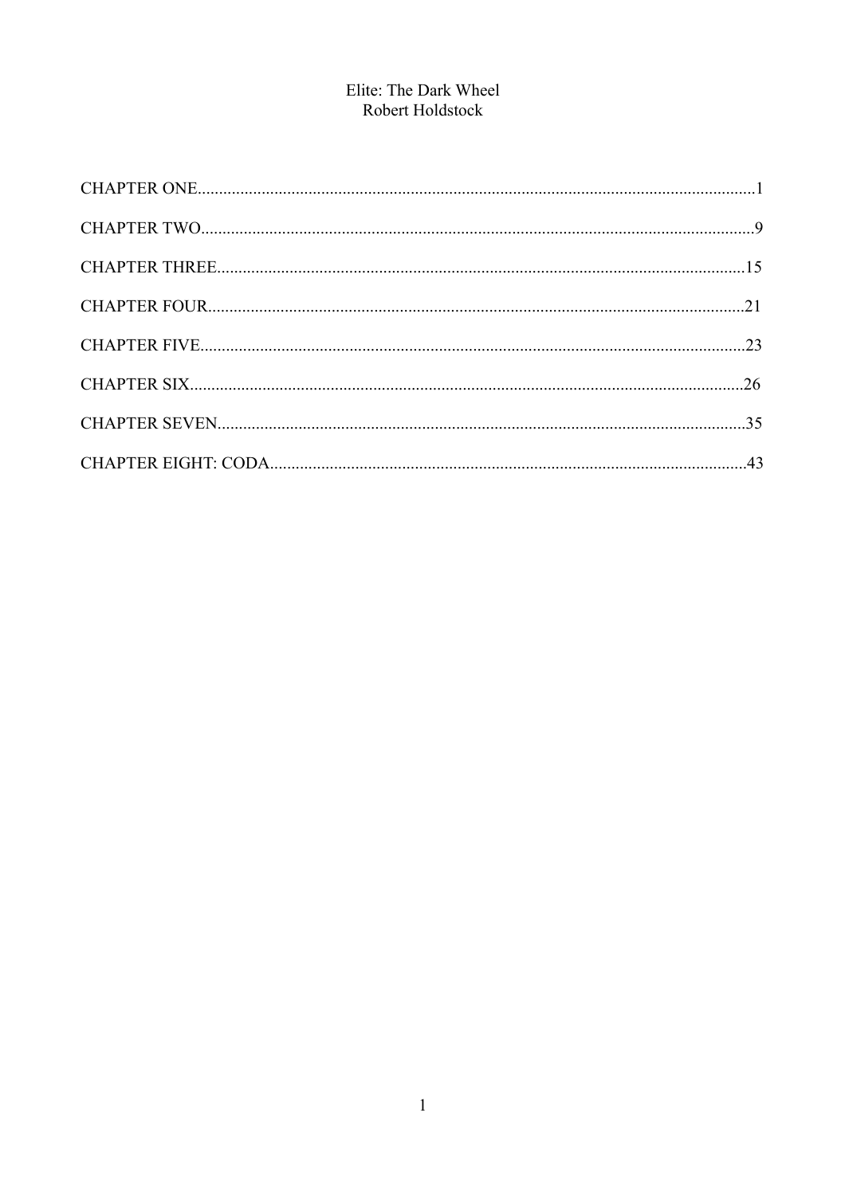# Elite: The Dark Wheel

Robert Holdstock

CHAPTER ONE..............................................................................................................................1

CHAPTER TWO...........................................................................................................................9

CHAPTER THREE.....................................................................................................................15

CHAPTER FOUR.......................................................................................................................21

CHAPTER FIVE.........................................................................................................................23

CHAPTER SIX...........................................................................................................................26

CHAPTER SEVEN.....................................................................................................................35

CHAPTER EIGHT: CODA.........................................................................................................43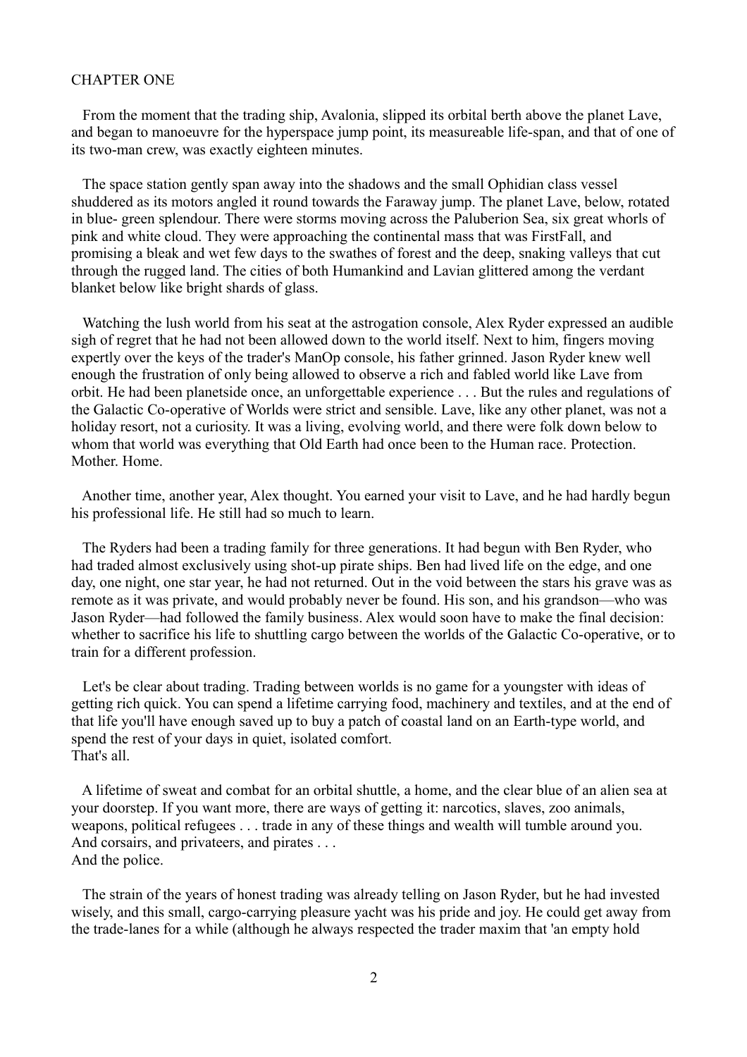# CHAPTER ONE

From the moment that the trading ship, Avalonia, slipped its orbital berth above the planet Lave, and began to manoeuvre for the hyperspace jump point, its measureable life-span, and that of one of its two-man crew, was exactly eighteen minutes.

The space station gently span away into the shadows and the small Ophidian class vessel shuddered as its motors angled it round towards the Faraway jump. The planet Lave, below, rotated in blue- green splendour. There were storms moving across the Paluberion Sea, six great whorls of pink and white cloud. They were approaching the continental mass that was FirstFall, and promising a bleak and wet few days to the swathes of forest and the deep, snaking valleys that cut through the rugged land. The cities of both Humankind and Lavian glittered among the verdant blanket below like bright shards of glass.

Watching the lush world from his seat at the astrogation console, Alex Ryder expressed an audible sigh of regret that he had not been allowed down to the world itself. Next to him, fingers moving expertly over the keys of the trader's ManOp console, his father grinned. Jason Ryder knew well enough the frustration of only being allowed to observe a rich and fabled world like Lave from orbit. He had been planetside once, an unforgettable experience . . . But the rules and regulations of the Galactic Co-operative of Worlds were strict and sensible. Lave, like any other planet, was not a holiday resort, not a curiosity. It was a living, evolving world, and there were folk down below to whom that world was everything that Old Earth had once been to the Human race. Protection. Mother. Home.

Another time, another year, Alex thought. You earned your visit to Lave, and he had hardly begun his professional life. He still had so much to learn.

The Ryders had been a trading family for three generations. It had begun with Ben Ryder, who had traded almost exclusively using shot-up pirate ships. Ben had lived life on the edge, and one day, one night, one star year, he had not returned. Out in the void between the stars his grave was as remote as it was private, and would probably never be found. His son, and his grandson—who was Jason Ryder—had followed the family business. Alex would soon have to make the final decision: whether to sacrifice his life to shuttling cargo between the worlds of the Galactic Co-operative, or to train for a different profession.

Let's be clear about trading. Trading between worlds is no game for a youngster with ideas of getting rich quick. You can spend a lifetime carrying food, machinery and textiles, and at the end of that life you'll have enough saved up to buy a patch of coastal land on an Earth-type world, and spend the rest of your days in quiet, isolated comfort.
That's all.

A lifetime of sweat and combat for an orbital shuttle, a home, and the clear blue of an alien sea at your doorstep. If you want more, there are ways of getting it: narcotics, slaves, zoo animals, weapons, political refugees . . . trade in any of these things and wealth will tumble around you.
And corsairs, and privateers, and pirates . . .
And the police.

The strain of the years of honest trading was already telling on Jason Ryder, but he had invested wisely, and this small, cargo-carrying pleasure yacht was his pride and joy. He could get away from the trade-lanes for a while (although he always respected the trader maxim that 'an empty hold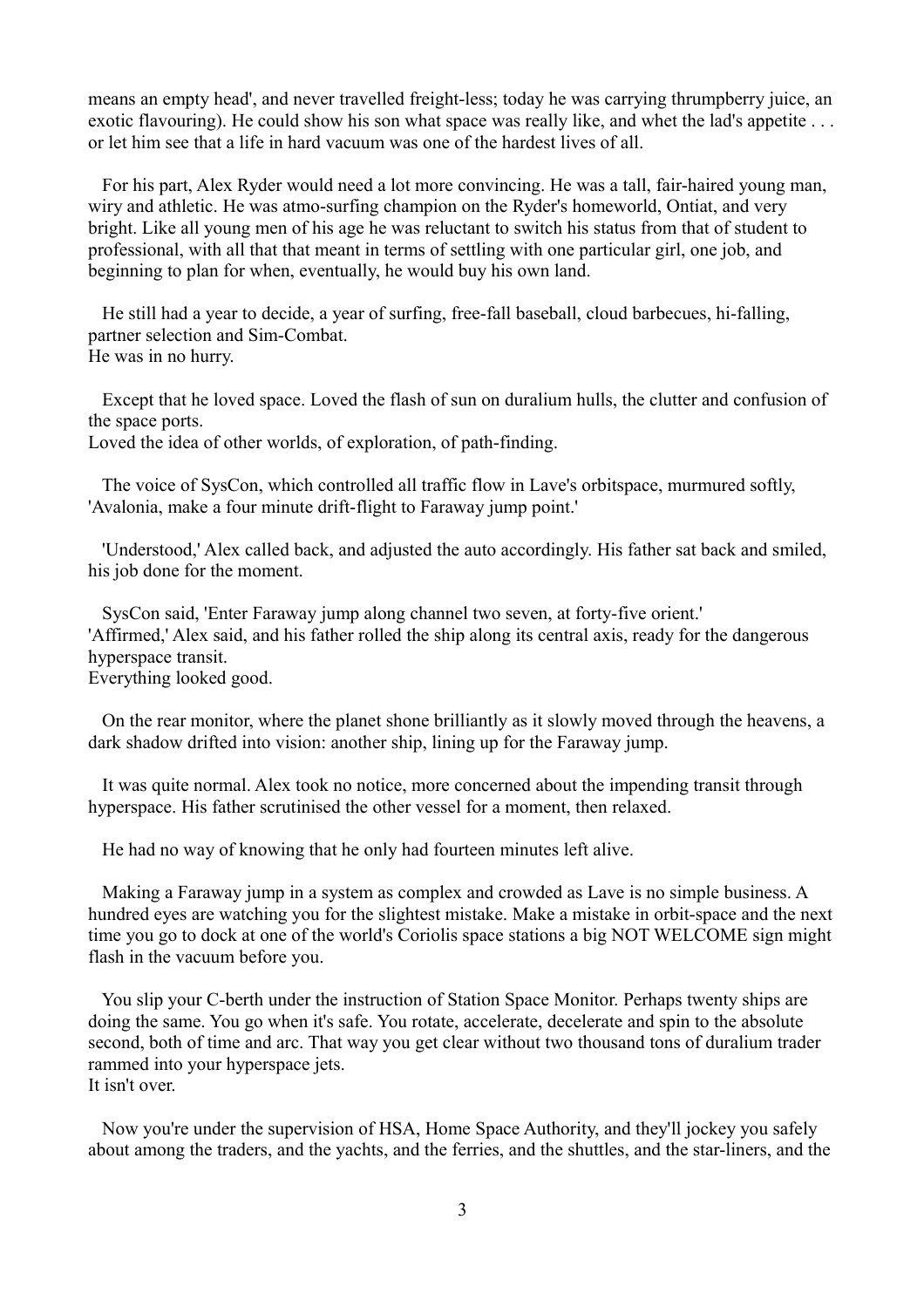means an empty head', and never travelled freight-less; today he was carrying thrumpberry juice, an exotic flavouring). He could show his son what space was really like, and whet the lad's appetite . . . or let him see that a life in hard vacuum was one of the hardest lives of all.

For his part, Alex Ryder would need a lot more convincing. He was a tall, fair-haired young man, wiry and athletic. He was atmo-surfing champion on the Ryder's homeworld, Ontiat, and very bright. Like all young men of his age he was reluctant to switch his status from that of student to professional, with all that that meant in terms of settling with one particular girl, one job, and beginning to plan for when, eventually, he would buy his own land.

He still had a year to decide, a year of surfing, free-fall baseball, cloud barbecues, hi-falling, partner selection and Sim-Combat.
He was in no hurry.

Except that he loved space. Loved the flash of sun on duralium hulls, the clutter and confusion of the space ports.
Loved the idea of other worlds, of exploration, of path-finding.

The voice of SysCon, which controlled all traffic flow in Lave's orbitspace, murmured softly, 'Avalonia, make a four minute drift-flight to Faraway jump point.'

'Understood,' Alex called back, and adjusted the auto accordingly. His father sat back and smiled, his job done for the moment.

SysCon said, 'Enter Faraway jump along channel two seven, at forty-five orient.'
'Affirmed,' Alex said, and his father rolled the ship along its central axis, ready for the dangerous hyperspace transit.
Everything looked good.

On the rear monitor, where the planet shone brilliantly as it slowly moved through the heavens, a dark shadow drifted into vision: another ship, lining up for the Faraway jump.

It was quite normal. Alex took no notice, more concerned about the impending transit through hyperspace. His father scrutinised the other vessel for a moment, then relaxed.

He had no way of knowing that he only had fourteen minutes left alive.

Making a Faraway jump in a system as complex and crowded as Lave is no simple business. A hundred eyes are watching you for the slightest mistake. Make a mistake in orbit-space and the next time you go to dock at one of the world's Coriolis space stations a big NOT WELCOME sign might flash in the vacuum before you.

You slip your C-berth under the instruction of Station Space Monitor. Perhaps twenty ships are doing the same. You go when it's safe. You rotate, accelerate, decelerate and spin to the absolute second, both of time and arc. That way you get clear without two thousand tons of duralium trader rammed into your hyperspace jets.
It isn't over.

Now you're under the supervision of HSA, Home Space Authority, and they'll jockey you safely about among the traders, and the yachts, and the ferries, and the shuttles, and the star-liners, and the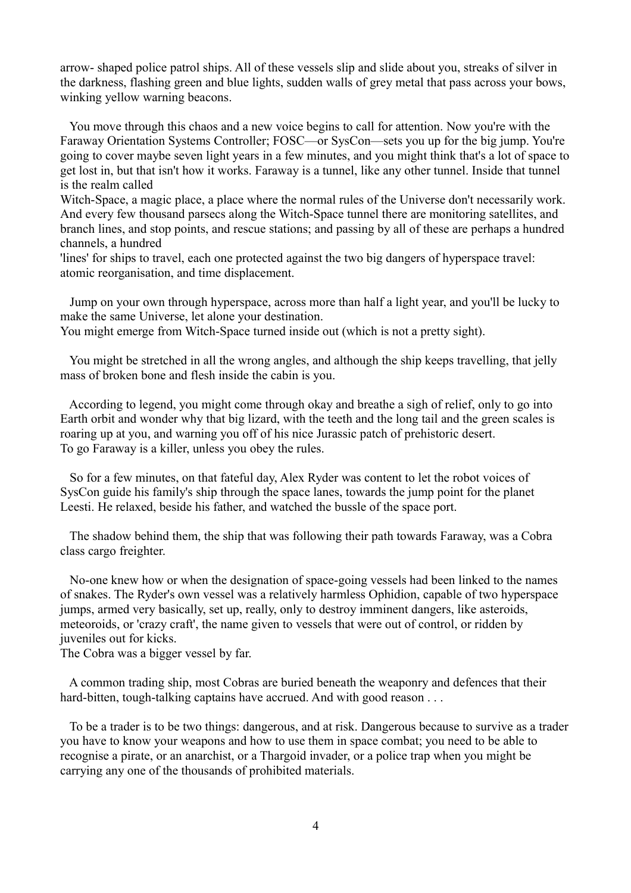arrow- shaped police patrol ships. All of these vessels slip and slide about you, streaks of silver in the darkness, flashing green and blue lights, sudden walls of grey metal that pass across your bows, winking yellow warning beacons.

You move through this chaos and a new voice begins to call for attention. Now you're with the Faraway Orientation Systems Controller; FOSC—or SysCon—sets you up for the big jump. You're going to cover maybe seven light years in a few minutes, and you might think that's a lot of space to get lost in, but that isn't how it works. Faraway is a tunnel, like any other tunnel. Inside that tunnel is the realm called
Witch-Space, a magic place, a place where the normal rules of the Universe don't necessarily work. And every few thousand parsecs along the Witch-Space tunnel there are monitoring satellites, and branch lines, and stop points, and rescue stations; and passing by all of these are perhaps a hundred channels, a hundred
'lines' for ships to travel, each one protected against the two big dangers of hyperspace travel: atomic reorganisation, and time displacement.

Jump on your own through hyperspace, across more than half a light year, and you'll be lucky to make the same Universe, let alone your destination.
You might emerge from Witch-Space turned inside out (which is not a pretty sight).

You might be stretched in all the wrong angles, and although the ship keeps travelling, that jelly mass of broken bone and flesh inside the cabin is you.

According to legend, you might come through okay and breathe a sigh of relief, only to go into Earth orbit and wonder why that big lizard, with the teeth and the long tail and the green scales is roaring up at you, and warning you off of his nice Jurassic patch of prehistoric desert.
To go Faraway is a killer, unless you obey the rules.

So for a few minutes, on that fateful day, Alex Ryder was content to let the robot voices of SysCon guide his family's ship through the space lanes, towards the jump point for the planet Leesti. He relaxed, beside his father, and watched the bussle of the space port.

The shadow behind them, the ship that was following their path towards Faraway, was a Cobra class cargo freighter.

No-one knew how or when the designation of space-going vessels had been linked to the names of snakes. The Ryder's own vessel was a relatively harmless Ophidion, capable of two hyperspace jumps, armed very basically, set up, really, only to destroy imminent dangers, like asteroids, meteoroids, or 'crazy craft', the name given to vessels that were out of control, or ridden by juveniles out for kicks.
The Cobra was a bigger vessel by far.

A common trading ship, most Cobras are buried beneath the weaponry and defences that their hard-bitten, tough-talking captains have accrued. And with good reason . . .

To be a trader is to be two things: dangerous, and at risk. Dangerous because to survive as a trader you have to know your weapons and how to use them in space combat; you need to be able to recognise a pirate, or an anarchist, or a Thargoid invader, or a police trap when you might be carrying any one of the thousands of prohibited materials.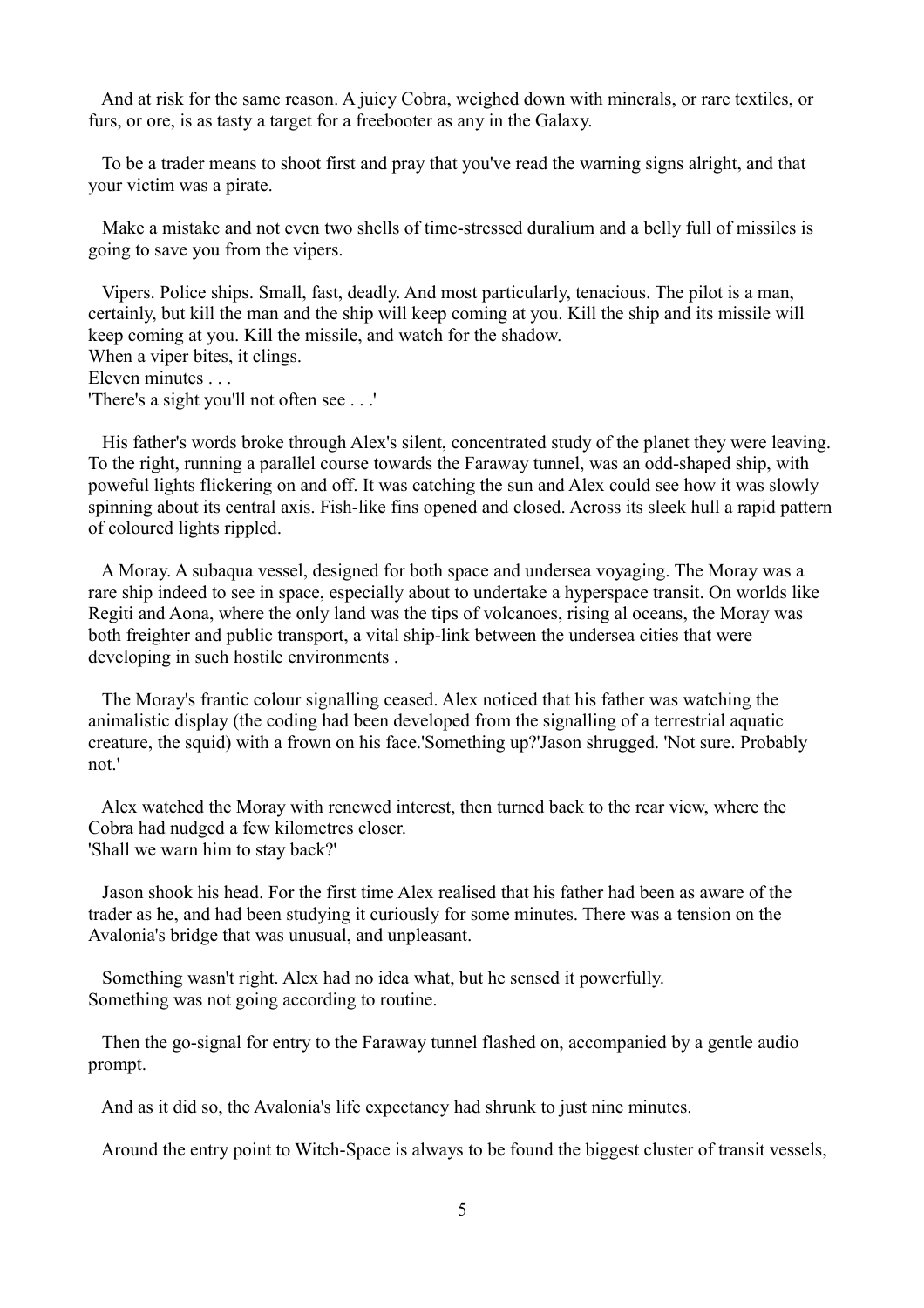And at risk for the same reason. A juicy Cobra, weighed down with minerals, or rare textiles, or furs, or ore, is as tasty a target for a freebooter as any in the Galaxy.

To be a trader means to shoot first and pray that you've read the warning signs alright, and that your victim was a pirate.

Make a mistake and not even two shells of time-stressed duralium and a belly full of missiles is going to save you from the vipers.

Vipers. Police ships. Small, fast, deadly. And most particularly, tenacious. The pilot is a man, certainly, but kill the man and the ship will keep coming at you. Kill the ship and its missile will keep coming at you. Kill the missile, and watch for the shadow.
When a viper bites, it clings.
Eleven minutes . . .
'There's a sight you'll not often see . . .'

His father's words broke through Alex's silent, concentrated study of the planet they were leaving. To the right, running a parallel course towards the Faraway tunnel, was an odd-shaped ship, with poweful lights flickering on and off. It was catching the sun and Alex could see how it was slowly spinning about its central axis. Fish-like fins opened and closed. Across its sleek hull a rapid pattern of coloured lights rippled.

A Moray. A subaqua vessel, designed for both space and undersea voyaging. The Moray was a rare ship indeed to see in space, especially about to undertake a hyperspace transit. On worlds like Regiti and Aona, where the only land was the tips of volcanoes, rising al oceans, the Moray was both freighter and public transport, a vital ship-link between the undersea cities that were developing in such hostile environments .

The Moray's frantic colour signalling ceased. Alex noticed that his father was watching the animalistic display (the coding had been developed from the signalling of a terrestrial aquatic creature, the squid) with a frown on his face.'Something up?'Jason shrugged. 'Not sure. Probably not.'

Alex watched the Moray with renewed interest, then turned back to the rear view, where the Cobra had nudged a few kilometres closer.
'Shall we warn him to stay back?'

Jason shook his head. For the first time Alex realised that his father had been as aware of the trader as he, and had been studying it curiously for some minutes. There was a tension on the Avalonia's bridge that was unusual, and unpleasant.

Something wasn't right. Alex had no idea what, but he sensed it powerfully.
Something was not going according to routine.

Then the go-signal for entry to the Faraway tunnel flashed on, accompanied by a gentle audio prompt.

And as it did so, the Avalonia's life expectancy had shrunk to just nine minutes.

Around the entry point to Witch-Space is always to be found the biggest cluster of transit vessels,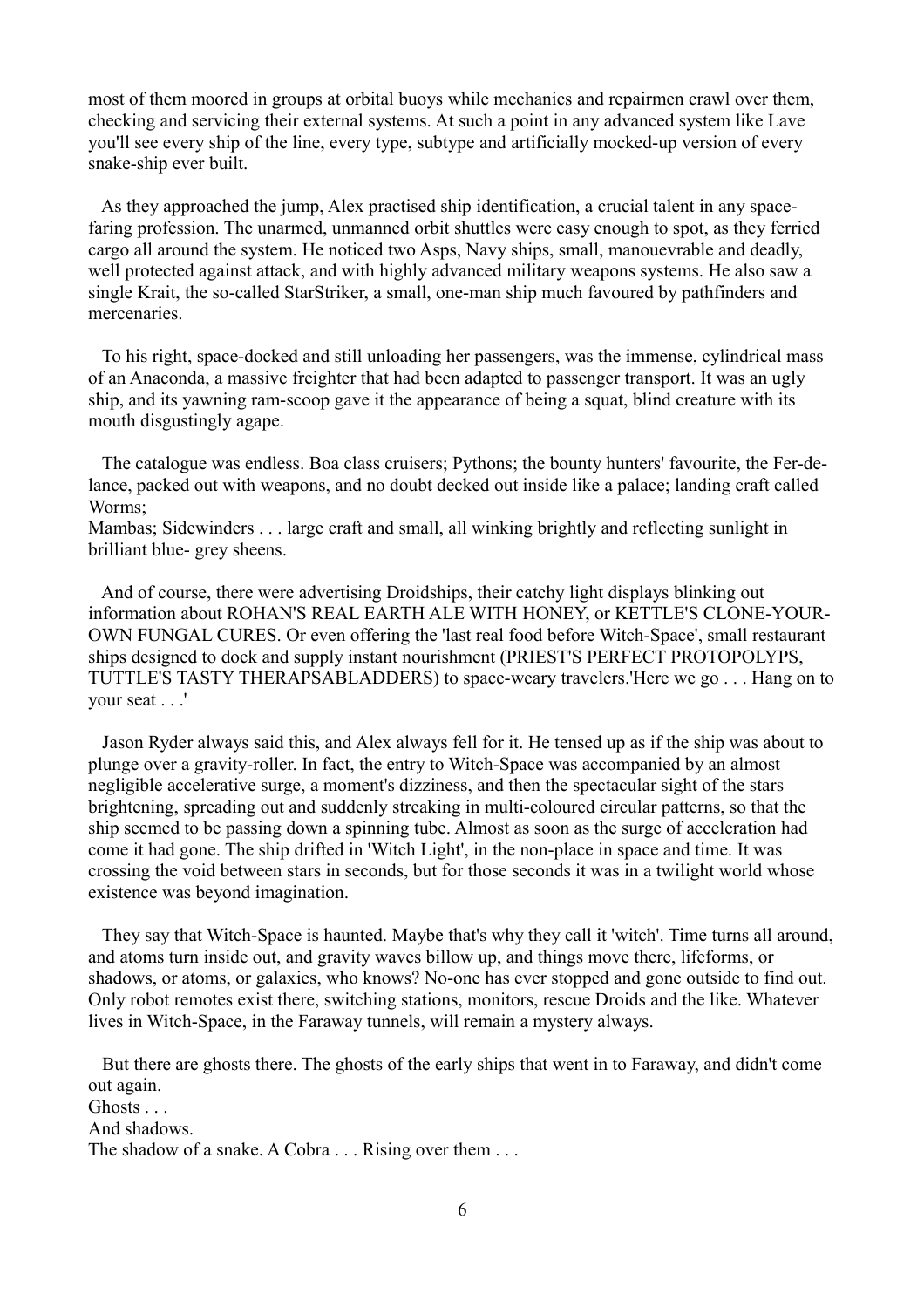most of them moored in groups at orbital buoys while mechanics and repairmen crawl over them, checking and servicing their external systems. At such a point in any advanced system like Lave you'll see every ship of the line, every type, subtype and artificially mocked-up version of every snake-ship ever built.

As they approached the jump, Alex practised ship identification, a crucial talent in any space-faring profession. The unarmed, unmanned orbit shuttles were easy enough to spot, as they ferried cargo all around the system. He noticed two Asps, Navy ships, small, manouevrable and deadly, well protected against attack, and with highly advanced military weapons systems. He also saw a single Krait, the so-called StarStriker, a small, one-man ship much favoured by pathfinders and mercenaries.

To his right, space-docked and still unloading her passengers, was the immense, cylindrical mass of an Anaconda, a massive freighter that had been adapted to passenger transport. It was an ugly ship, and its yawning ram-scoop gave it the appearance of being a squat, blind creature with its mouth disgustingly agape.

The catalogue was endless. Boa class cruisers; Pythons; the bounty hunters' favourite, the Fer-de-lance, packed out with weapons, and no doubt decked out inside like a palace; landing craft called Worms;
Mambas; Sidewinders . . . large craft and small, all winking brightly and reflecting sunlight in brilliant blue- grey sheens.

And of course, there were advertising Droidships, their catchy light displays blinking out information about ROHAN'S REAL EARTH ALE WITH HONEY, or KETTLE'S CLONE-YOUR-OWN FUNGAL CURES. Or even offering the 'last real food before Witch-Space', small restaurant ships designed to dock and supply instant nourishment (PRIEST'S PERFECT PROTOPOLYPS, TUTTLE'S TASTY THERAPSABLADDERS) to space-weary travelers.'Here we go . . . Hang on to your seat . . .'

Jason Ryder always said this, and Alex always fell for it. He tensed up as if the ship was about to plunge over a gravity-roller. In fact, the entry to Witch-Space was accompanied by an almost negligible accelerative surge, a moment's dizziness, and then the spectacular sight of the stars brightening, spreading out and suddenly streaking in multi-coloured circular patterns, so that the ship seemed to be passing down a spinning tube. Almost as soon as the surge of acceleration had come it had gone. The ship drifted in 'Witch Light', in the non-place in space and time. It was crossing the void between stars in seconds, but for those seconds it was in a twilight world whose existence was beyond imagination.

They say that Witch-Space is haunted. Maybe that's why they call it 'witch'. Time turns all around, and atoms turn inside out, and gravity waves billow up, and things move there, lifeforms, or shadows, or atoms, or galaxies, who knows? No-one has ever stopped and gone outside to find out. Only robot remotes exist there, switching stations, monitors, rescue Droids and the like. Whatever lives in Witch-Space, in the Faraway tunnels, will remain a mystery always.

But there are ghosts there. The ghosts of the early ships that went in to Faraway, and didn't come out again.
Ghosts . . .
And shadows.
The shadow of a snake. A Cobra . . . Rising over them . . .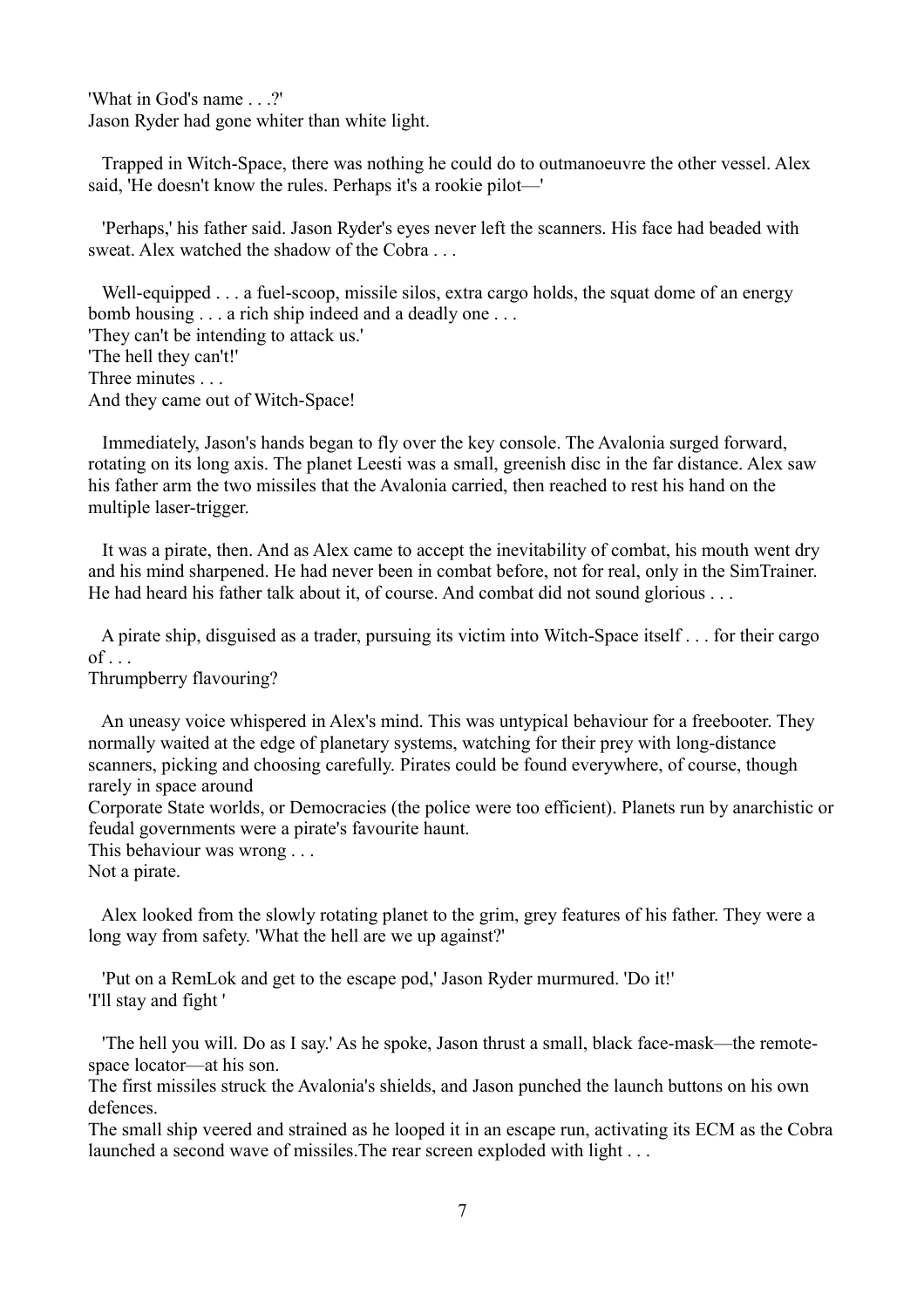'What in God's name . . .?'
Jason Ryder had gone whiter than white light.

Trapped in Witch-Space, there was nothing he could do to outmanoeuvre the other vessel. Alex said, 'He doesn't know the rules. Perhaps it's a rookie pilot—'

'Perhaps,' his father said. Jason Ryder's eyes never left the scanners. His face had beaded with sweat. Alex watched the shadow of the Cobra . . .

Well-equipped . . . a fuel-scoop, missile silos, extra cargo holds, the squat dome of an energy bomb housing . . . a rich ship indeed and a deadly one . . .
'They can't be intending to attack us.'
'The hell they can't!'
Three minutes . . .
And they came out of Witch-Space!

Immediately, Jason's hands began to fly over the key console. The Avalonia surged forward, rotating on its long axis. The planet Leesti was a small, greenish disc in the far distance. Alex saw his father arm the two missiles that the Avalonia carried, then reached to rest his hand on the multiple laser-trigger.

It was a pirate, then. And as Alex came to accept the inevitability of combat, his mouth went dry and his mind sharpened. He had never been in combat before, not for real, only in the SimTrainer. He had heard his father talk about it, of course. And combat did not sound glorious . . .

A pirate ship, disguised as a trader, pursuing its victim into Witch-Space itself . . . for their cargo of . . .
Thrumpberry flavouring?

An uneasy voice whispered in Alex's mind. This was untypical behaviour for a freebooter. They normally waited at the edge of planetary systems, watching for their prey with long-distance scanners, picking and choosing carefully. Pirates could be found everywhere, of course, though rarely in space around Corporate State worlds, or Democracies (the police were too efficient). Planets run by anarchistic or feudal governments were a pirate's favourite haunt.
This behaviour was wrong . . .
Not a pirate.

Alex looked from the slowly rotating planet to the grim, grey features of his father. They were a long way from safety. 'What the hell are we up against?'

'Put on a RemLok and get to the escape pod,' Jason Ryder murmured. 'Do it!'
'I'll stay and fight '

'The hell you will. Do as I say.' As he spoke, Jason thrust a small, black face-mask—the remote-space locator—at his son.
The first missiles struck the Avalonia's shields, and Jason punched the launch buttons on his own defences.
The small ship veered and strained as he looped it in an escape run, activating its ECM as the Cobra launched a second wave of missiles.The rear screen exploded with light . . .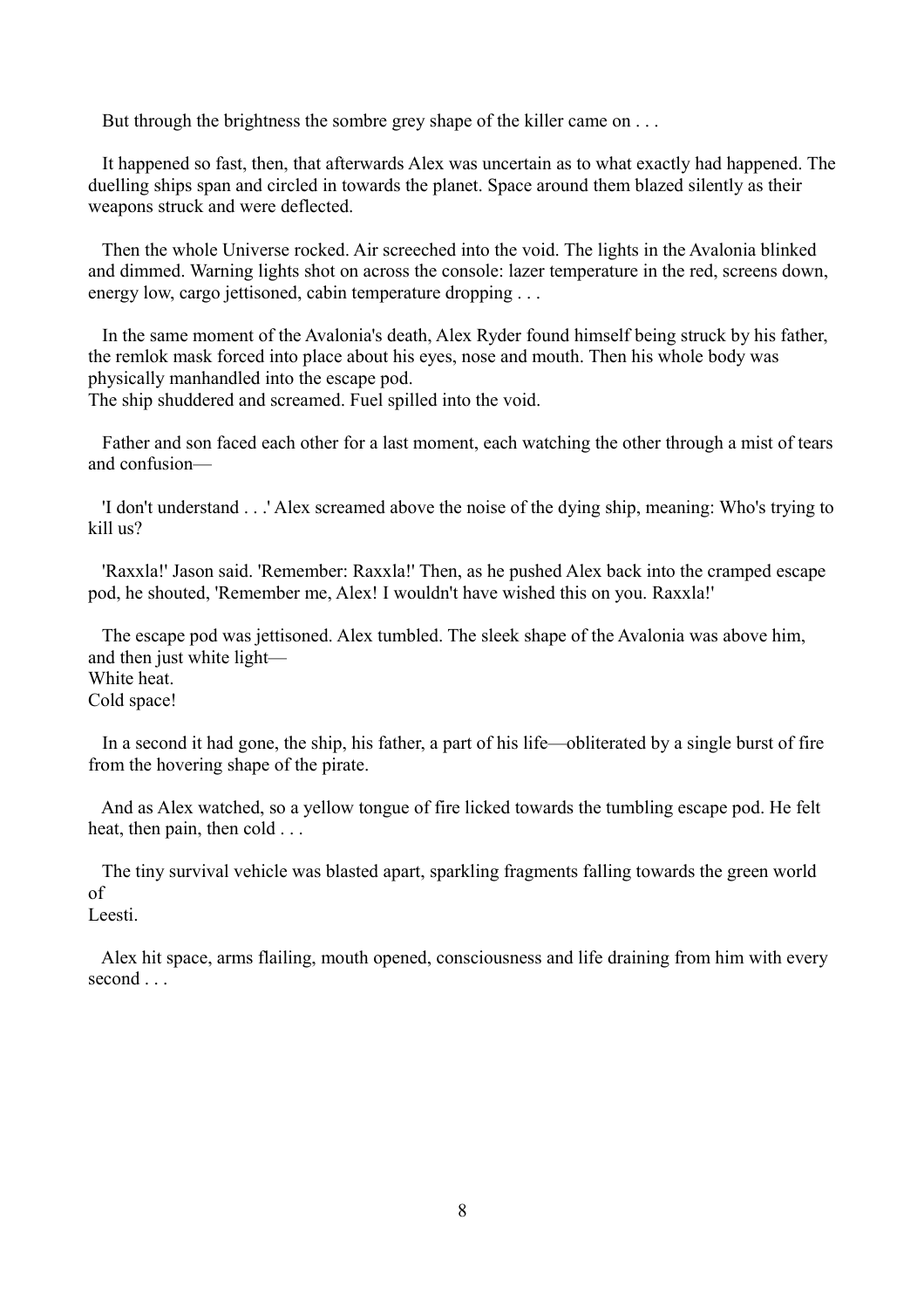But through the brightness the sombre grey shape of the killer came on . . .

It happened so fast, then, that afterwards Alex was uncertain as to what exactly had happened. The duelling ships span and circled in towards the planet. Space around them blazed silently as their weapons struck and were deflected.

Then the whole Universe rocked. Air screeched into the void. The lights in the Avalonia blinked and dimmed. Warning lights shot on across the console: lazer temperature in the red, screens down, energy low, cargo jettisoned, cabin temperature dropping . . .

In the same moment of the Avalonia's death, Alex Ryder found himself being struck by his father, the remlok mask forced into place about his eyes, nose and mouth. Then his whole body was physically manhandled into the escape pod.
The ship shuddered and screamed. Fuel spilled into the void.

Father and son faced each other for a last moment, each watching the other through a mist of tears and confusion—

'I don't understand . . .' Alex screamed above the noise of the dying ship, meaning: Who's trying to kill us?

'Raxxla!' Jason said. 'Remember: Raxxla!' Then, as he pushed Alex back into the cramped escape pod, he shouted, 'Remember me, Alex! I wouldn't have wished this on you. Raxxla!'

The escape pod was jettisoned. Alex tumbled. The sleek shape of the Avalonia was above him, and then just white light—
White heat.
Cold space!

In a second it had gone, the ship, his father, a part of his life—obliterated by a single burst of fire from the hovering shape of the pirate.

And as Alex watched, so a yellow tongue of fire licked towards the tumbling escape pod. He felt heat, then pain, then cold . . .

The tiny survival vehicle was blasted apart, sparkling fragments falling towards the green world of Leesti.

Alex hit space, arms flailing, mouth opened, consciousness and life draining from him with every second . . .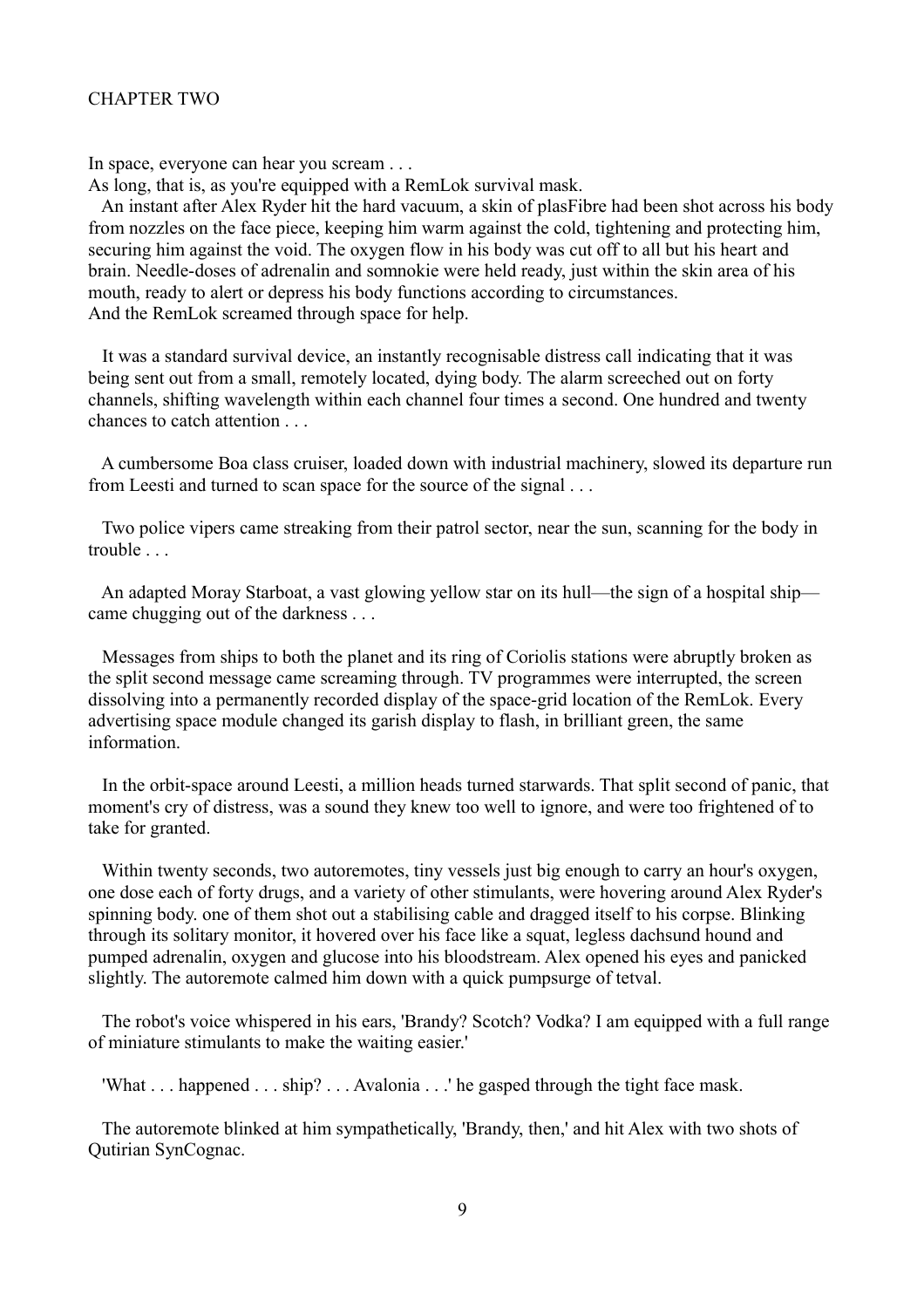# CHAPTER TWO

In space, everyone can hear you scream . . .

As long, that is, as you're equipped with a RemLok survival mask.

An instant after Alex Ryder hit the hard vacuum, a skin of plasFibre had been shot across his body from nozzles on the face piece, keeping him warm against the cold, tightening and protecting him, securing him against the void. The oxygen flow in his body was cut off to all but his heart and brain. Needle-doses of adrenalin and somnokie were held ready, just within the skin area of his mouth, ready to alert or depress his body functions according to circumstances.

And the RemLok screamed through space for help.

It was a standard survival device, an instantly recognisable distress call indicating that it was being sent out from a small, remotely located, dying body. The alarm screeched out on forty channels, shifting wavelength within each channel four times a second. One hundred and twenty chances to catch attention . . .

A cumbersome Boa class cruiser, loaded down with industrial machinery, slowed its departure run from Leesti and turned to scan space for the source of the signal . . .

Two police vipers came streaking from their patrol sector, near the sun, scanning for the body in trouble . . .

An adapted Moray Starboat, a vast glowing yellow star on its hull—the sign of a hospital ship—came chugging out of the darkness . . .

Messages from ships to both the planet and its ring of Coriolis stations were abruptly broken as the split second message came screaming through. TV programmes were interrupted, the screen dissolving into a permanently recorded display of the space-grid location of the RemLok. Every advertising space module changed its garish display to flash, in brilliant green, the same information.

In the orbit-space around Leesti, a million heads turned starwards. That split second of panic, that moment's cry of distress, was a sound they knew too well to ignore, and were too frightened of to take for granted.

Within twenty seconds, two autoremotes, tiny vessels just big enough to carry an hour's oxygen, one dose each of forty drugs, and a variety of other stimulants, were hovering around Alex Ryder's spinning body. one of them shot out a stabilising cable and dragged itself to his corpse. Blinking through its solitary monitor, it hovered over his face like a squat, legless dachsund hound and pumped adrenalin, oxygen and glucose into his bloodstream. Alex opened his eyes and panicked slightly. The autoremote calmed him down with a quick pumpsurge of tetval.

The robot's voice whispered in his ears, 'Brandy? Scotch? Vodka? I am equipped with a full range of miniature stimulants to make the waiting easier.'

'What . . . happened . . . ship? . . . Avalonia . . .' he gasped through the tight face mask.

The autoremote blinked at him sympathetically, 'Brandy, then,' and hit Alex with two shots of Qutirian SynCognac.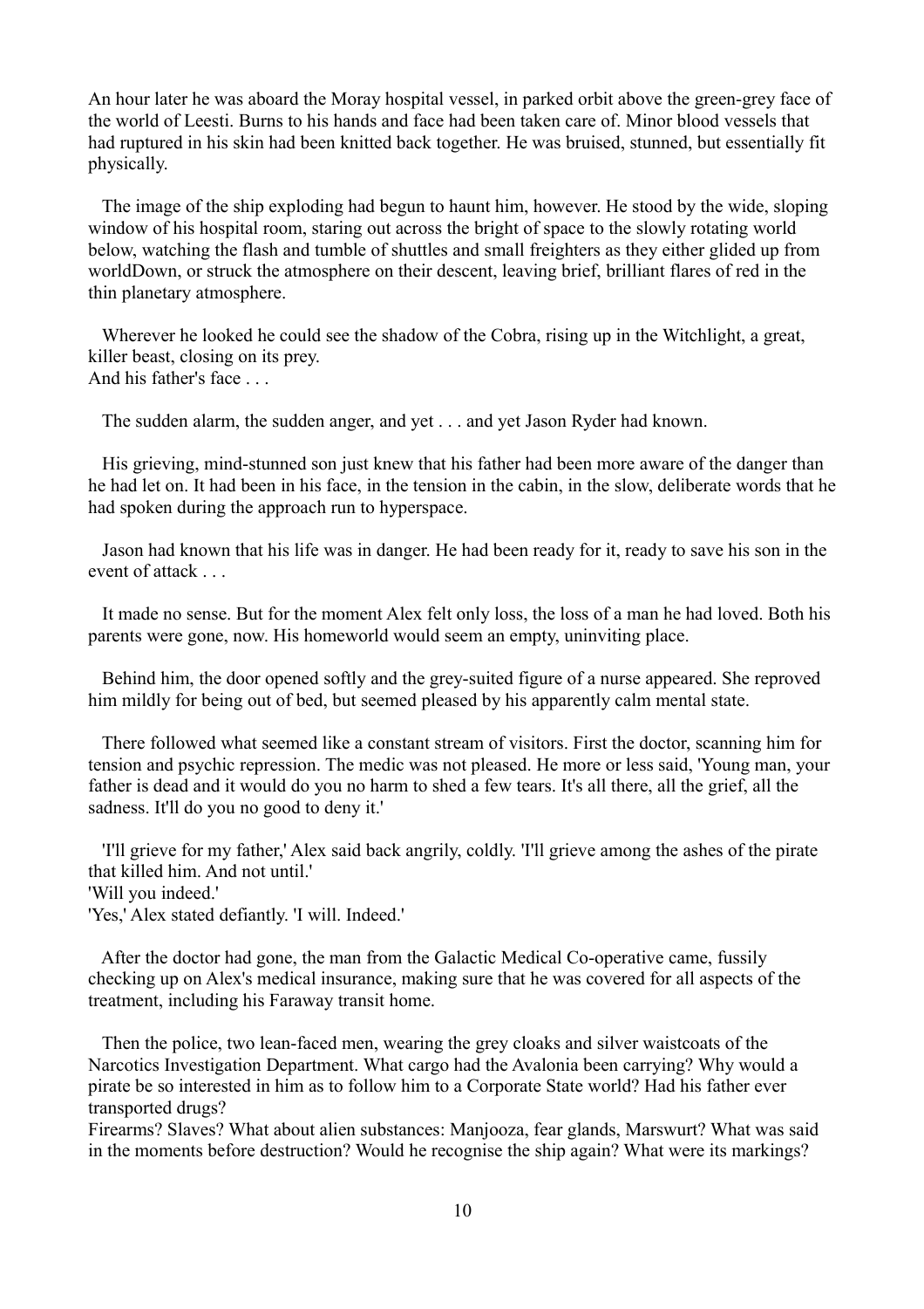An hour later he was aboard the Moray hospital vessel, in parked orbit above the green-grey face of the world of Leesti. Burns to his hands and face had been taken care of. Minor blood vessels that had ruptured in his skin had been knitted back together. He was bruised, stunned, but essentially fit physically.

The image of the ship exploding had begun to haunt him, however. He stood by the wide, sloping window of his hospital room, staring out across the bright of space to the slowly rotating world below, watching the flash and tumble of shuttles and small freighters as they either glided up from worldDown, or struck the atmosphere on their descent, leaving brief, brilliant flares of red in the thin planetary atmosphere.

Wherever he looked he could see the shadow of the Cobra, rising up in the Witchlight, a great, killer beast, closing on its prey.
And his father's face . . .

The sudden alarm, the sudden anger, and yet . . . and yet Jason Ryder had known.

His grieving, mind-stunned son just knew that his father had been more aware of the danger than he had let on. It had been in his face, in the tension in the cabin, in the slow, deliberate words that he had spoken during the approach run to hyperspace.

Jason had known that his life was in danger. He had been ready for it, ready to save his son in the event of attack . . .

It made no sense. But for the moment Alex felt only loss, the loss of a man he had loved. Both his parents were gone, now. His homeworld would seem an empty, uninviting place.

Behind him, the door opened softly and the grey-suited figure of a nurse appeared. She reproved him mildly for being out of bed, but seemed pleased by his apparently calm mental state.

There followed what seemed like a constant stream of visitors. First the doctor, scanning him for tension and psychic repression. The medic was not pleased. He more or less said, 'Young man, your father is dead and it would do you no harm to shed a few tears. It's all there, all the grief, all the sadness. It'll do you no good to deny it.'

'I'll grieve for my father,' Alex said back angrily, coldly. 'I'll grieve among the ashes of the pirate that killed him. And not until.'
'Will you indeed.'
'Yes,' Alex stated defiantly. 'I will. Indeed.'

After the doctor had gone, the man from the Galactic Medical Co-operative came, fussily checking up on Alex's medical insurance, making sure that he was covered for all aspects of the treatment, including his Faraway transit home.

Then the police, two lean-faced men, wearing the grey cloaks and silver waistcoats of the Narcotics Investigation Department. What cargo had the Avalonia been carrying? Why would a pirate be so interested in him as to follow him to a Corporate State world? Had his father ever transported drugs?
Firearms? Slaves? What about alien substances: Manjooza, fear glands, Marswurt? What was said in the moments before destruction? Would he recognise the ship again? What were its markings?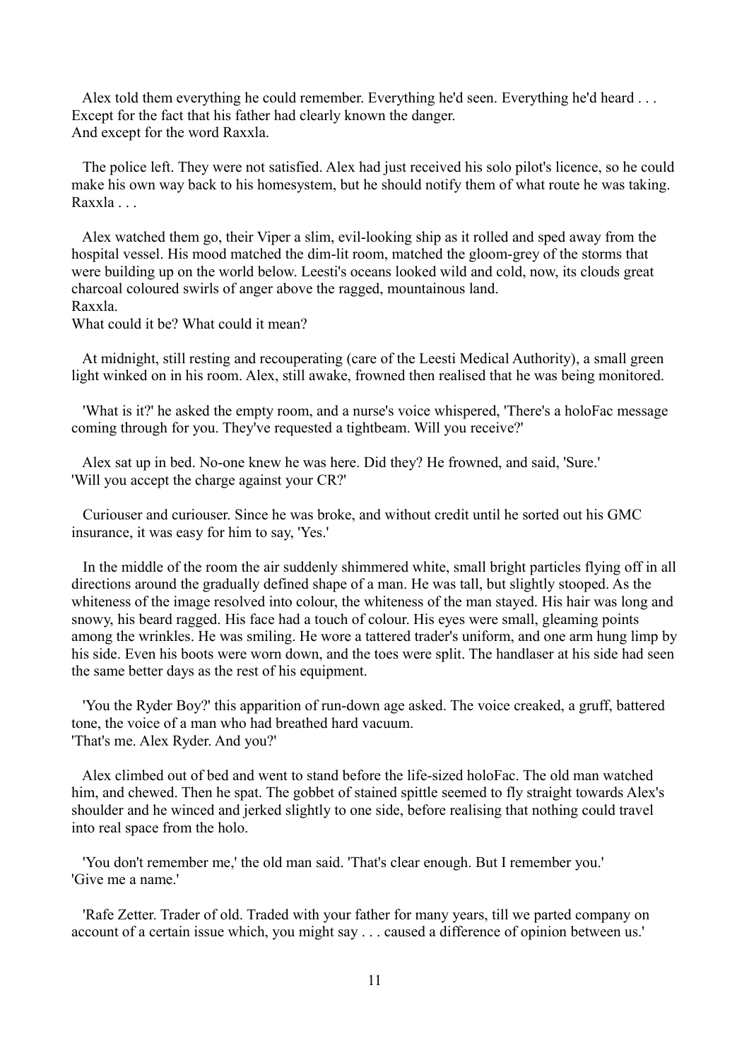Alex told them everything he could remember. Everything he'd seen. Everything he'd heard . . .
Except for the fact that his father had clearly known the danger.
And except for the word Raxxla.

The police left. They were not satisfied. Alex had just received his solo pilot's licence, so he could make his own way back to his homesystem, but he should notify them of what route he was taking.
Raxxla . . .

Alex watched them go, their Viper a slim, evil-looking ship as it rolled and sped away from the hospital vessel. His mood matched the dim-lit room, matched the gloom-grey of the storms that were building up on the world below. Leesti's oceans looked wild and cold, now, its clouds great charcoal coloured swirls of anger above the ragged, mountainous land.
Raxxla.
What could it be? What could it mean?

At midnight, still resting and recouperating (care of the Leesti Medical Authority), a small green light winked on in his room. Alex, still awake, frowned then realised that he was being monitored.

'What is it?' he asked the empty room, and a nurse's voice whispered, 'There's a holoFac message coming through for you. They've requested a tightbeam. Will you receive?'

Alex sat up in bed. No-one knew he was here. Did they? He frowned, and said, 'Sure.'
'Will you accept the charge against your CR?'

Curiouser and curiouser. Since he was broke, and without credit until he sorted out his GMC insurance, it was easy for him to say, 'Yes.'

In the middle of the room the air suddenly shimmered white, small bright particles flying off in all directions around the gradually defined shape of a man. He was tall, but slightly stooped. As the whiteness of the image resolved into colour, the whiteness of the man stayed. His hair was long and snowy, his beard ragged. His face had a touch of colour. His eyes were small, gleaming points among the wrinkles. He was smiling. He wore a tattered trader's uniform, and one arm hung limp by his side. Even his boots were worn down, and the toes were split. The handlaser at his side had seen the same better days as the rest of his equipment.

'You the Ryder Boy?' this apparition of run-down age asked. The voice creaked, a gruff, battered tone, the voice of a man who had breathed hard vacuum.
'That's me. Alex Ryder. And you?'

Alex climbed out of bed and went to stand before the life-sized holoFac. The old man watched him, and chewed. Then he spat. The gobbet of stained spittle seemed to fly straight towards Alex's shoulder and he winced and jerked slightly to one side, before realising that nothing could travel into real space from the holo.

'You don't remember me,' the old man said. 'That's clear enough. But I remember you.'
'Give me a name.'

'Rafe Zetter. Trader of old. Traded with your father for many years, till we parted company on account of a certain issue which, you might say . . . caused a difference of opinion between us.'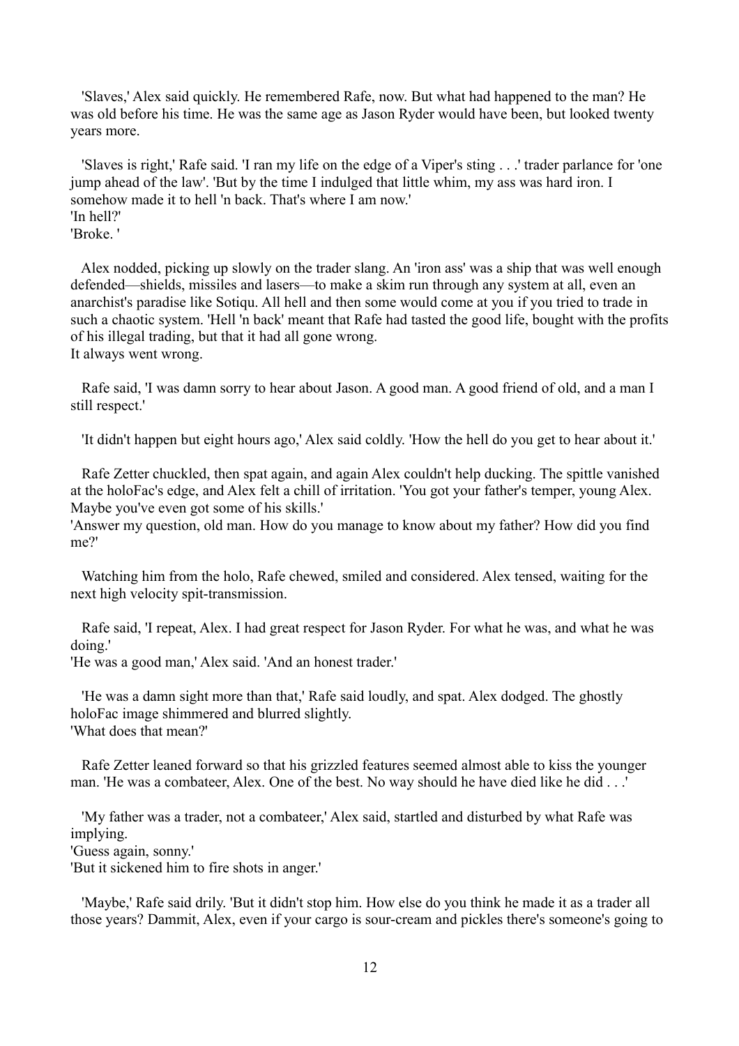'Slaves,' Alex said quickly. He remembered Rafe, now. But what had happened to the man? He was old before his time. He was the same age as Jason Ryder would have been, but looked twenty years more.

'Slaves is right,' Rafe said. 'I ran my life on the edge of a Viper's sting . . .' trader parlance for 'one jump ahead of the law'. 'But by the time I indulged that little whim, my ass was hard iron. I somehow made it to hell 'n back. That's where I am now.'
'In hell?'
'Broke. '

Alex nodded, picking up slowly on the trader slang. An 'iron ass' was a ship that was well enough defended—shields, missiles and lasers—to make a skim run through any system at all, even an anarchist's paradise like Sotiqu. All hell and then some would come at you if you tried to trade in such a chaotic system. 'Hell 'n back' meant that Rafe had tasted the good life, bought with the profits of his illegal trading, but that it had all gone wrong.
It always went wrong.

Rafe said, 'I was damn sorry to hear about Jason. A good man. A good friend of old, and a man I still respect.'

'It didn't happen but eight hours ago,' Alex said coldly. 'How the hell do you get to hear about it.'

Rafe Zetter chuckled, then spat again, and again Alex couldn't help ducking. The spittle vanished at the holoFac's edge, and Alex felt a chill of irritation. 'You got your father's temper, young Alex. Maybe you've even got some of his skills.'
'Answer my question, old man. How do you manage to know about my father? How did you find me?'

Watching him from the holo, Rafe chewed, smiled and considered. Alex tensed, waiting for the next high velocity spit-transmission.

Rafe said, 'I repeat, Alex. I had great respect for Jason Ryder. For what he was, and what he was doing.'
'He was a good man,' Alex said. 'And an honest trader.'

'He was a damn sight more than that,' Rafe said loudly, and spat. Alex dodged. The ghostly holoFac image shimmered and blurred slightly.
'What does that mean?'

Rafe Zetter leaned forward so that his grizzled features seemed almost able to kiss the younger man. 'He was a combateer, Alex. One of the best. No way should he have died like he did . . .'

'My father was a trader, not a combateer,' Alex said, startled and disturbed by what Rafe was implying.
'Guess again, sonny.'
'But it sickened him to fire shots in anger.'

'Maybe,' Rafe said drily. 'But it didn't stop him. How else do you think he made it as a trader all those years? Dammit, Alex, even if your cargo is sour-cream and pickles there's someone's going to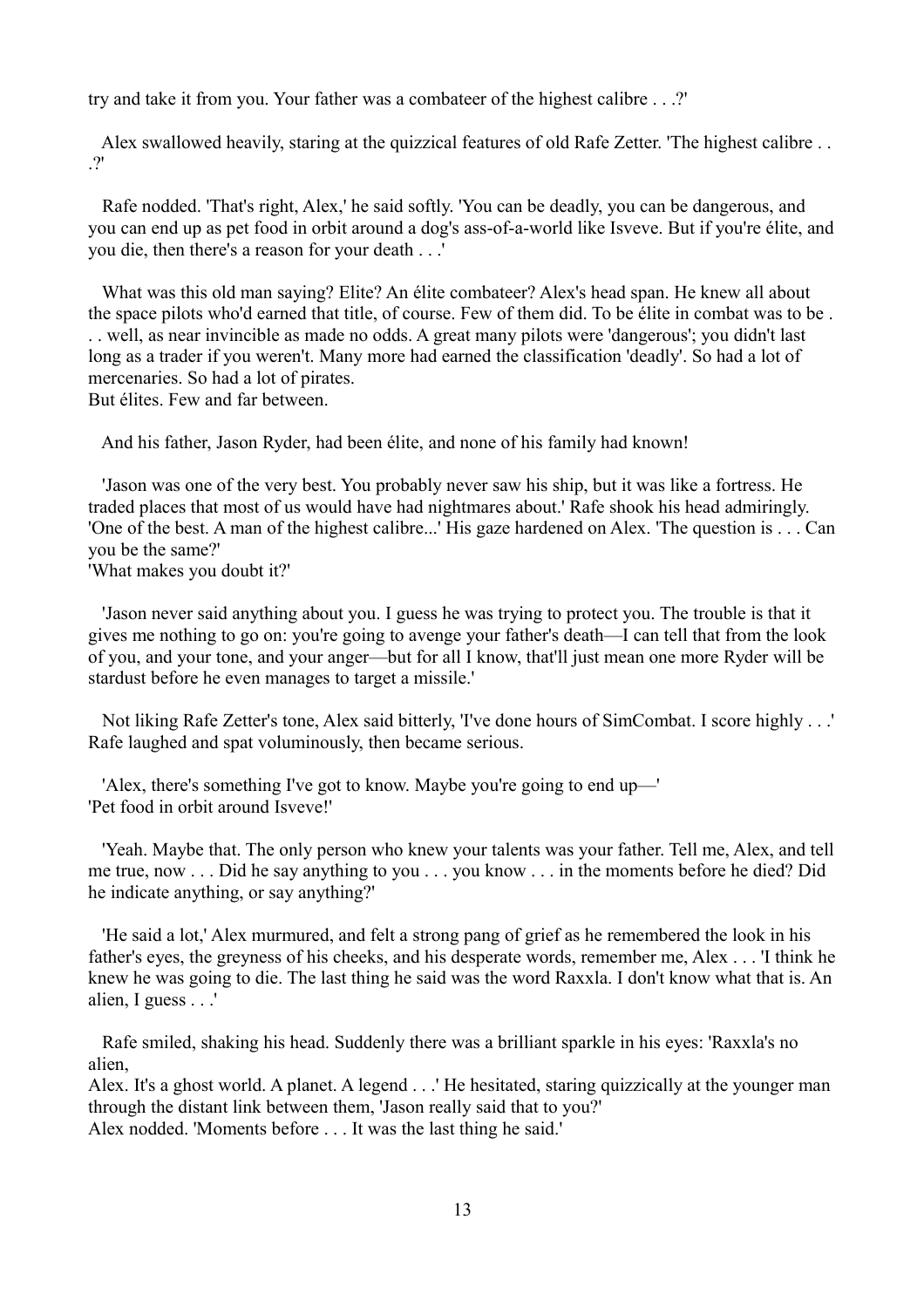try and take it from you. Your father was a combateer of the highest calibre . . .?'

Alex swallowed heavily, staring at the quizzical features of old Rafe Zetter. 'The highest calibre . . .?'

Rafe nodded. 'That's right, Alex,' he said softly. 'You can be deadly, you can be dangerous, and you can end up as pet food in orbit around a dog's ass-of-a-world like Isveve. But if you're élite, and you die, then there's a reason for your death . . .'

What was this old man saying? Elite? An élite combateer? Alex's head span. He knew all about the space pilots who'd earned that title, of course. Few of them did. To be élite in combat was to be . . . well, as near invincible as made no odds. A great many pilots were 'dangerous'; you didn't last long as a trader if you weren't. Many more had earned the classification 'deadly'. So had a lot of mercenaries. So had a lot of pirates.
But élites. Few and far between.

And his father, Jason Ryder, had been élite, and none of his family had known!

'Jason was one of the very best. You probably never saw his ship, but it was like a fortress. He traded places that most of us would have had nightmares about.' Rafe shook his head admiringly. 'One of the best. A man of the highest calibre...' His gaze hardened on Alex. 'The question is . . . Can you be the same?'
'What makes you doubt it?'

'Jason never said anything about you. I guess he was trying to protect you. The trouble is that it gives me nothing to go on: you're going to avenge your father's death—I can tell that from the look of you, and your tone, and your anger—but for all I know, that'll just mean one more Ryder will be stardust before he even manages to target a missile.'

Not liking Rafe Zetter's tone, Alex said bitterly, 'I've done hours of SimCombat. I score highly . . .'
Rafe laughed and spat voluminously, then became serious.

'Alex, there's something I've got to know. Maybe you're going to end up—'
'Pet food in orbit around Isveve!'

'Yeah. Maybe that. The only person who knew your talents was your father. Tell me, Alex, and tell me true, now . . . Did he say anything to you . . . you know . . . in the moments before he died? Did he indicate anything, or say anything?'

'He said a lot,' Alex murmured, and felt a strong pang of grief as he remembered the look in his father's eyes, the greyness of his cheeks, and his desperate words, remember me, Alex . . . 'I think he knew he was going to die. The last thing he said was the word Raxxla. I don't know what that is. An alien, I guess . . .'

Rafe smiled, shaking his head. Suddenly there was a brilliant sparkle in his eyes: 'Raxxla's no alien,
Alex. It's a ghost world. A planet. A legend . . .' He hesitated, staring quizzically at the younger man through the distant link between them, 'Jason really said that to you?'
Alex nodded. 'Moments before . . . It was the last thing he said.'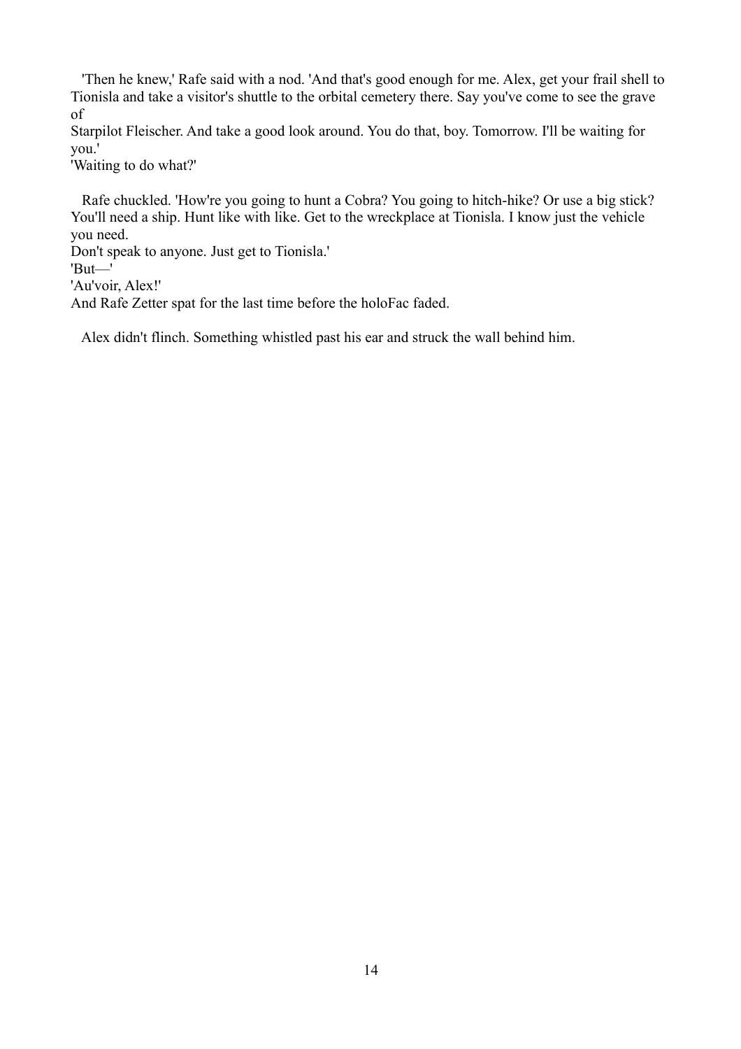'Then he knew,' Rafe said with a nod. 'And that's good enough for me. Alex, get your frail shell to Tionisla and take a visitor's shuttle to the orbital cemetery there. Say you've come to see the grave of Starpilot Fleischer. And take a good look around. You do that, boy. Tomorrow. I'll be waiting for you.'

'Waiting to do what?'

Rafe chuckled. 'How're you going to hunt a Cobra? You going to hitch-hike? Or use a big stick? You'll need a ship. Hunt like with like. Get to the wreckplace at Tionisla. I know just the vehicle you need. Don't speak to anyone. Just get to Tionisla.'

'But—'

'Au'voir, Alex!'

And Rafe Zetter spat for the last time before the holoFac faded.

Alex didn't flinch. Something whistled past his ear and struck the wall behind him.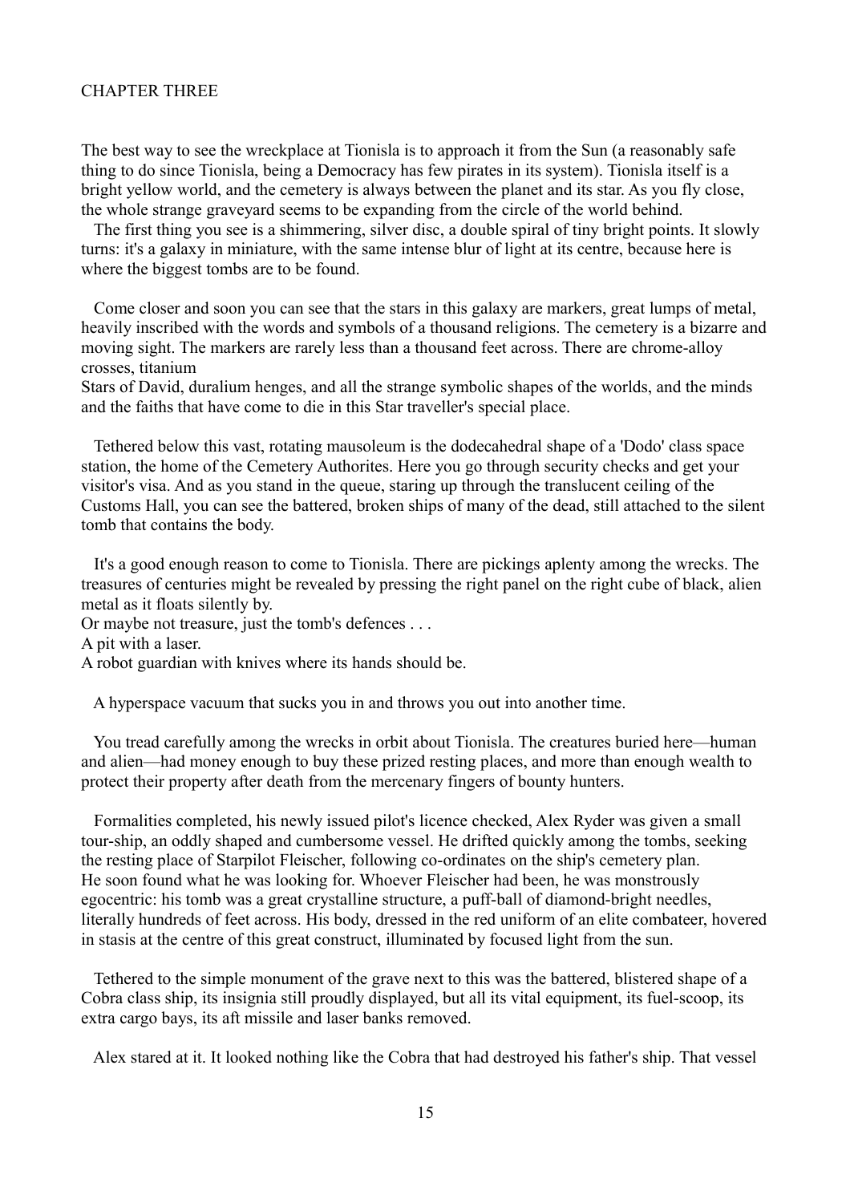## CHAPTER THREE

The best way to see the wreckplace at Tionisla is to approach it from the Sun (a reasonably safe thing to do since Tionisla, being a Democracy has few pirates in its system). Tionisla itself is a bright yellow world, and the cemetery is always between the planet and its star. As you fly close, the whole strange graveyard seems to be expanding from the circle of the world behind.

The first thing you see is a shimmering, silver disc, a double spiral of tiny bright points. It slowly turns: it's a galaxy in miniature, with the same intense blur of light at its centre, because here is where the biggest tombs are to be found.

Come closer and soon you can see that the stars in this galaxy are markers, great lumps of metal, heavily inscribed with the words and symbols of a thousand religions. The cemetery is a bizarre and moving sight. The markers are rarely less than a thousand feet across. There are chrome-alloy crosses, titanium Stars of David, duralium henges, and all the strange symbolic shapes of the worlds, and the minds and the faiths that have come to die in this Star traveller's special place.

Tethered below this vast, rotating mausoleum is the dodecahedral shape of a 'Dodo' class space station, the home of the Cemetery Authorites. Here you go through security checks and get your visitor's visa. And as you stand in the queue, staring up through the translucent ceiling of the Customs Hall, you can see the battered, broken ships of many of the dead, still attached to the silent tomb that contains the body.

It's a good enough reason to come to Tionisla. There are pickings aplenty among the wrecks. The treasures of centuries might be revealed by pressing the right panel on the right cube of black, alien metal as it floats silently by.

Or maybe not treasure, just the tomb's defences . . .

A pit with a laser.

A robot guardian with knives where its hands should be.

A hyperspace vacuum that sucks you in and throws you out into another time.

You tread carefully among the wrecks in orbit about Tionisla. The creatures buried here—human and alien—had money enough to buy these prized resting places, and more than enough wealth to protect their property after death from the mercenary fingers of bounty hunters.

Formalities completed, his newly issued pilot's licence checked, Alex Ryder was given a small tour-ship, an oddly shaped and cumbersome vessel. He drifted quickly among the tombs, seeking the resting place of Starpilot Fleischer, following co-ordinates on the ship's cemetery plan. He soon found what he was looking for. Whoever Fleischer had been, he was monstrously egocentric: his tomb was a great crystalline structure, a puff-ball of diamond-bright needles, literally hundreds of feet across. His body, dressed in the red uniform of an elite combateer, hovered in stasis at the centre of this great construct, illuminated by focused light from the sun.

Tethered to the simple monument of the grave next to this was the battered, blistered shape of a Cobra class ship, its insignia still proudly displayed, but all its vital equipment, its fuel-scoop, its extra cargo bays, its aft missile and laser banks removed.

Alex stared at it. It looked nothing like the Cobra that had destroyed his father's ship. That vessel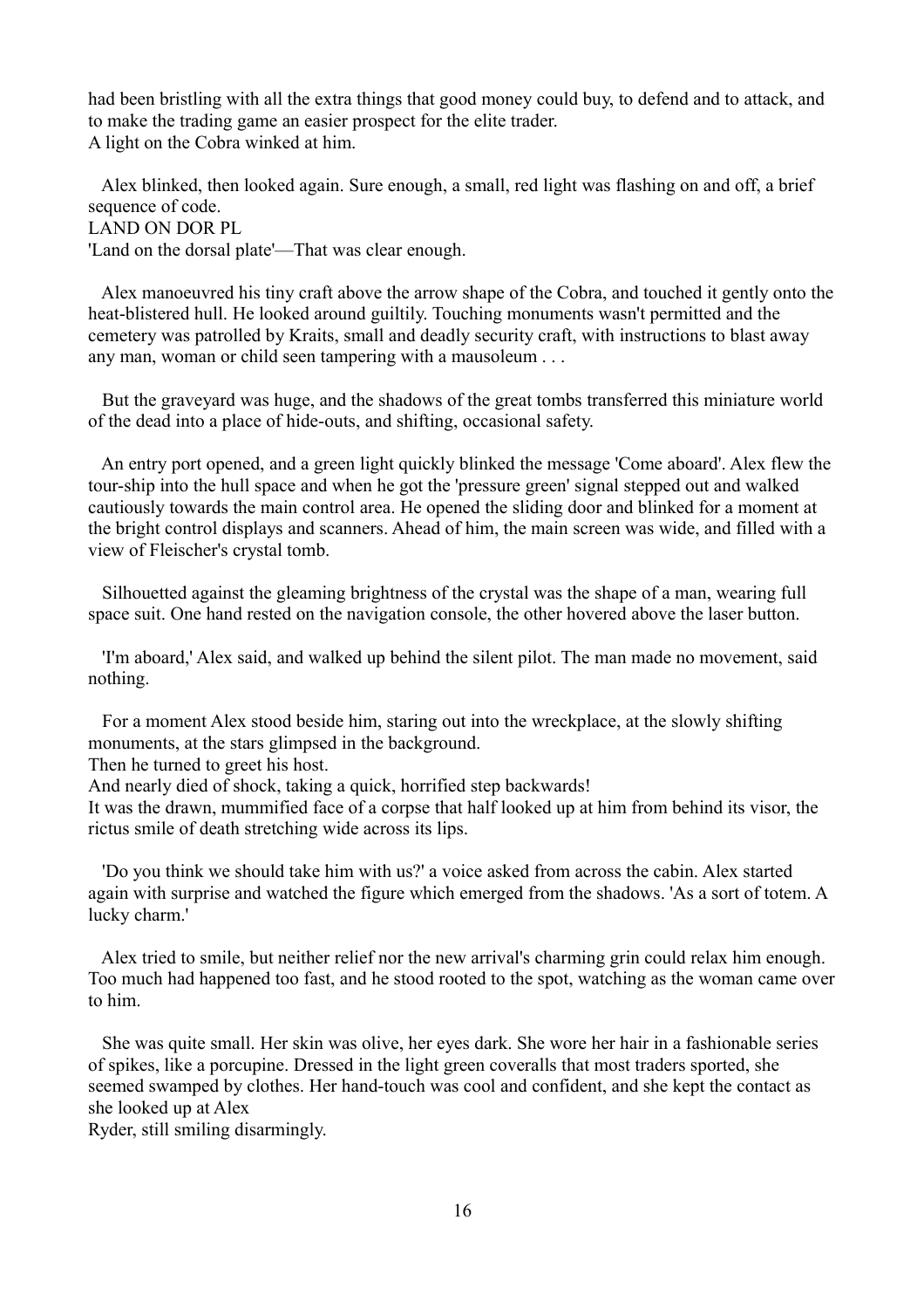had been bristling with all the extra things that good money could buy, to defend and to attack, and to make the trading game an easier prospect for the elite trader.
A light on the Cobra winked at him.

Alex blinked, then looked again. Sure enough, a small, red light was flashing on and off, a brief sequence of code.
LAND ON DOR PL
'Land on the dorsal plate'—That was clear enough.

Alex manoeuvred his tiny craft above the arrow shape of the Cobra, and touched it gently onto the heat-blistered hull. He looked around guiltily. Touching monuments wasn't permitted and the cemetery was patrolled by Kraits, small and deadly security craft, with instructions to blast away any man, woman or child seen tampering with a mausoleum . . .

But the graveyard was huge, and the shadows of the great tombs transferred this miniature world of the dead into a place of hide-outs, and shifting, occasional safety.

An entry port opened, and a green light quickly blinked the message 'Come aboard'. Alex flew the tour-ship into the hull space and when he got the 'pressure green' signal stepped out and walked cautiously towards the main control area. He opened the sliding door and blinked for a moment at the bright control displays and scanners. Ahead of him, the main screen was wide, and filled with a view of Fleischer's crystal tomb.

Silhouetted against the gleaming brightness of the crystal was the shape of a man, wearing full space suit. One hand rested on the navigation console, the other hovered above the laser button.

'I'm aboard,' Alex said, and walked up behind the silent pilot. The man made no movement, said nothing.

For a moment Alex stood beside him, staring out into the wreckplace, at the slowly shifting monuments, at the stars glimpsed in the background.
Then he turned to greet his host.
And nearly died of shock, taking a quick, horrified step backwards!
It was the drawn, mummified face of a corpse that half looked up at him from behind its visor, the rictus smile of death stretching wide across its lips.

'Do you think we should take him with us?' a voice asked from across the cabin. Alex started again with surprise and watched the figure which emerged from the shadows. 'As a sort of totem. A lucky charm.'

Alex tried to smile, but neither relief nor the new arrival's charming grin could relax him enough. Too much had happened too fast, and he stood rooted to the spot, watching as the woman came over to him.

She was quite small. Her skin was olive, her eyes dark. She wore her hair in a fashionable series of spikes, like a porcupine. Dressed in the light green coveralls that most traders sported, she seemed swamped by clothes. Her hand-touch was cool and confident, and she kept the contact as she looked up at Alex
Ryder, still smiling disarmingly.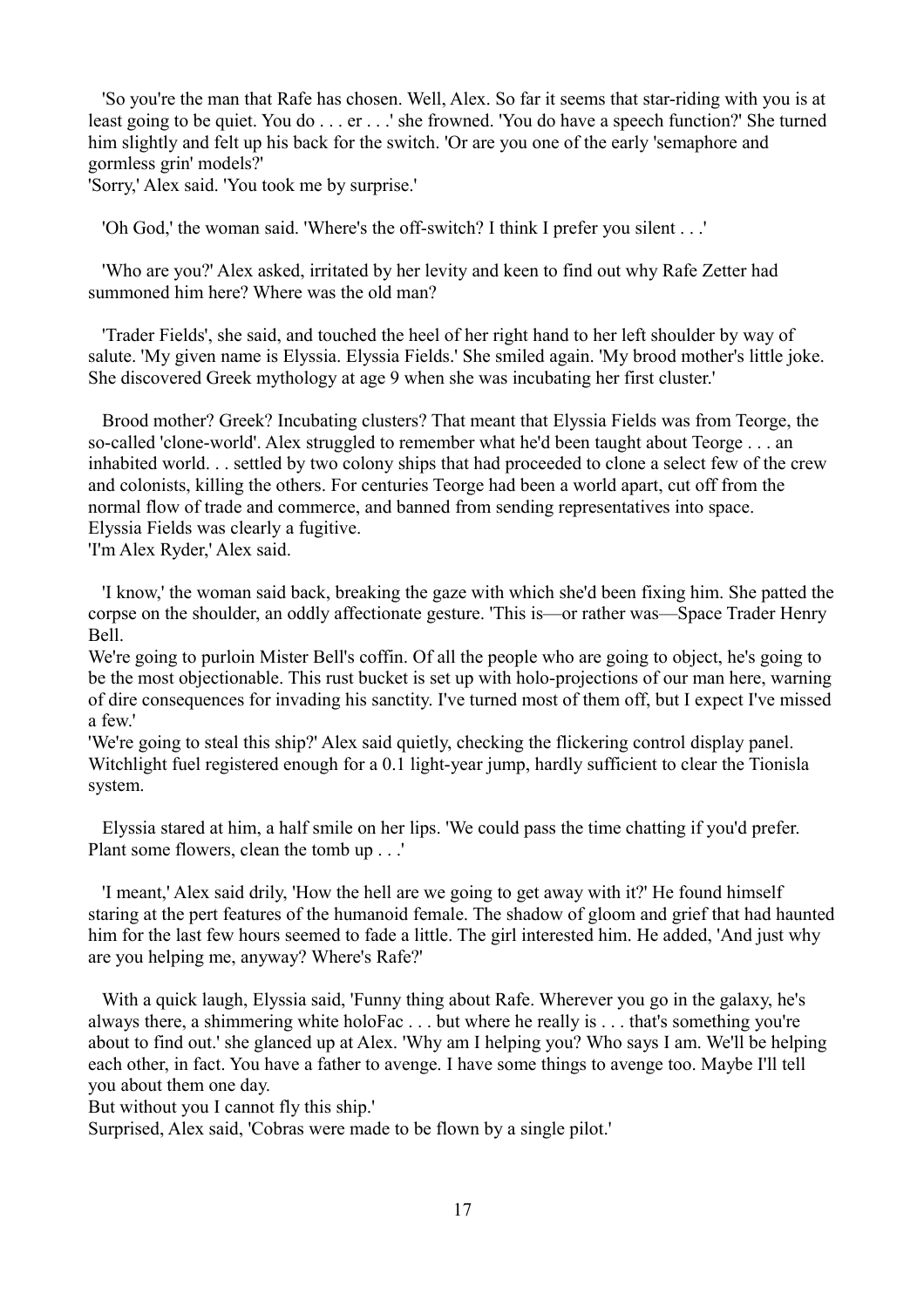'So you're the man that Rafe has chosen. Well, Alex. So far it seems that star-riding with you is at least going to be quiet. You do . . . er . . .' she frowned. 'You do have a speech function?' She turned him slightly and felt up his back for the switch. 'Or are you one of the early 'semaphore and gormless grin' models?'

'Sorry,' Alex said. 'You took me by surprise.'

'Oh God,' the woman said. 'Where's the off-switch? I think I prefer you silent . . .'

'Who are you?' Alex asked, irritated by her levity and keen to find out why Rafe Zetter had summoned him here? Where was the old man?

'Trader Fields', she said, and touched the heel of her right hand to her left shoulder by way of salute. 'My given name is Elyssia. Elyssia Fields.' She smiled again. 'My brood mother's little joke. She discovered Greek mythology at age 9 when she was incubating her first cluster.'

Brood mother? Greek? Incubating clusters? That meant that Elyssia Fields was from Teorge, the so-called 'clone-world'. Alex struggled to remember what he'd been taught about Teorge . . . an inhabited world. . . settled by two colony ships that had proceeded to clone a select few of the crew and colonists, killing the others. For centuries Teorge had been a world apart, cut off from the normal flow of trade and commerce, and banned from sending representatives into space.

Elyssia Fields was clearly a fugitive.

'I'm Alex Ryder,' Alex said.

'I know,' the woman said back, breaking the gaze with which she'd been fixing him. She patted the corpse on the shoulder, an oddly affectionate gesture. 'This is—or rather was—Space Trader Henry Bell.

We're going to purloin Mister Bell's coffin. Of all the people who are going to object, he's going to be the most objectionable. This rust bucket is set up with holo-projections of our man here, warning of dire consequences for invading his sanctity. I've turned most of them off, but I expect I've missed a few.'

'We're going to steal this ship?' Alex said quietly, checking the flickering control display panel. Witchlight fuel registered enough for a 0.1 light-year jump, hardly sufficient to clear the Tionisla system.

Elyssia stared at him, a half smile on her lips. 'We could pass the time chatting if you'd prefer. Plant some flowers, clean the tomb up . . .'

'I meant,' Alex said drily, 'How the hell are we going to get away with it?' He found himself staring at the pert features of the humanoid female. The shadow of gloom and grief that had haunted him for the last few hours seemed to fade a little. The girl interested him. He added, 'And just why are you helping me, anyway? Where's Rafe?'

With a quick laugh, Elyssia said, 'Funny thing about Rafe. Wherever you go in the galaxy, he's always there, a shimmering white holoFac . . . but where he really is . . . that's something you're about to find out.' she glanced up at Alex. 'Why am I helping you? Who says I am. We'll be helping each other, in fact. You have a father to avenge. I have some things to avenge too. Maybe I'll tell you about them one day.

But without you I cannot fly this ship.'

Surprised, Alex said, 'Cobras were made to be flown by a single pilot.'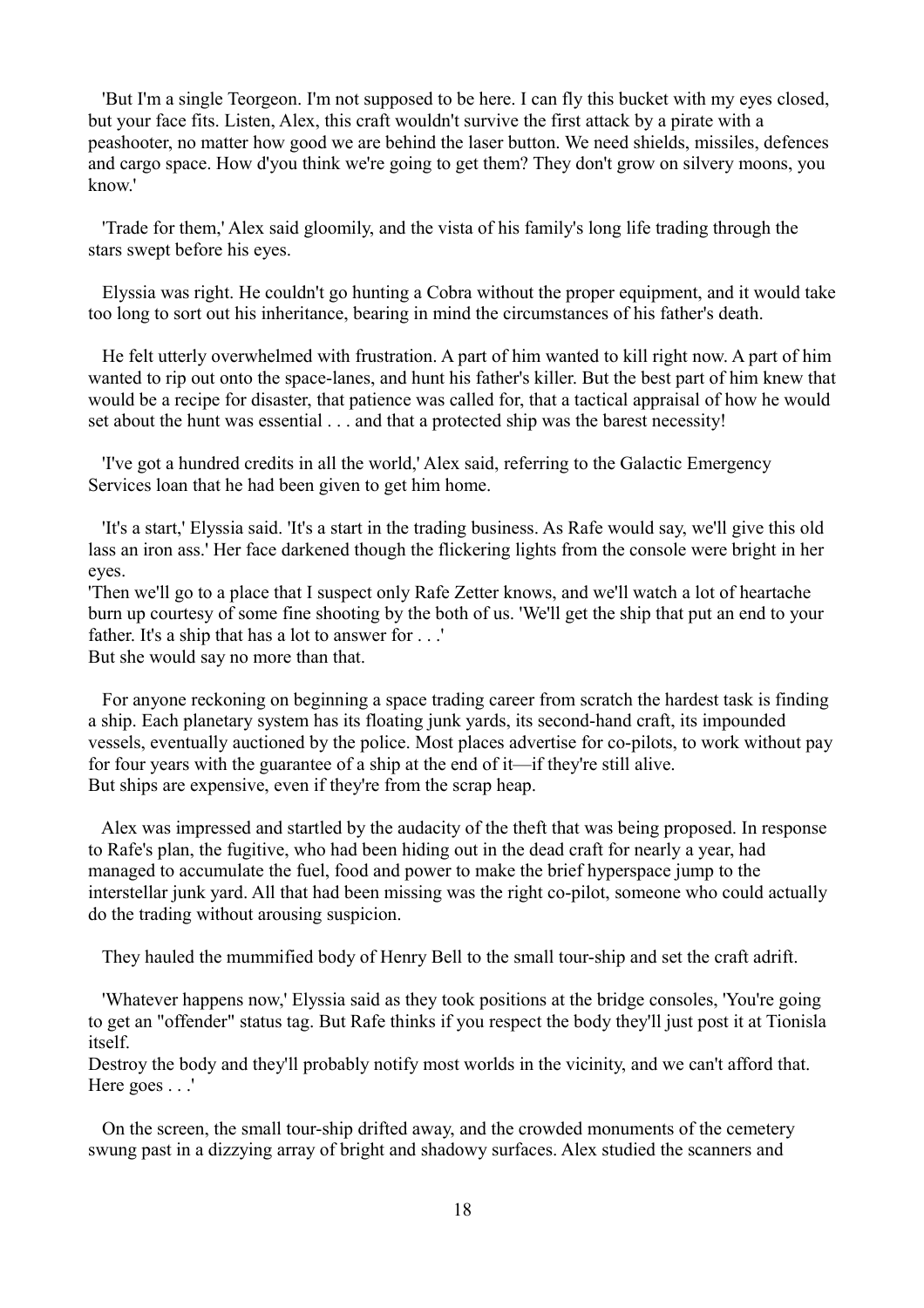'But I'm a single Teorgeon. I'm not supposed to be here. I can fly this bucket with my eyes closed, but your face fits. Listen, Alex, this craft wouldn't survive the first attack by a pirate with a peashooter, no matter how good we are behind the laser button. We need shields, missiles, defences and cargo space. How d'you think we're going to get them? They don't grow on silvery moons, you know.'

'Trade for them,' Alex said gloomily, and the vista of his family's long life trading through the stars swept before his eyes.

Elyssia was right. He couldn't go hunting a Cobra without the proper equipment, and it would take too long to sort out his inheritance, bearing in mind the circumstances of his father's death.

He felt utterly overwhelmed with frustration. A part of him wanted to kill right now. A part of him wanted to rip out onto the space-lanes, and hunt his father's killer. But the best part of him knew that would be a recipe for disaster, that patience was called for, that a tactical appraisal of how he would set about the hunt was essential . . . and that a protected ship was the barest necessity!

'I've got a hundred credits in all the world,' Alex said, referring to the Galactic Emergency Services loan that he had been given to get him home.

'It's a start,' Elyssia said. 'It's a start in the trading business. As Rafe would say, we'll give this old lass an iron ass.' Her face darkened though the flickering lights from the console were bright in her eyes.
'Then we'll go to a place that I suspect only Rafe Zetter knows, and we'll watch a lot of heartache burn up courtesy of some fine shooting by the both of us. 'We'll get the ship that put an end to your father. It's a ship that has a lot to answer for . . .'
But she would say no more than that.

For anyone reckoning on beginning a space trading career from scratch the hardest task is finding a ship. Each planetary system has its floating junk yards, its second-hand craft, its impounded vessels, eventually auctioned by the police. Most places advertise for co-pilots, to work without pay for four years with the guarantee of a ship at the end of it—if they're still alive.
But ships are expensive, even if they're from the scrap heap.

Alex was impressed and startled by the audacity of the theft that was being proposed. In response to Rafe's plan, the fugitive, who had been hiding out in the dead craft for nearly a year, had managed to accumulate the fuel, food and power to make the brief hyperspace jump to the interstellar junk yard. All that had been missing was the right co-pilot, someone who could actually do the trading without arousing suspicion.

They hauled the mummified body of Henry Bell to the small tour-ship and set the craft adrift.

'Whatever happens now,' Elyssia said as they took positions at the bridge consoles, 'You're going to get an "offender" status tag. But Rafe thinks if you respect the body they'll just post it at Tionisla itself.
Destroy the body and they'll probably notify most worlds in the vicinity, and we can't afford that. Here goes . . .'

On the screen, the small tour-ship drifted away, and the crowded monuments of the cemetery swung past in a dizzying array of bright and shadowy surfaces. Alex studied the scanners and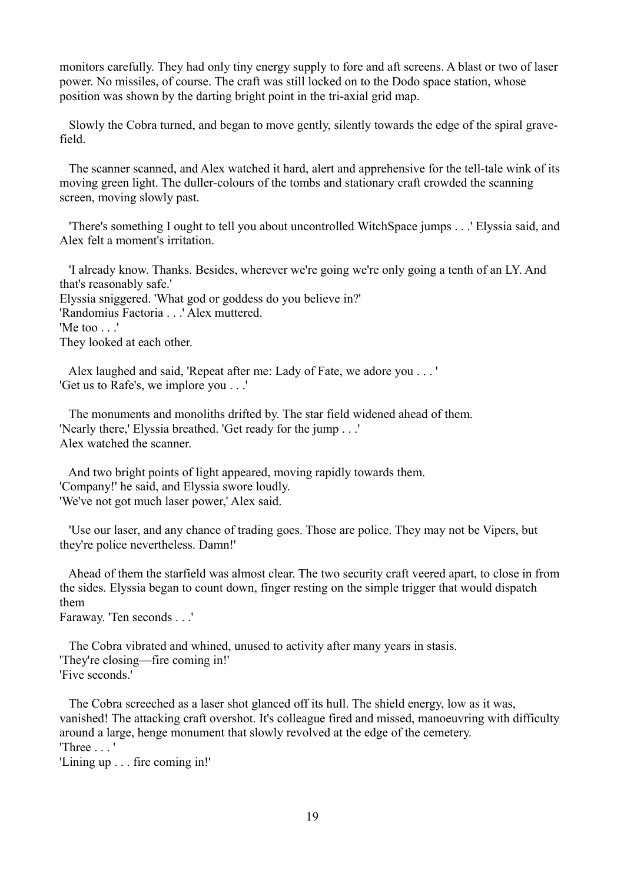monitors carefully. They had only tiny energy supply to fore and aft screens. A blast or two of laser power. No missiles, of course. The craft was still locked on to the Dodo space station, whose position was shown by the darting bright point in the tri-axial grid map.

Slowly the Cobra turned, and began to move gently, silently towards the edge of the spiral grave-field.

The scanner scanned, and Alex watched it hard, alert and apprehensive for the tell-tale wink of its moving green light. The duller-colours of the tombs and stationary craft crowded the scanning screen, moving slowly past.

'There's something I ought to tell you about uncontrolled WitchSpace jumps . . .' Elyssia said, and Alex felt a moment's irritation.

'I already know. Thanks. Besides, wherever we're going we're only going a tenth of an LY. And that's reasonably safe.'
Elyssia sniggered. 'What god or goddess do you believe in?'
'Randomius Factoria . . .' Alex muttered.
'Me too . . .'
They looked at each other.

Alex laughed and said, 'Repeat after me: Lady of Fate, we adore you . . . '
'Get us to Rafe's, we implore you . . .'

The monuments and monoliths drifted by. The star field widened ahead of them.
'Nearly there,' Elyssia breathed. 'Get ready for the jump . . .'
Alex watched the scanner.

And two bright points of light appeared, moving rapidly towards them.
'Company!' he said, and Elyssia swore loudly.
'We've not got much laser power,' Alex said.

'Use our laser, and any chance of trading goes. Those are police. They may not be Vipers, but they're police nevertheless. Damn!'

Ahead of them the starfield was almost clear. The two security craft veered apart, to close in from the sides. Elyssia began to count down, finger resting on the simple trigger that would dispatch them
Faraway. 'Ten seconds . . .'

The Cobra vibrated and whined, unused to activity after many years in stasis.
'They're closing—fire coming in!'
'Five seconds.'

The Cobra screeched as a laser shot glanced off its hull. The shield energy, low as it was, vanished! The attacking craft overshot. It's colleague fired and missed, manoeuvring with difficulty around a large, henge monument that slowly revolved at the edge of the cemetery.
'Three . . . '
'Lining up . . . fire coming in!'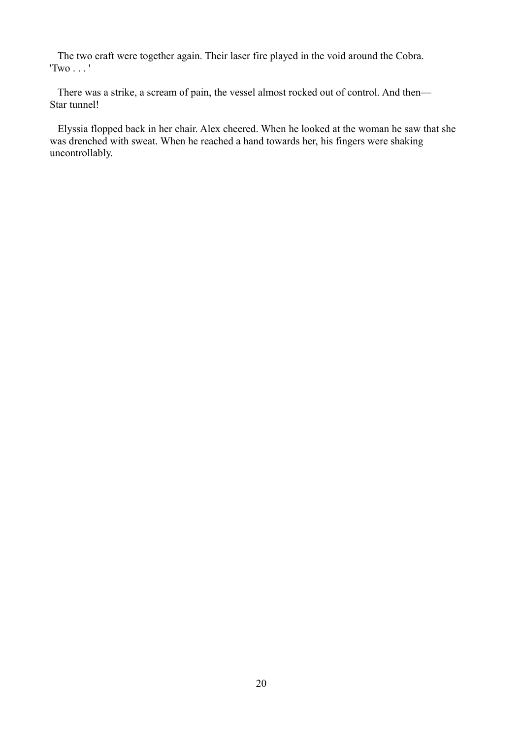The two craft were together again. Their laser fire played in the void around the Cobra. 'Two . . . '

There was a strike, a scream of pain, the vessel almost rocked out of control. And then—Star tunnel!

Elyssia flopped back in her chair. Alex cheered. When he looked at the woman he saw that she was drenched with sweat. When he reached a hand towards her, his fingers were shaking uncontrollably.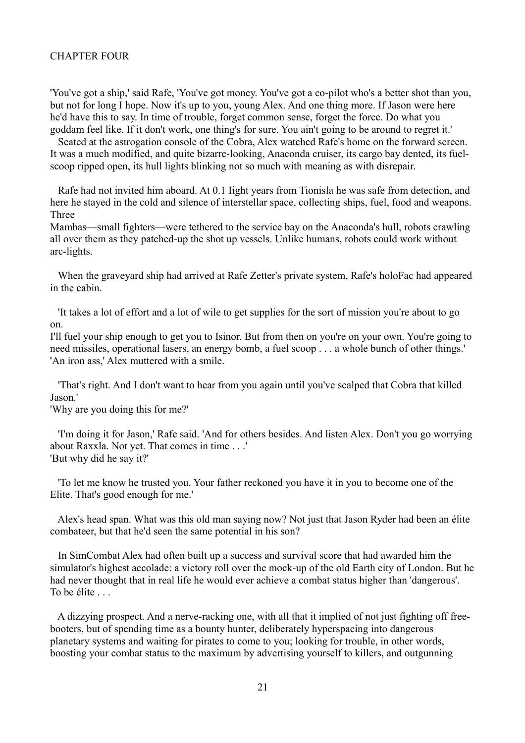# CHAPTER FOUR

'You've got a ship,' said Rafe, 'You've got money. You've got a co-pilot who's a better shot than you, but not for long I hope. Now it's up to you, young Alex. And one thing more. If Jason were here he'd have this to say. In time of trouble, forget common sense, forget the force. Do what you goddam feel like. If it don't work, one thing's for sure. You ain't going to be around to regret it.'

Seated at the astrogation console of the Cobra, Alex watched Rafe's home on the forward screen. It was a much modified, and quite bizarre-looking, Anaconda cruiser, its cargo bay dented, its fuel-scoop ripped open, its hull lights blinking not so much with meaning as with disrepair.

Rafe had not invited him aboard. At 0.1 Iight years from Tionisla he was safe from detection, and here he stayed in the cold and silence of interstellar space, collecting ships, fuel, food and weapons. Three Mambas—small fighters—were tethered to the service bay on the Anaconda's hull, robots crawling all over them as they patched-up the shot up vessels. Unlike humans, robots could work without arc-lights.

When the graveyard ship had arrived at Rafe Zetter's private system, Rafe's holoFac had appeared in the cabin.

'It takes a lot of effort and a lot of wile to get supplies for the sort of mission you're about to go on. I'll fuel your ship enough to get you to Isinor. But from then on you're on your own. You're going to need missiles, operational lasers, an energy bomb, a fuel scoop . . . a whole bunch of other things.'

'An iron ass,' Alex muttered with a smile.

'That's right. And I don't want to hear from you again until you've scalped that Cobra that killed Jason.'

'Why are you doing this for me?'

'I'm doing it for Jason,' Rafe said. 'And for others besides. And listen Alex. Don't you go worrying about Raxxla. Not yet. That comes in time . . .'

'But why did he say it?'

'To let me know he trusted you. Your father reckoned you have it in you to become one of the Elite. That's good enough for me.'

Alex's head span. What was this old man saying now? Not just that Jason Ryder had been an élite combateer, but that he'd seen the same potential in his son?

In SimCombat Alex had often built up a success and survival score that had awarded him the simulator's highest accolade: a victory roll over the mock-up of the old Earth city of London. But he had never thought that in real life he would ever achieve a combat status higher than 'dangerous'. To be élite . . .

A dizzying prospect. And a nerve-racking one, with all that it implied of not just fighting off free-booters, but of spending time as a bounty hunter, deliberately hyperspacing into dangerous planetary systems and waiting for pirates to come to you; looking for trouble, in other words, boosting your combat status to the maximum by advertising yourself to killers, and outgunning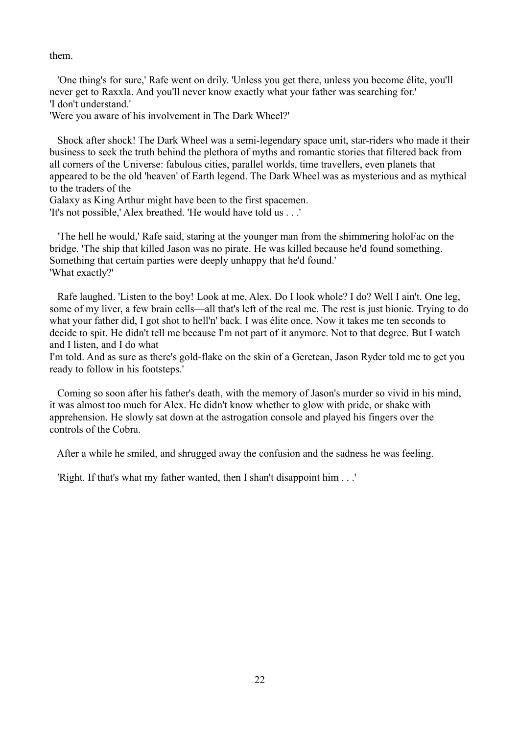them.

'One thing's for sure,' Rafe went on drily. 'Unless you get there, unless you become élite, you'll never get to Raxxla. And you'll never know exactly what your father was searching for.'
'I don't understand.'
'Were you aware of his involvement in The Dark Wheel?'

Shock after shock! The Dark Wheel was a semi-legendary space unit, star-riders who made it their business to seek the truth behind the plethora of myths and romantic stories that filtered back from all corners of the Universe: fabulous cities, parallel worlds, time travellers, even planets that appeared to be the old 'heaven' of Earth legend. The Dark Wheel was as mysterious and as mythical to the traders of the Galaxy as King Arthur might have been to the first spacemen.
'It's not possible,' Alex breathed. 'He would have told us . . .'

'The hell he would,' Rafe said, staring at the younger man from the shimmering holoFac on the bridge. 'The ship that killed Jason was no pirate. He was killed because he'd found something. Something that certain parties were deeply unhappy that he'd found.'
'What exactly?'

Rafe laughed. 'Listen to the boy! Look at me, Alex. Do I look whole? I do? Well I ain't. One leg, some of my liver, a few brain cells—all that's left of the real me. The rest is just bionic. Trying to do what your father did, I got shot to hell'n' back. I was élite once. Now it takes me ten seconds to decide to spit. He didn't tell me because I'm not part of it anymore. Not to that degree. But I watch and I listen, and I do what I'm told. And as sure as there's gold-flake on the skin of a Geretean, Jason Ryder told me to get you ready to follow in his footsteps.'

Coming so soon after his father's death, with the memory of Jason's murder so vivid in his mind, it was almost too much for Alex. He didn't know whether to glow with pride, or shake with apprehension. He slowly sat down at the astrogation console and played his fingers over the controls of the Cobra.

After a while he smiled, and shrugged away the confusion and the sadness he was feeling.

'Right. If that's what my father wanted, then I shan't disappoint him . . .'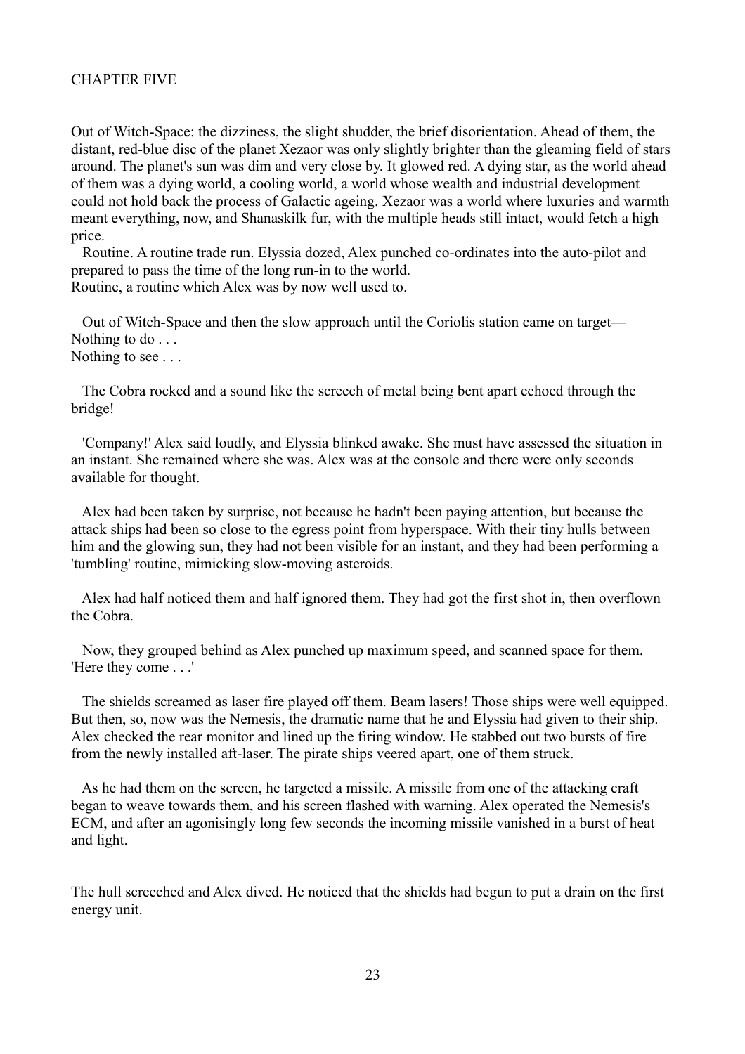## CHAPTER FIVE

Out of Witch-Space: the dizziness, the slight shudder, the brief disorientation. Ahead of them, the distant, red-blue disc of the planet Xezaor was only slightly brighter than the gleaming field of stars around. The planet's sun was dim and very close by. It glowed red. A dying star, as the world ahead of them was a dying world, a cooling world, a world whose wealth and industrial development could not hold back the process of Galactic ageing. Xezaor was a world where luxuries and warmth meant everything, now, and Shanaskilk fur, with the multiple heads still intact, would fetch a high price.

Routine. A routine trade run. Elyssia dozed, Alex punched co-ordinates into the auto-pilot and prepared to pass the time of the long run-in to the world.
Routine, a routine which Alex was by now well used to.

Out of Witch-Space and then the slow approach until the Coriolis station came on target—
Nothing to do . . .
Nothing to see . . .

The Cobra rocked and a sound like the screech of metal being bent apart echoed through the bridge!

'Company!' Alex said loudly, and Elyssia blinked awake. She must have assessed the situation in an instant. She remained where she was. Alex was at the console and there were only seconds available for thought.

Alex had been taken by surprise, not because he hadn't been paying attention, but because the attack ships had been so close to the egress point from hyperspace. With their tiny hulls between him and the glowing sun, they had not been visible for an instant, and they had been performing a 'tumbling' routine, mimicking slow-moving asteroids.

Alex had half noticed them and half ignored them. They had got the first shot in, then overflown the Cobra.

Now, they grouped behind as Alex punched up maximum speed, and scanned space for them.
'Here they come . . .'

The shields screamed as laser fire played off them. Beam lasers! Those ships were well equipped. But then, so, now was the Nemesis, the dramatic name that he and Elyssia had given to their ship. Alex checked the rear monitor and lined up the firing window. He stabbed out two bursts of fire from the newly installed aft-laser. The pirate ships veered apart, one of them struck.

As he had them on the screen, he targeted a missile. A missile from one of the attacking craft began to weave towards them, and his screen flashed with warning. Alex operated the Nemesis's ECM, and after an agonisingly long few seconds the incoming missile vanished in a burst of heat and light.

The hull screeched and Alex dived. He noticed that the shields had begun to put a drain on the first energy unit.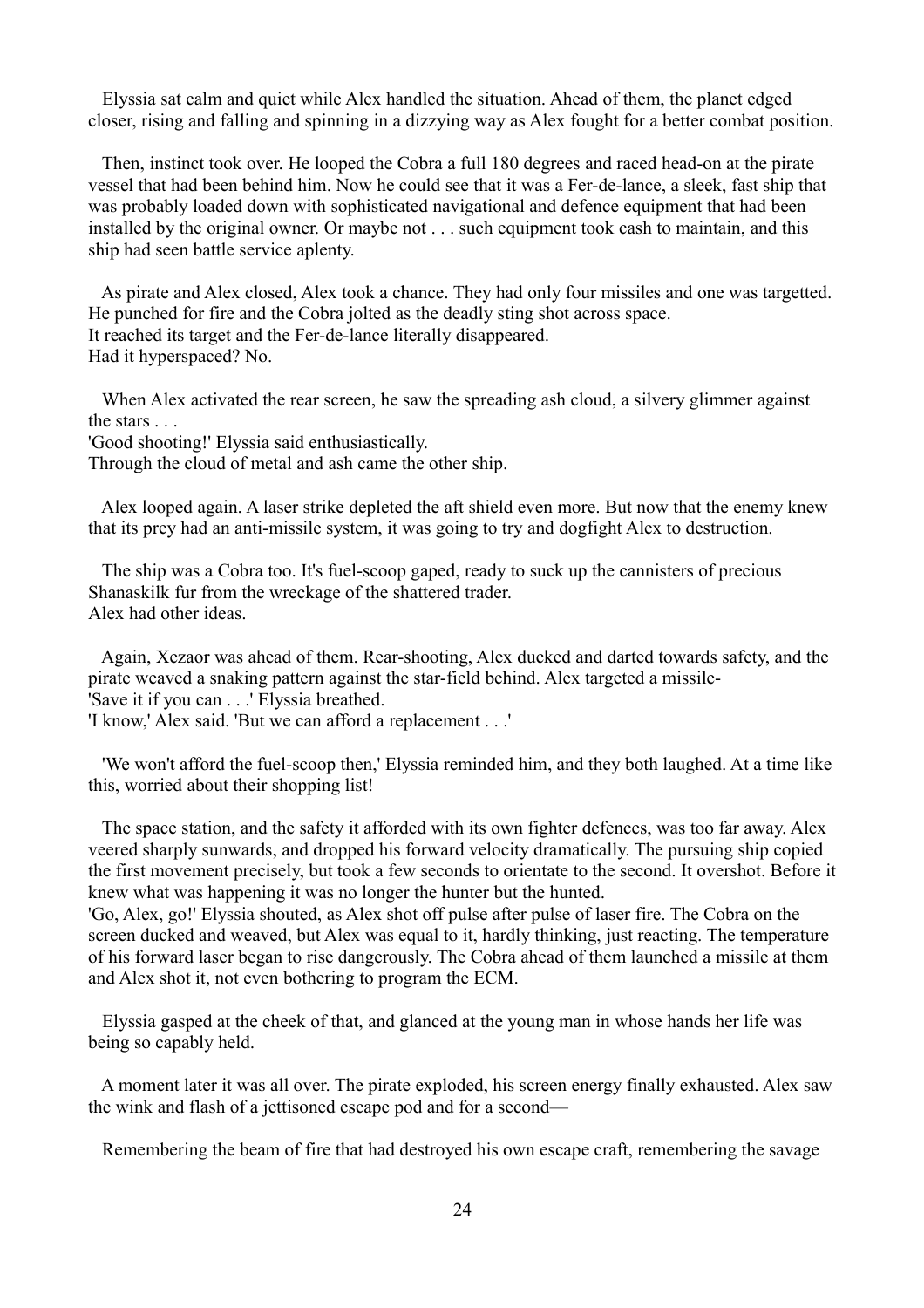Elyssia sat calm and quiet while Alex handled the situation. Ahead of them, the planet edged closer, rising and falling and spinning in a dizzying way as Alex fought for a better combat position.

Then, instinct took over. He looped the Cobra a full 180 degrees and raced head-on at the pirate vessel that had been behind him. Now he could see that it was a Fer-de-lance, a sleek, fast ship that was probably loaded down with sophisticated navigational and defence equipment that had been installed by the original owner. Or maybe not . . . such equipment took cash to maintain, and this ship had seen battle service aplenty.

As pirate and Alex closed, Alex took a chance. They had only four missiles and one was targetted. He punched for fire and the Cobra jolted as the deadly sting shot across space.
It reached its target and the Fer-de-lance literally disappeared.
Had it hyperspaced? No.

When Alex activated the rear screen, he saw the spreading ash cloud, a silvery glimmer against the stars . . .
'Good shooting!' Elyssia said enthusiastically.
Through the cloud of metal and ash came the other ship.

Alex looped again. A laser strike depleted the aft shield even more. But now that the enemy knew that its prey had an anti-missile system, it was going to try and dogfight Alex to destruction.

The ship was a Cobra too. It's fuel-scoop gaped, ready to suck up the cannisters of precious Shanaskilk fur from the wreckage of the shattered trader.
Alex had other ideas.

Again, Xezaor was ahead of them. Rear-shooting, Alex ducked and darted towards safety, and the pirate weaved a snaking pattern against the star-field behind. Alex targeted a missile-
'Save it if you can . . .' Elyssia breathed.
'I know,' Alex said. 'But we can afford a replacement . . .'

'We won't afford the fuel-scoop then,' Elyssia reminded him, and they both laughed. At a time like this, worried about their shopping list!

The space station, and the safety it afforded with its own fighter defences, was too far away. Alex veered sharply sunwards, and dropped his forward velocity dramatically. The pursuing ship copied the first movement precisely, but took a few seconds to orientate to the second. It overshot. Before it knew what was happening it was no longer the hunter but the hunted.
'Go, Alex, go!' Elyssia shouted, as Alex shot off pulse after pulse of laser fire. The Cobra on the screen ducked and weaved, but Alex was equal to it, hardly thinking, just reacting. The temperature of his forward laser began to rise dangerously. The Cobra ahead of them launched a missile at them and Alex shot it, not even bothering to program the ECM.

Elyssia gasped at the cheek of that, and glanced at the young man in whose hands her life was being so capably held.

A moment later it was all over. The pirate exploded, his screen energy finally exhausted. Alex saw the wink and flash of a jettisoned escape pod and for a second—

Remembering the beam of fire that had destroyed his own escape craft, remembering the savage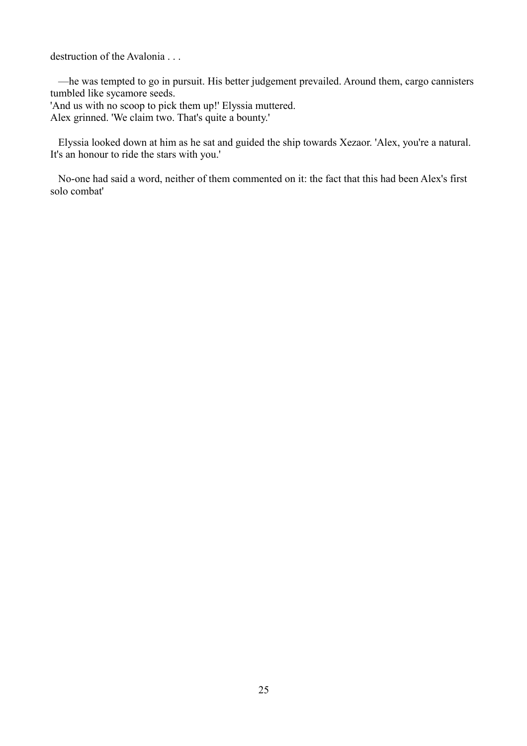destruction of the Avalonia . . .

—he was tempted to go in pursuit. His better judgement prevailed. Around them, cargo cannisters tumbled like sycamore seeds.
'And us with no scoop to pick them up!' Elyssia muttered.
Alex grinned. 'We claim two. That's quite a bounty.'

Elyssia looked down at him as he sat and guided the ship towards Xezaor. 'Alex, you're a natural. It's an honour to ride the stars with you.'

No-one had said a word, neither of them commented on it: the fact that this had been Alex's first solo combat'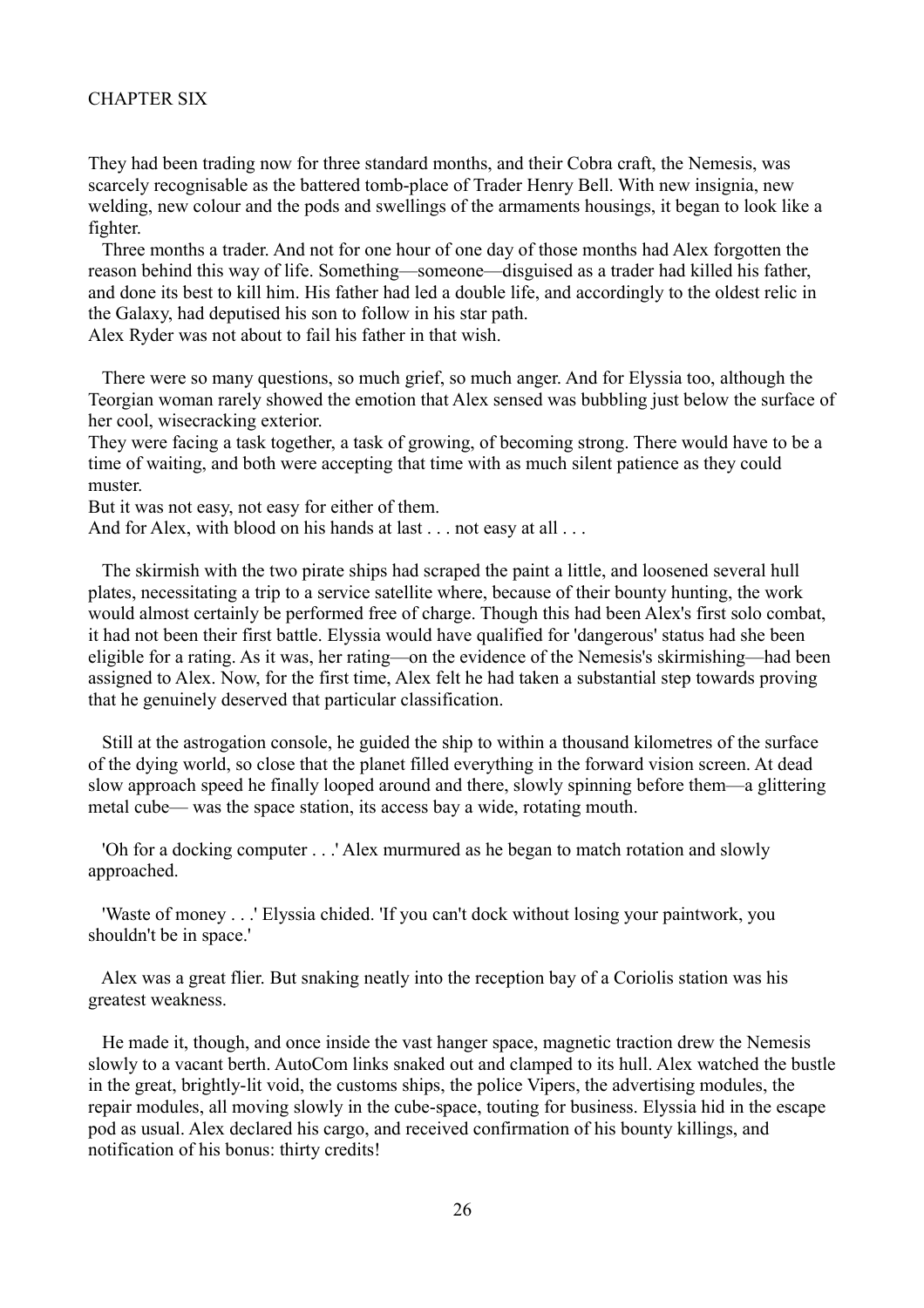# CHAPTER SIX

They had been trading now for three standard months, and their Cobra craft, the Nemesis, was scarcely recognisable as the battered tomb-place of Trader Henry Bell. With new insignia, new welding, new colour and the pods and swellings of the armaments housings, it began to look like a fighter.

Three months a trader. And not for one hour of one day of those months had Alex forgotten the reason behind this way of life. Something—someone—disguised as a trader had killed his father, and done its best to kill him. His father had led a double life, and accordingly to the oldest relic in the Galaxy, had deputised his son to follow in his star path.

Alex Ryder was not about to fail his father in that wish.

There were so many questions, so much grief, so much anger. And for Elyssia too, although the Teorgian woman rarely showed the emotion that Alex sensed was bubbling just below the surface of her cool, wisecracking exterior.

They were facing a task together, a task of growing, of becoming strong. There would have to be a time of waiting, and both were accepting that time with as much silent patience as they could muster.

But it was not easy, not easy for either of them.

And for Alex, with blood on his hands at last . . . not easy at all . . .

The skirmish with the two pirate ships had scraped the paint a little, and loosened several hull plates, necessitating a trip to a service satellite where, because of their bounty hunting, the work would almost certainly be performed free of charge. Though this had been Alex's first solo combat, it had not been their first battle. Elyssia would have qualified for 'dangerous' status had she been eligible for a rating. As it was, her rating—on the evidence of the Nemesis's skirmishing—had been assigned to Alex. Now, for the first time, Alex felt he had taken a substantial step towards proving that he genuinely deserved that particular classification.

Still at the astrogation console, he guided the ship to within a thousand kilometres of the surface of the dying world, so close that the planet filled everything in the forward vision screen. At dead slow approach speed he finally looped around and there, slowly spinning before them—a glittering metal cube— was the space station, its access bay a wide, rotating mouth.

'Oh for a docking computer . . .' Alex murmured as he began to match rotation and slowly approached.

'Waste of money . . .' Elyssia chided. 'If you can't dock without losing your paintwork, you shouldn't be in space.'

Alex was a great flier. But snaking neatly into the reception bay of a Coriolis station was his greatest weakness.

He made it, though, and once inside the vast hanger space, magnetic traction drew the Nemesis slowly to a vacant berth. AutoCom links snaked out and clamped to its hull. Alex watched the bustle in the great, brightly-lit void, the customs ships, the police Vipers, the advertising modules, the repair modules, all moving slowly in the cube-space, touting for business. Elyssia hid in the escape pod as usual. Alex declared his cargo, and received confirmation of his bounty killings, and notification of his bonus: thirty credits!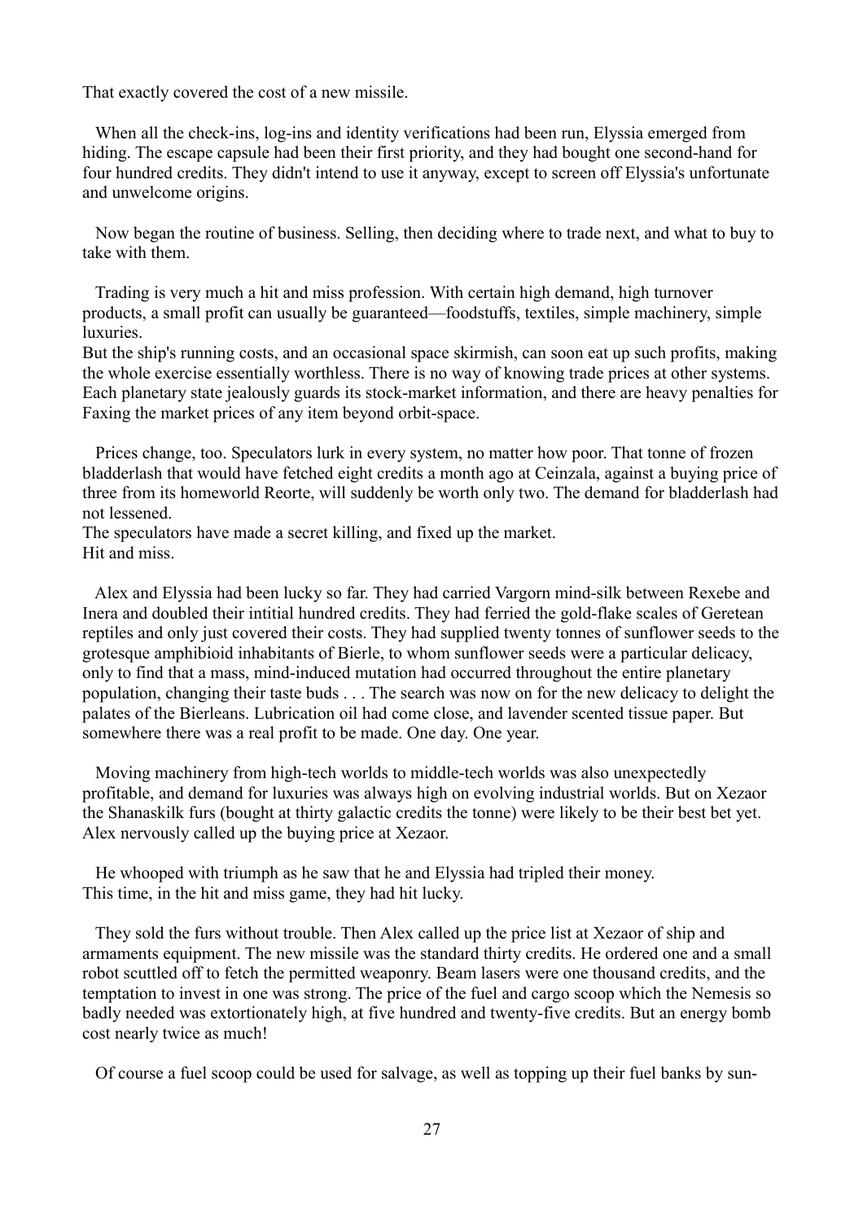That exactly covered the cost of a new missile.

When all the check-ins, log-ins and identity verifications had been run, Elyssia emerged from hiding. The escape capsule had been their first priority, and they had bought one second-hand for four hundred credits. They didn't intend to use it anyway, except to screen off Elyssia's unfortunate and unwelcome origins.

Now began the routine of business. Selling, then deciding where to trade next, and what to buy to take with them.

Trading is very much a hit and miss profession. With certain high demand, high turnover products, a small profit can usually be guaranteed—foodstuffs, textiles, simple machinery, simple luxuries.
But the ship's running costs, and an occasional space skirmish, can soon eat up such profits, making the whole exercise essentially worthless. There is no way of knowing trade prices at other systems. Each planetary state jealously guards its stock-market information, and there are heavy penalties for Faxing the market prices of any item beyond orbit-space.

Prices change, too. Speculators lurk in every system, no matter how poor. That tonne of frozen bladderlash that would have fetched eight credits a month ago at Ceinzala, against a buying price of three from its homeworld Reorte, will suddenly be worth only two. The demand for bladderlash had not lessened.
The speculators have made a secret killing, and fixed up the market.
Hit and miss.

Alex and Elyssia had been lucky so far. They had carried Vargorn mind-silk between Rexebe and Inera and doubled their intitial hundred credits. They had ferried the gold-flake scales of Geretean reptiles and only just covered their costs. They had supplied twenty tonnes of sunflower seeds to the grotesque amphibioid inhabitants of Bierle, to whom sunflower seeds were a particular delicacy, only to find that a mass, mind-induced mutation had occurred throughout the entire planetary population, changing their taste buds . . . The search was now on for the new delicacy to delight the palates of the Bierleans. Lubrication oil had come close, and lavender scented tissue paper. But somewhere there was a real profit to be made. One day. One year.

Moving machinery from high-tech worlds to middle-tech worlds was also unexpectedly profitable, and demand for luxuries was always high on evolving industrial worlds. But on Xezaor the Shanaskilk furs (bought at thirty galactic credits the tonne) were likely to be their best bet yet. Alex nervously called up the buying price at Xezaor.

He whooped with triumph as he saw that he and Elyssia had tripled their money.
This time, in the hit and miss game, they had hit lucky.

They sold the furs without trouble. Then Alex called up the price list at Xezaor of ship and armaments equipment. The new missile was the standard thirty credits. He ordered one and a small robot scuttled off to fetch the permitted weaponry. Beam lasers were one thousand credits, and the temptation to invest in one was strong. The price of the fuel and cargo scoop which the Nemesis so badly needed was extortionately high, at five hundred and twenty-five credits. But an energy bomb cost nearly twice as much!

Of course a fuel scoop could be used for salvage, as well as topping up their fuel banks by sun-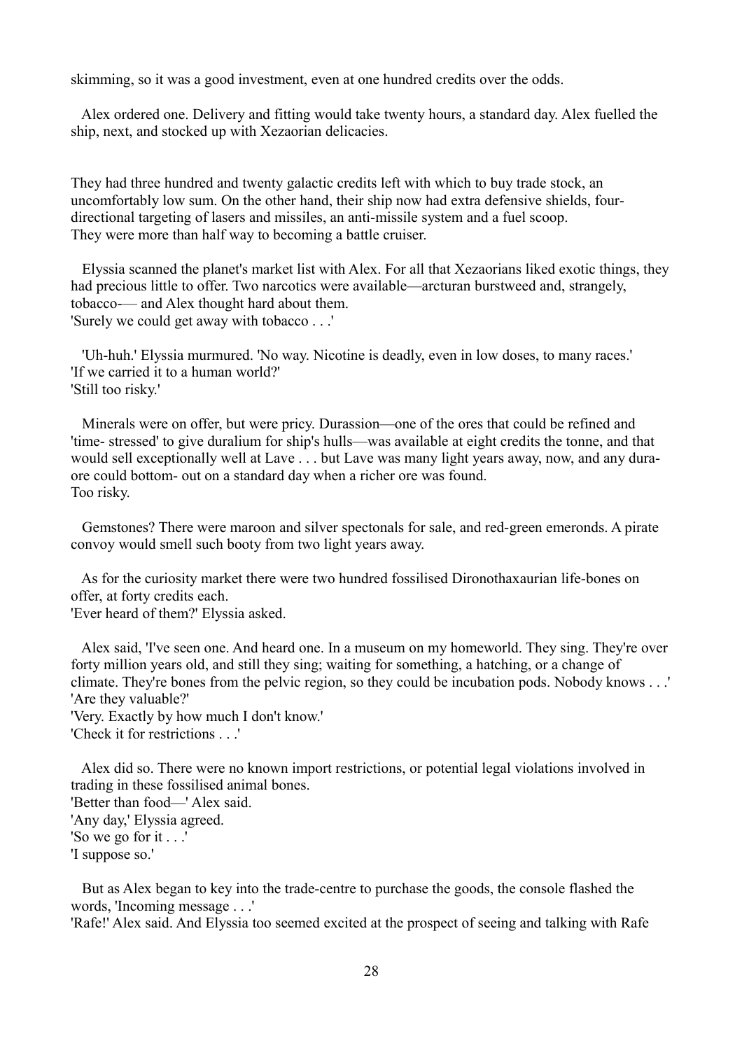skimming, so it was a good investment, even at one hundred credits over the odds.

Alex ordered one. Delivery and fitting would take twenty hours, a standard day. Alex fuelled the ship, next, and stocked up with Xezaorian delicacies.

They had three hundred and twenty galactic credits left with which to buy trade stock, an uncomfortably low sum. On the other hand, their ship now had extra defensive shields, four-directional targeting of lasers and missiles, an anti-missile system and a fuel scoop.
They were more than half way to becoming a battle cruiser.

Elyssia scanned the planet's market list with Alex. For all that Xezaorians liked exotic things, they had precious little to offer. Two narcotics were available—arcturan burstweed and, strangely, tobacco-— and Alex thought hard about them.
'Surely we could get away with tobacco . . .'

'Uh-huh.' Elyssia murmured. 'No way. Nicotine is deadly, even in low doses, to many races.'
'If we carried it to a human world?'
'Still too risky.'

Minerals were on offer, but were pricy. Durassion—one of the ores that could be refined and 'time- stressed' to give duralium for ship's hulls—was available at eight credits the tonne, and that would sell exceptionally well at Lave . . . but Lave was many light years away, now, and any dura-ore could bottom- out on a standard day when a richer ore was found.
Too risky.

Gemstones? There were maroon and silver spectonals for sale, and red-green emeronds. A pirate convoy would smell such booty from two light years away.

As for the curiosity market there were two hundred fossilised Dironothaxaurian life-bones on offer, at forty credits each.
'Ever heard of them?' Elyssia asked.

Alex said, 'I've seen one. And heard one. In a museum on my homeworld. They sing. They're over forty million years old, and still they sing; waiting for something, a hatching, or a change of climate. They're bones from the pelvic region, so they could be incubation pods. Nobody knows . . .'
'Are they valuable?'
'Very. Exactly by how much I don't know.'
'Check it for restrictions . . .'

Alex did so. There were no known import restrictions, or potential legal violations involved in trading in these fossilised animal bones.
'Better than food—' Alex said.
'Any day,' Elyssia agreed.
'So we go for it . . .'
'I suppose so.'

But as Alex began to key into the trade-centre to purchase the goods, the console flashed the words, 'Incoming message . . .'
'Rafe!' Alex said. And Elyssia too seemed excited at the prospect of seeing and talking with Rafe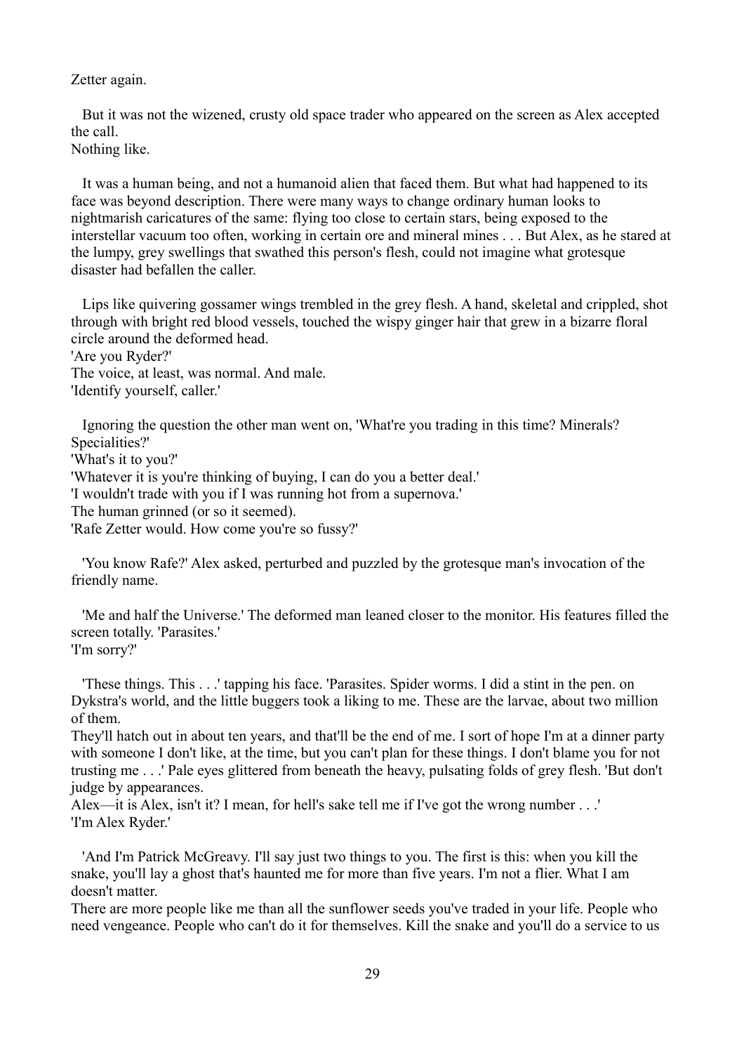Zetter again.

But it was not the wizened, crusty old space trader who appeared on the screen as Alex accepted the call.
Nothing like.

It was a human being, and not a humanoid alien that faced them. But what had happened to its face was beyond description. There were many ways to change ordinary human looks to nightmarish caricatures of the same: flying too close to certain stars, being exposed to the interstellar vacuum too often, working in certain ore and mineral mines . . . But Alex, as he stared at the lumpy, grey swellings that swathed this person's flesh, could not imagine what grotesque disaster had befallen the caller.

Lips like quivering gossamer wings trembled in the grey flesh. A hand, skeletal and crippled, shot through with bright red blood vessels, touched the wispy ginger hair that grew in a bizarre floral circle around the deformed head.
'Are you Ryder?'
The voice, at least, was normal. And male.
'Identify yourself, caller.'

Ignoring the question the other man went on, 'What're you trading in this time? Minerals? Specialities?'
'What's it to you?'
'Whatever it is you're thinking of buying, I can do you a better deal.'
'I wouldn't trade with you if I was running hot from a supernova.'
The human grinned (or so it seemed).
'Rafe Zetter would. How come you're so fussy?'

'You know Rafe?' Alex asked, perturbed and puzzled by the grotesque man's invocation of the friendly name.

'Me and half the Universe.' The deformed man leaned closer to the monitor. His features filled the screen totally. 'Parasites.'
'I'm sorry?'

'These things. This . . .' tapping his face. 'Parasites. Spider worms. I did a stint in the pen. on Dykstra's world, and the little buggers took a liking to me. These are the larvae, about two million of them.
They'll hatch out in about ten years, and that'll be the end of me. I sort of hope I'm at a dinner party with someone I don't like, at the time, but you can't plan for these things. I don't blame you for not trusting me . . .' Pale eyes glittered from beneath the heavy, pulsating folds of grey flesh. 'But don't judge by appearances.
Alex—it is Alex, isn't it? I mean, for hell's sake tell me if I've got the wrong number . . .'
'I'm Alex Ryder.'

'And I'm Patrick McGreavy. I'll say just two things to you. The first is this: when you kill the snake, you'll lay a ghost that's haunted me for more than five years. I'm not a flier. What I am doesn't matter.
There are more people like me than all the sunflower seeds you've traded in your life. People who need vengeance. People who can't do it for themselves. Kill the snake and you'll do a service to us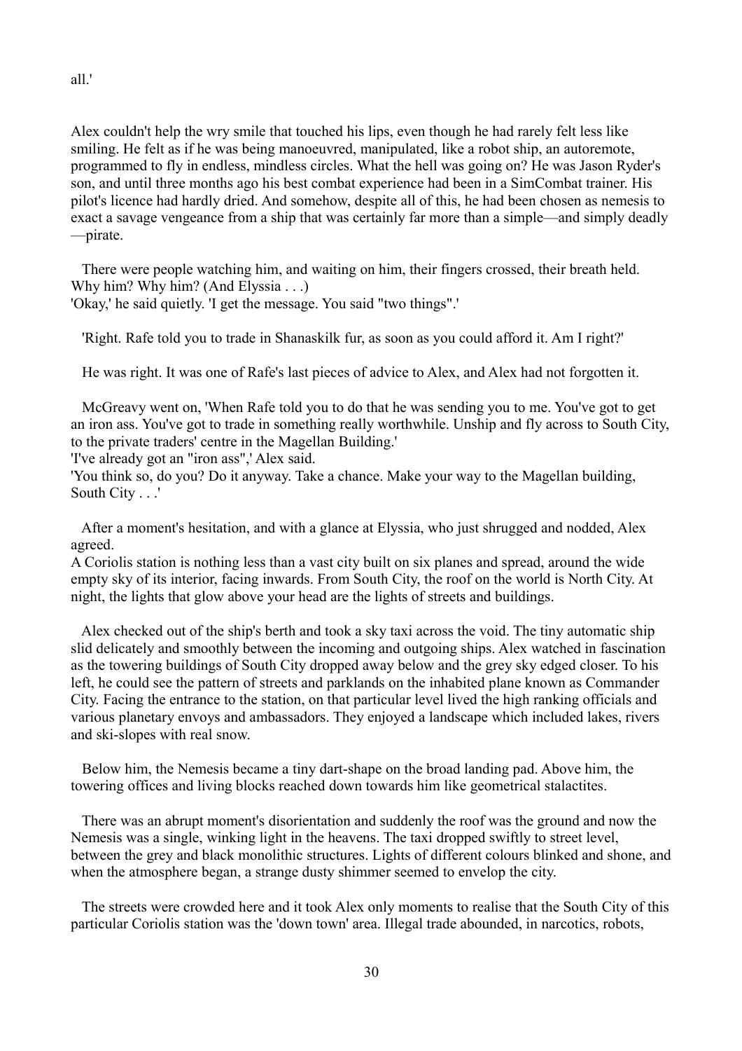all.'

Alex couldn't help the wry smile that touched his lips, even though he had rarely felt less like smiling. He felt as if he was being manoeuvred, manipulated, like a robot ship, an autoremote, programmed to fly in endless, mindless circles. What the hell was going on? He was Jason Ryder's son, and until three months ago his best combat experience had been in a SimCombat trainer. His pilot's licence had hardly dried. And somehow, despite all of this, he had been chosen as nemesis to exact a savage vengeance from a ship that was certainly far more than a simple—and simply deadly—pirate.

There were people watching him, and waiting on him, their fingers crossed, their breath held. Why him? Why him? (And Elyssia . . .)

'Okay,' he said quietly. 'I get the message. You said "two things".'

'Right. Rafe told you to trade in Shanaskilk fur, as soon as you could afford it. Am I right?'

He was right. It was one of Rafe's last pieces of advice to Alex, and Alex had not forgotten it.

McGreavy went on, 'When Rafe told you to do that he was sending you to me. You've got to get an iron ass. You've got to trade in something really worthwhile. Unship and fly across to South City, to the private traders' centre in the Magellan Building.'

'I've already got an "iron ass",' Alex said.

'You think so, do you? Do it anyway. Take a chance. Make your way to the Magellan building, South City . . .'

After a moment's hesitation, and with a glance at Elyssia, who just shrugged and nodded, Alex agreed.

A Coriolis station is nothing less than a vast city built on six planes and spread, around the wide empty sky of its interior, facing inwards. From South City, the roof on the world is North City. At night, the lights that glow above your head are the lights of streets and buildings.

Alex checked out of the ship's berth and took a sky taxi across the void. The tiny automatic ship slid delicately and smoothly between the incoming and outgoing ships. Alex watched in fascination as the towering buildings of South City dropped away below and the grey sky edged closer. To his left, he could see the pattern of streets and parklands on the inhabited plane known as Commander City. Facing the entrance to the station, on that particular level lived the high ranking officials and various planetary envoys and ambassadors. They enjoyed a landscape which included lakes, rivers and ski-slopes with real snow.

Below him, the Nemesis became a tiny dart-shape on the broad landing pad. Above him, the towering offices and living blocks reached down towards him like geometrical stalactites.

There was an abrupt moment's disorientation and suddenly the roof was the ground and now the Nemesis was a single, winking light in the heavens. The taxi dropped swiftly to street level, between the grey and black monolithic structures. Lights of different colours blinked and shone, and when the atmosphere began, a strange dusty shimmer seemed to envelop the city.

The streets were crowded here and it took Alex only moments to realise that the South City of this particular Coriolis station was the 'down town' area. Illegal trade abounded, in narcotics, robots,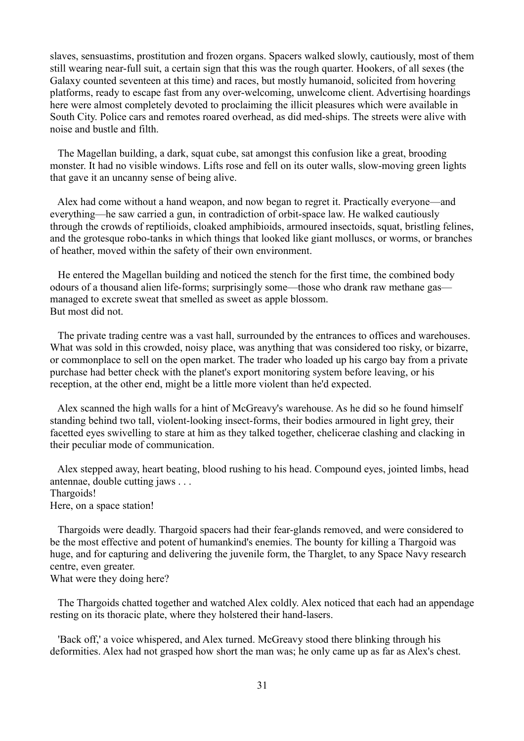slaves, sensuastims, prostitution and frozen organs. Spacers walked slowly, cautiously, most of them still wearing near-full suit, a certain sign that this was the rough quarter. Hookers, of all sexes (the Galaxy counted seventeen at this time) and races, but mostly humanoid, solicited from hovering platforms, ready to escape fast from any over-welcoming, unwelcome client. Advertising hoardings here were almost completely devoted to proclaiming the illicit pleasures which were available in South City. Police cars and remotes roared overhead, as did med-ships. The streets were alive with noise and bustle and filth.

The Magellan building, a dark, squat cube, sat amongst this confusion like a great, brooding monster. It had no visible windows. Lifts rose and fell on its outer walls, slow-moving green lights that gave it an uncanny sense of being alive.

Alex had come without a hand weapon, and now began to regret it. Practically everyone—and everything—he saw carried a gun, in contradiction of orbit-space law. He walked cautiously through the crowds of reptilioids, cloaked amphibioids, armoured insectoids, squat, bristling felines, and the grotesque robo-tanks in which things that looked like giant molluscs, or worms, or branches of heather, moved within the safety of their own environment.

He entered the Magellan building and noticed the stench for the first time, the combined body odours of a thousand alien life-forms; surprisingly some—those who drank raw methane gas—managed to excrete sweat that smelled as sweet as apple blossom.
But most did not.

The private trading centre was a vast hall, surrounded by the entrances to offices and warehouses. What was sold in this crowded, noisy place, was anything that was considered too risky, or bizarre, or commonplace to sell on the open market. The trader who loaded up his cargo bay from a private purchase had better check with the planet's export monitoring system before leaving, or his reception, at the other end, might be a little more violent than he'd expected.

Alex scanned the high walls for a hint of McGreavy's warehouse. As he did so he found himself standing behind two tall, violent-looking insect-forms, their bodies armoured in light grey, their facetted eyes swivelling to stare at him as they talked together, chelicerae clashing and clacking in their peculiar mode of communication.

Alex stepped away, heart beating, blood rushing to his head. Compound eyes, jointed limbs, head antennae, double cutting jaws . . .
Thargoids!
Here, on a space station!

Thargoids were deadly. Thargoid spacers had their fear-glands removed, and were considered to be the most effective and potent of humankind's enemies. The bounty for killing a Thargoid was huge, and for capturing and delivering the juvenile form, the Tharglet, to any Space Navy research centre, even greater.
What were they doing here?

The Thargoids chatted together and watched Alex coldly. Alex noticed that each had an appendage resting on its thoracic plate, where they holstered their hand-lasers.

'Back off,' a voice whispered, and Alex turned. McGreavy stood there blinking through his deformities. Alex had not grasped how short the man was; he only came up as far as Alex's chest.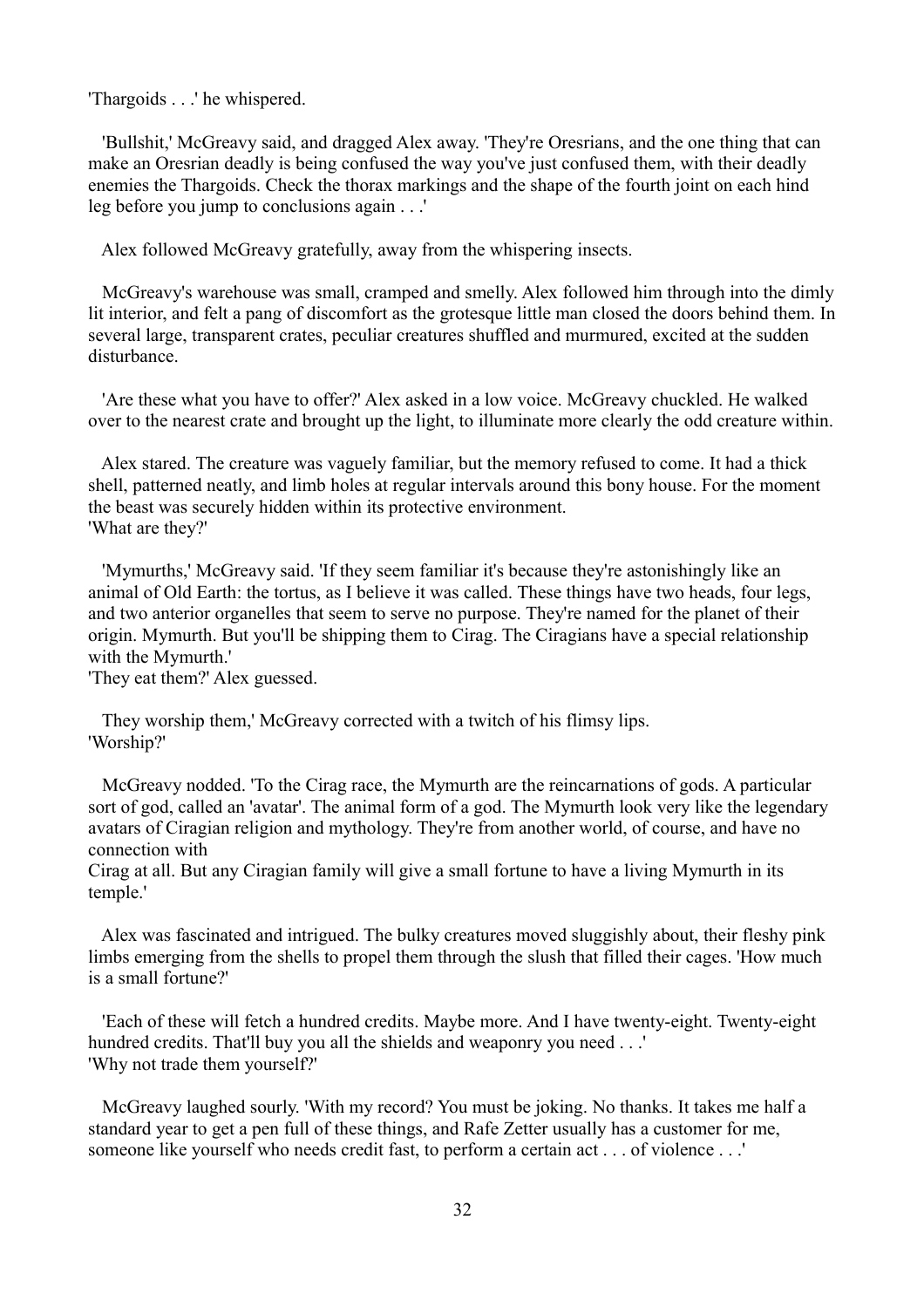'Thargoids . . .' he whispered.

'Bullshit,' McGreavy said, and dragged Alex away. 'They're Oresrians, and the one thing that can make an Oresrian deadly is being confused the way you've just confused them, with their deadly enemies the Thargoids. Check the thorax markings and the shape of the fourth joint on each hind leg before you jump to conclusions again . . .'

Alex followed McGreavy gratefully, away from the whispering insects.

McGreavy's warehouse was small, cramped and smelly. Alex followed him through into the dimly lit interior, and felt a pang of discomfort as the grotesque little man closed the doors behind them. In several large, transparent crates, peculiar creatures shuffled and murmured, excited at the sudden disturbance.

'Are these what you have to offer?' Alex asked in a low voice. McGreavy chuckled. He walked over to the nearest crate and brought up the light, to illuminate more clearly the odd creature within.

Alex stared. The creature was vaguely familiar, but the memory refused to come. It had a thick shell, patterned neatly, and limb holes at regular intervals around this bony house. For the moment the beast was securely hidden within its protective environment.
'What are they?'

'Mymurths,' McGreavy said. 'If they seem familiar it's because they're astonishingly like an animal of Old Earth: the tortus, as I believe it was called. These things have two heads, four legs, and two anterior organelles that seem to serve no purpose. They're named for the planet of their origin. Mymurth. But you'll be shipping them to Cirag. The Ciragians have a special relationship with the Mymurth.'
'They eat them?' Alex guessed.

They worship them,' McGreavy corrected with a twitch of his flimsy lips.
'Worship?'

McGreavy nodded. 'To the Cirag race, the Mymurth are the reincarnations of gods. A particular sort of god, called an 'avatar'. The animal form of a god. The Mymurth look very like the legendary avatars of Ciragian religion and mythology. They're from another world, of course, and have no connection with
Cirag at all. But any Ciragian family will give a small fortune to have a living Mymurth in its temple.'

Alex was fascinated and intrigued. The bulky creatures moved sluggishly about, their fleshy pink limbs emerging from the shells to propel them through the slush that filled their cages. 'How much is a small fortune?'

'Each of these will fetch a hundred credits. Maybe more. And I have twenty-eight. Twenty-eight hundred credits. That'll buy you all the shields and weaponry you need . . .'
'Why not trade them yourself?'

McGreavy laughed sourly. 'With my record? You must be joking. No thanks. It takes me half a standard year to get a pen full of these things, and Rafe Zetter usually has a customer for me, someone like yourself who needs credit fast, to perform a certain act . . . of violence . . .'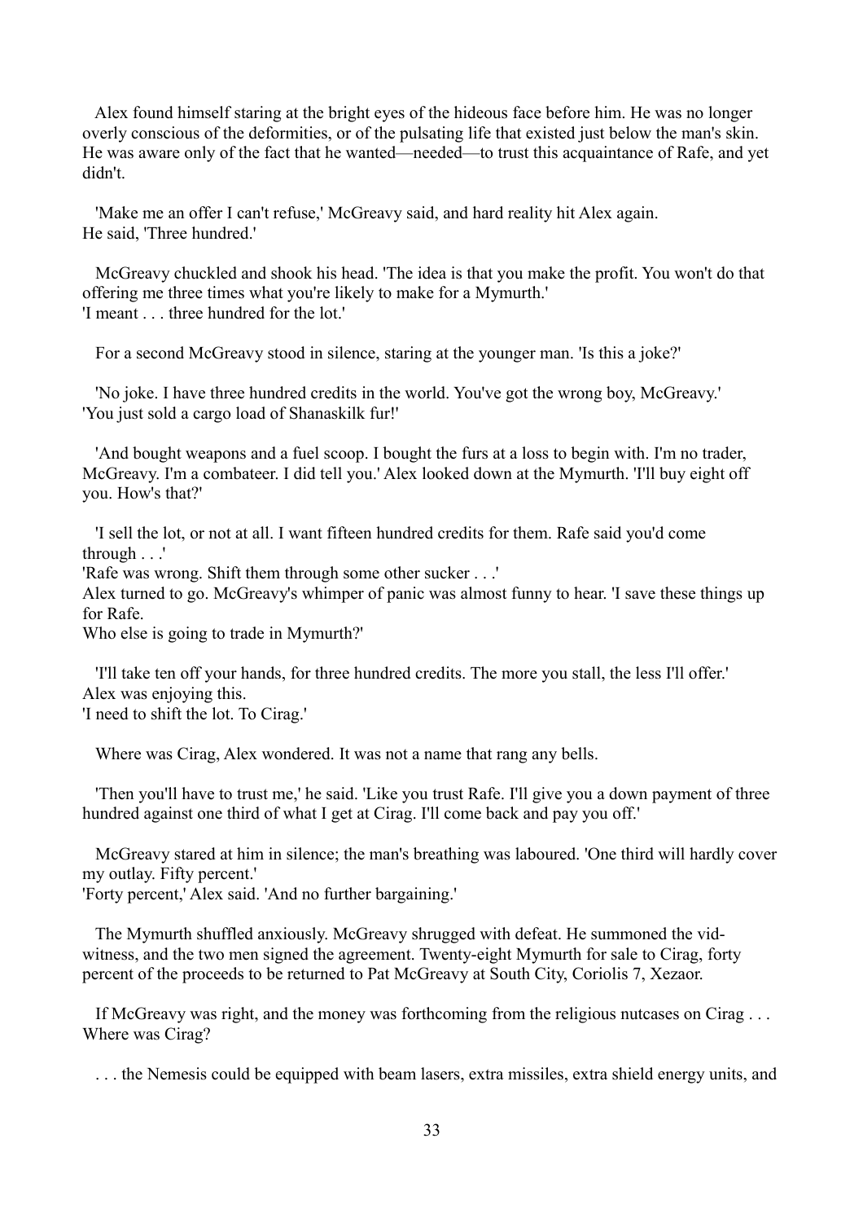Alex found himself staring at the bright eyes of the hideous face before him. He was no longer overly conscious of the deformities, or of the pulsating life that existed just below the man's skin. He was aware only of the fact that he wanted—needed—to trust this acquaintance of Rafe, and yet didn't.

'Make me an offer I can't refuse,' McGreavy said, and hard reality hit Alex again.
He said, 'Three hundred.'

McGreavy chuckled and shook his head. 'The idea is that you make the profit. You won't do that offering me three times what you're likely to make for a Mymurth.'
'I meant . . . three hundred for the lot.'

For a second McGreavy stood in silence, staring at the younger man. 'Is this a joke?'

'No joke. I have three hundred credits in the world. You've got the wrong boy, McGreavy.'
'You just sold a cargo load of Shanaskilk fur!'

'And bought weapons and a fuel scoop. I bought the furs at a loss to begin with. I'm no trader, McGreavy. I'm a combateer. I did tell you.' Alex looked down at the Mymurth. 'I'll buy eight off you. How's that?'

'I sell the lot, or not at all. I want fifteen hundred credits for them. Rafe said you'd come through . . .'
'Rafe was wrong. Shift them through some other sucker . . .'
Alex turned to go. McGreavy's whimper of panic was almost funny to hear. 'I save these things up for Rafe.
Who else is going to trade in Mymurth?'

'I'll take ten off your hands, for three hundred credits. The more you stall, the less I'll offer.'
Alex was enjoying this.
'I need to shift the lot. To Cirag.'

Where was Cirag, Alex wondered. It was not a name that rang any bells.

'Then you'll have to trust me,' he said. 'Like you trust Rafe. I'll give you a down payment of three hundred against one third of what I get at Cirag. I'll come back and pay you off.'

McGreavy stared at him in silence; the man's breathing was laboured. 'One third will hardly cover my outlay. Fifty percent.'
'Forty percent,' Alex said. 'And no further bargaining.'

The Mymurth shuffled anxiously. McGreavy shrugged with defeat. He summoned the vid-witness, and the two men signed the agreement. Twenty-eight Mymurth for sale to Cirag, forty percent of the proceeds to be returned to Pat McGreavy at South City, Coriolis 7, Xezaor.

If McGreavy was right, and the money was forthcoming from the religious nutcases on Cirag . . . Where was Cirag?

. . . the Nemesis could be equipped with beam lasers, extra missiles, extra shield energy units, and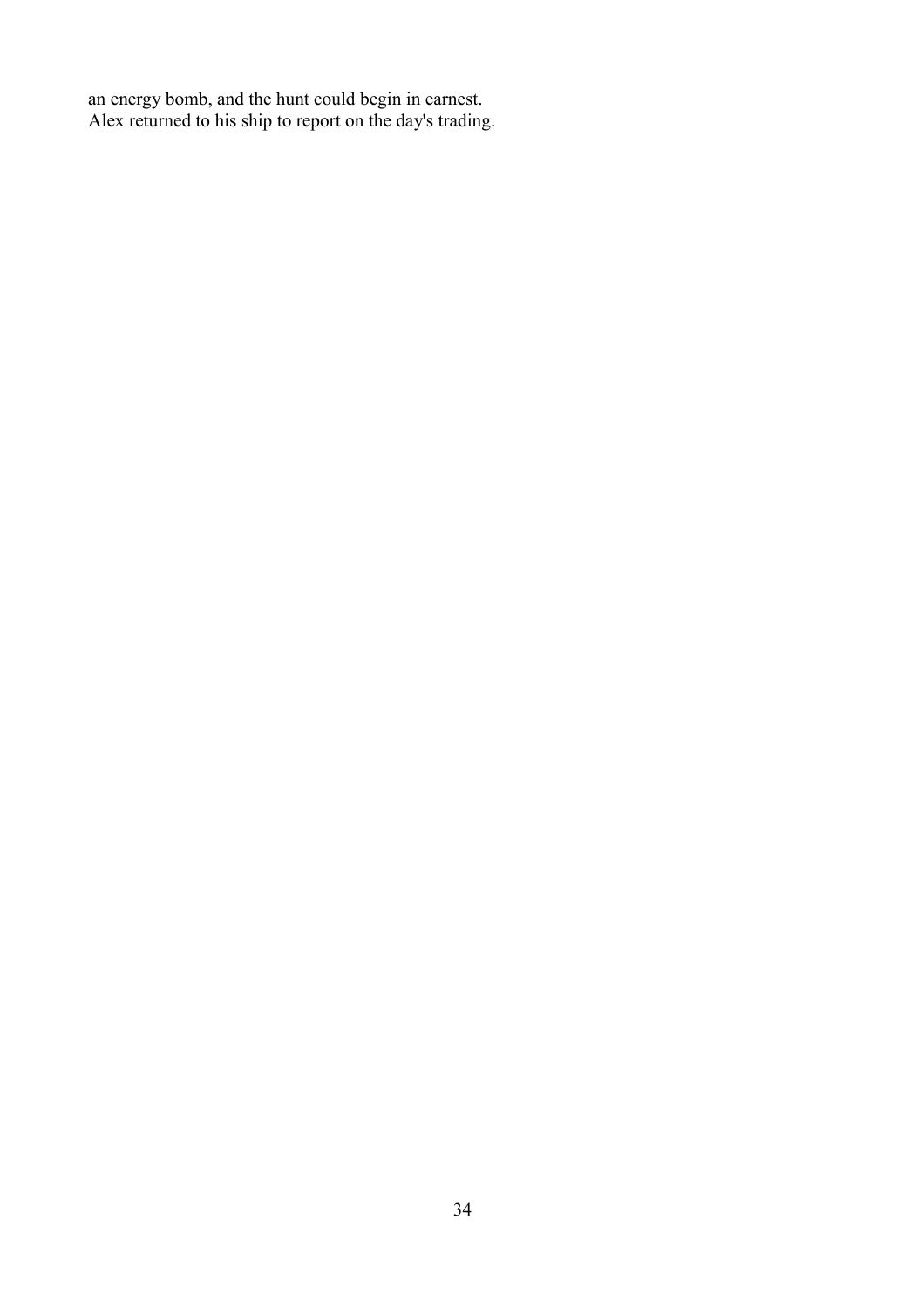an energy bomb, and the hunt could begin in earnest.
Alex returned to his ship to report on the day's trading.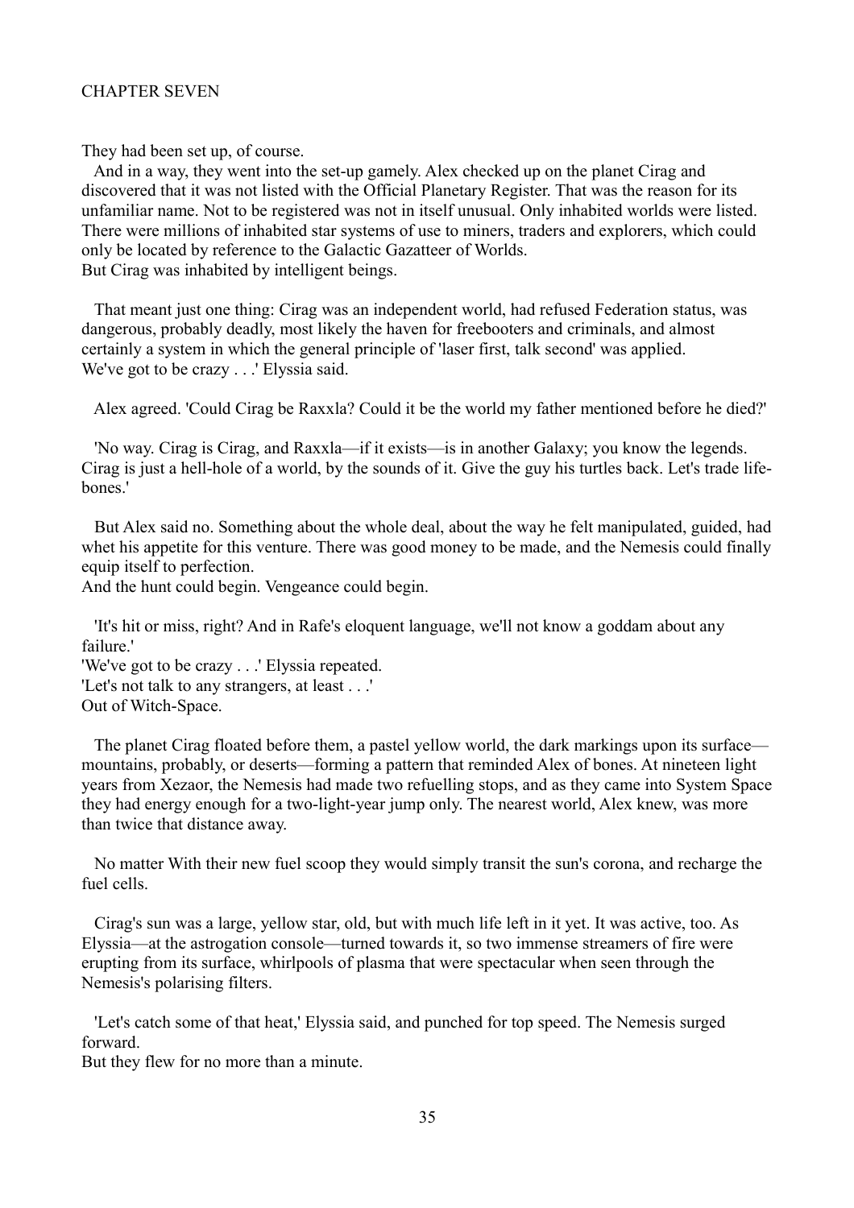## CHAPTER SEVEN

They had been set up, of course.

And in a way, they went into the set-up gamely. Alex checked up on the planet Cirag and discovered that it was not listed with the Official Planetary Register. That was the reason for its unfamiliar name. Not to be registered was not in itself unusual. Only inhabited worlds were listed. There were millions of inhabited star systems of use to miners, traders and explorers, which could only be located by reference to the Galactic Gazatteer of Worlds.

But Cirag was inhabited by intelligent beings.

That meant just one thing: Cirag was an independent world, had refused Federation status, was dangerous, probably deadly, most likely the haven for freebooters and criminals, and almost certainly a system in which the general principle of 'laser first, talk second' was applied.

We've got to be crazy . . .' Elyssia said.

Alex agreed. 'Could Cirag be Raxxla? Could it be the world my father mentioned before he died?'

'No way. Cirag is Cirag, and Raxxla—if it exists—is in another Galaxy; you know the legends. Cirag is just a hell-hole of a world, by the sounds of it. Give the guy his turtles back. Let's trade life-bones.'

But Alex said no. Something about the whole deal, about the way he felt manipulated, guided, had whet his appetite for this venture. There was good money to be made, and the Nemesis could finally equip itself to perfection.

And the hunt could begin. Vengeance could begin.

'It's hit or miss, right? And in Rafe's eloquent language, we'll not know a goddam about any failure.'

'We've got to be crazy . . .' Elyssia repeated.

'Let's not talk to any strangers, at least . . .'

Out of Witch-Space.

The planet Cirag floated before them, a pastel yellow world, the dark markings upon its surface—mountains, probably, or deserts—forming a pattern that reminded Alex of bones. At nineteen light years from Xezaor, the Nemesis had made two refuelling stops, and as they came into System Space they had energy enough for a two-light-year jump only. The nearest world, Alex knew, was more than twice that distance away.

No matter With their new fuel scoop they would simply transit the sun's corona, and recharge the fuel cells.

Cirag's sun was a large, yellow star, old, but with much life left in it yet. It was active, too. As Elyssia—at the astrogation console—turned towards it, so two immense streamers of fire were erupting from its surface, whirlpools of plasma that were spectacular when seen through the Nemesis's polarising filters.

'Let's catch some of that heat,' Elyssia said, and punched for top speed. The Nemesis surged forward.

But they flew for no more than a minute.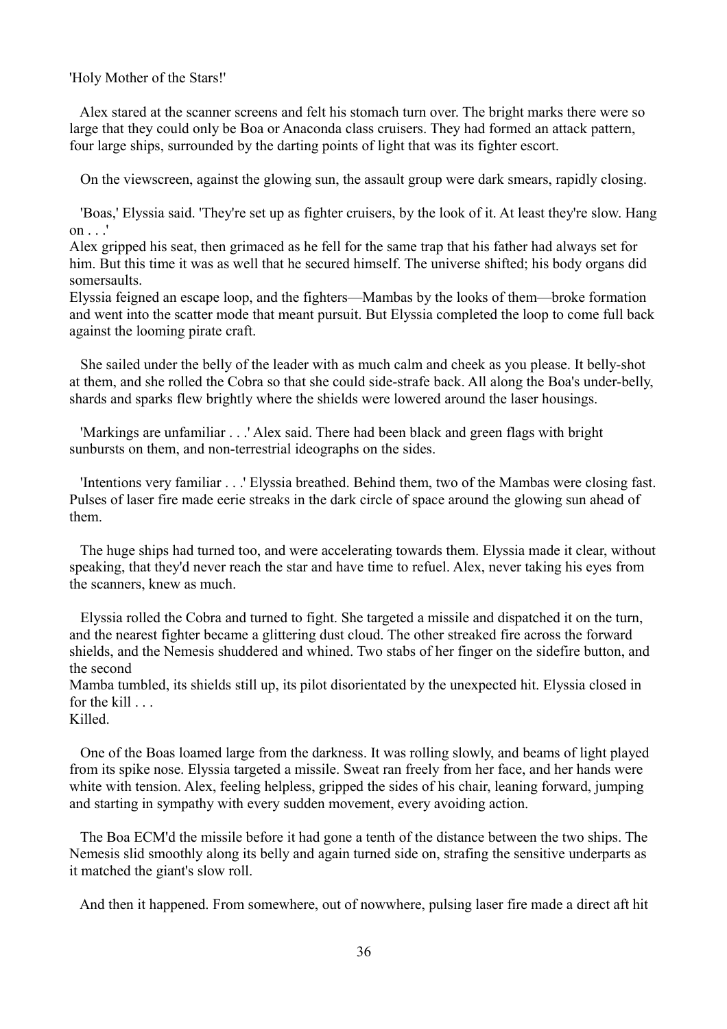'Holy Mother of the Stars!'

Alex stared at the scanner screens and felt his stomach turn over. The bright marks there were so large that they could only be Boa or Anaconda class cruisers. They had formed an attack pattern, four large ships, surrounded by the darting points of light that was its fighter escort.

On the viewscreen, against the glowing sun, the assault group were dark smears, rapidly closing.

'Boas,' Elyssia said. 'They're set up as fighter cruisers, by the look of it. At least they're slow. Hang on . . .'

Alex gripped his seat, then grimaced as he fell for the same trap that his father had always set for him. But this time it was as well that he secured himself. The universe shifted; his body organs did somersaults.

Elyssia feigned an escape loop, and the fighters—Mambas by the looks of them—broke formation and went into the scatter mode that meant pursuit. But Elyssia completed the loop to come full back against the looming pirate craft.

She sailed under the belly of the leader with as much calm and cheek as you please. It belly-shot at them, and she rolled the Cobra so that she could side-strafe back. All along the Boa's under-belly, shards and sparks flew brightly where the shields were lowered around the laser housings.

'Markings are unfamiliar . . .' Alex said. There had been black and green flags with bright sunbursts on them, and non-terrestrial ideographs on the sides.

'Intentions very familiar . . .' Elyssia breathed. Behind them, two of the Mambas were closing fast. Pulses of laser fire made eerie streaks in the dark circle of space around the glowing sun ahead of them.

The huge ships had turned too, and were accelerating towards them. Elyssia made it clear, without speaking, that they'd never reach the star and have time to refuel. Alex, never taking his eyes from the scanners, knew as much.

Elyssia rolled the Cobra and turned to fight. She targeted a missile and dispatched it on the turn, and the nearest fighter became a glittering dust cloud. The other streaked fire across the forward shields, and the Nemesis shuddered and whined. Two stabs of her finger on the sidefire button, and the second Mamba tumbled, its shields still up, its pilot disorientated by the unexpected hit. Elyssia closed in for the kill . . .

Killed.

One of the Boas loamed large from the darkness. It was rolling slowly, and beams of light played from its spike nose. Elyssia targeted a missile. Sweat ran freely from her face, and her hands were white with tension. Alex, feeling helpless, gripped the sides of his chair, leaning forward, jumping and starting in sympathy with every sudden movement, every avoiding action.

The Boa ECM'd the missile before it had gone a tenth of the distance between the two ships. The Nemesis slid smoothly along its belly and again turned side on, strafing the sensitive underparts as it matched the giant's slow roll.

And then it happened. From somewhere, out of nowwhere, pulsing laser fire made a direct aft hit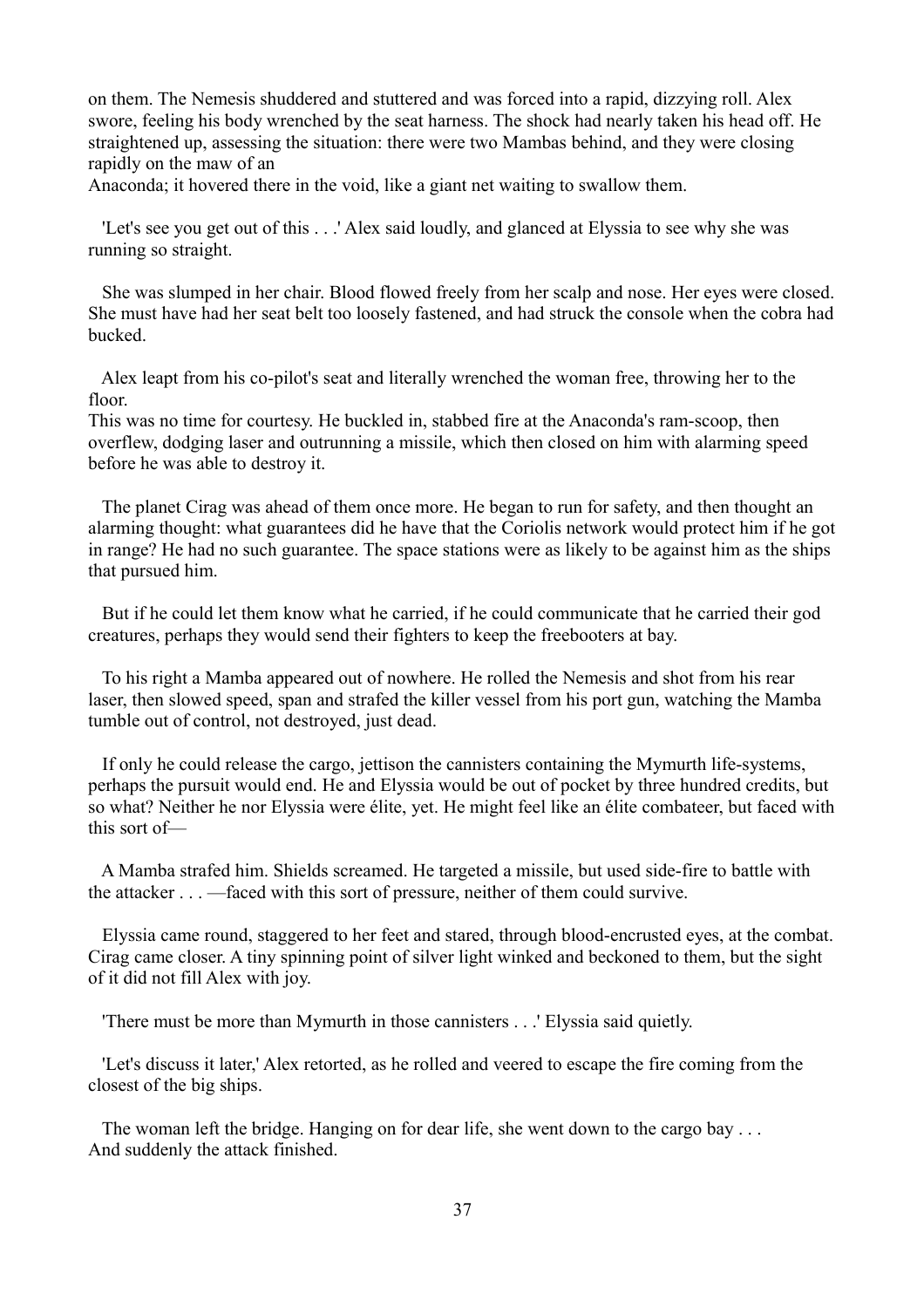on them. The Nemesis shuddered and stuttered and was forced into a rapid, dizzying roll. Alex swore, feeling his body wrenched by the seat harness. The shock had nearly taken his head off. He straightened up, assessing the situation: there were two Mambas behind, and they were closing rapidly on the maw of an Anaconda; it hovered there in the void, like a giant net waiting to swallow them.

'Let's see you get out of this . . .' Alex said loudly, and glanced at Elyssia to see why she was running so straight.

She was slumped in her chair. Blood flowed freely from her scalp and nose. Her eyes were closed. She must have had her seat belt too loosely fastened, and had struck the console when the cobra had bucked.

Alex leapt from his co-pilot's seat and literally wrenched the woman free, throwing her to the floor.
This was no time for courtesy. He buckled in, stabbed fire at the Anaconda's ram-scoop, then overflew, dodging laser and outrunning a missile, which then closed on him with alarming speed before he was able to destroy it.

The planet Cirag was ahead of them once more. He began to run for safety, and then thought an alarming thought: what guarantees did he have that the Coriolis network would protect him if he got in range? He had no such guarantee. The space stations were as likely to be against him as the ships that pursued him.

But if he could let them know what he carried, if he could communicate that he carried their god creatures, perhaps they would send their fighters to keep the freebooters at bay.

To his right a Mamba appeared out of nowhere. He rolled the Nemesis and shot from his rear laser, then slowed speed, span and strafed the killer vessel from his port gun, watching the Mamba tumble out of control, not destroyed, just dead.

If only he could release the cargo, jettison the cannisters containing the Mymurth life-systems, perhaps the pursuit would end. He and Elyssia would be out of pocket by three hundred credits, but so what? Neither he nor Elyssia were élite, yet. He might feel like an élite combateer, but faced with this sort of—

A Mamba strafed him. Shields screamed. He targeted a missile, but used side-fire to battle with the attacker . . . —faced with this sort of pressure, neither of them could survive.

Elyssia came round, staggered to her feet and stared, through blood-encrusted eyes, at the combat. Cirag came closer. A tiny spinning point of silver light winked and beckoned to them, but the sight of it did not fill Alex with joy.

'There must be more than Mymurth in those cannisters . . .' Elyssia said quietly.

'Let's discuss it later,' Alex retorted, as he rolled and veered to escape the fire coming from the closest of the big ships.

The woman left the bridge. Hanging on for dear life, she went down to the cargo bay . . .
And suddenly the attack finished.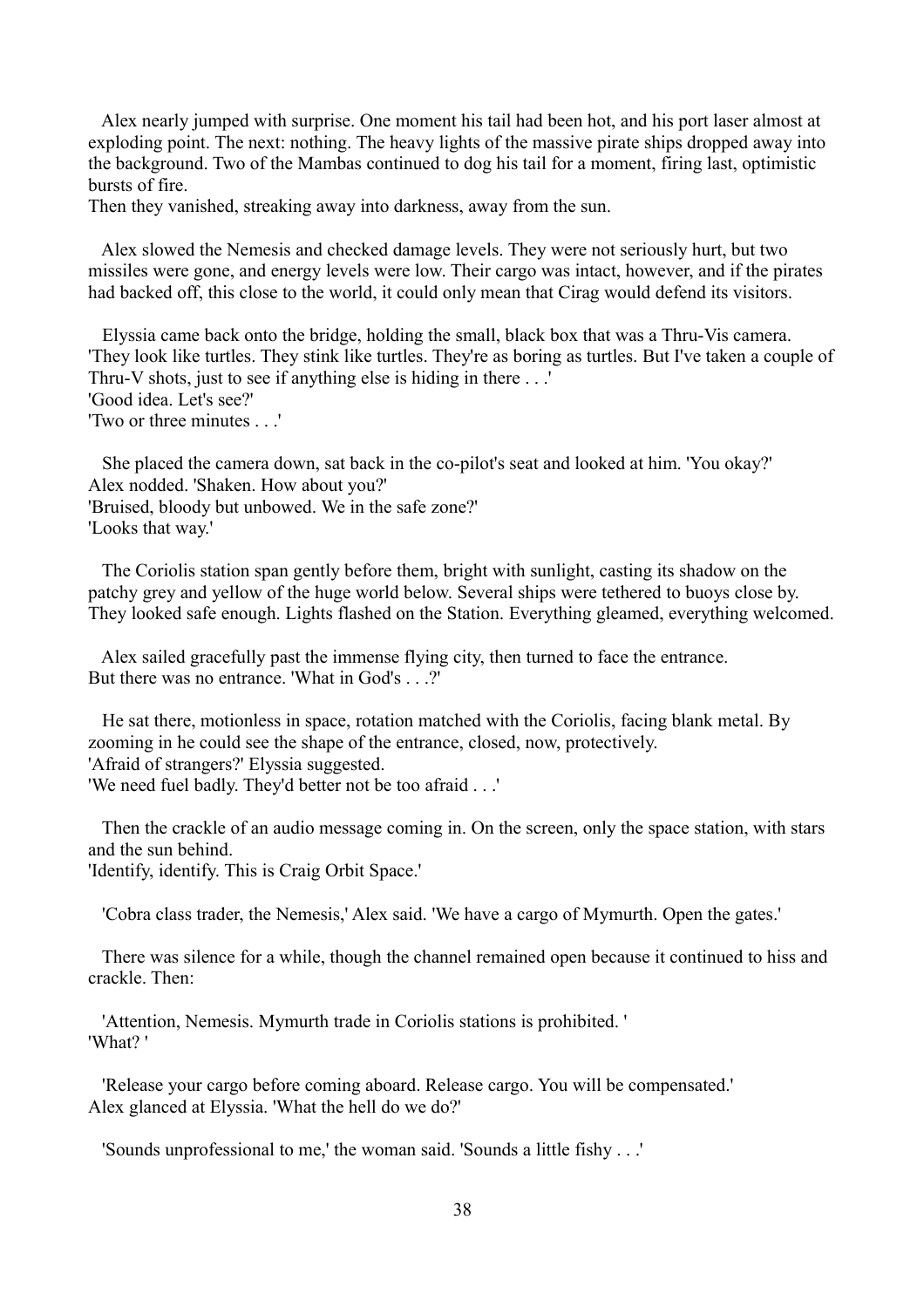Alex nearly jumped with surprise. One moment his tail had been hot, and his port laser almost at exploding point. The next: nothing. The heavy lights of the massive pirate ships dropped away into the background. Two of the Mambas continued to dog his tail for a moment, firing last, optimistic bursts of fire.
Then they vanished, streaking away into darkness, away from the sun.

Alex slowed the Nemesis and checked damage levels. They were not seriously hurt, but two missiles were gone, and energy levels were low. Their cargo was intact, however, and if the pirates had backed off, this close to the world, it could only mean that Cirag would defend its visitors.

Elyssia came back onto the bridge, holding the small, black box that was a Thru-Vis camera. 'They look like turtles. They stink like turtles. They're as boring as turtles. But I've taken a couple of Thru-V shots, just to see if anything else is hiding in there . . .'
'Good idea. Let's see?'
'Two or three minutes . . .'

She placed the camera down, sat back in the co-pilot's seat and looked at him. 'You okay?'
Alex nodded. 'Shaken. How about you?'
'Bruised, bloody but unbowed. We in the safe zone?'
'Looks that way.'

The Coriolis station span gently before them, bright with sunlight, casting its shadow on the patchy grey and yellow of the huge world below. Several ships were tethered to buoys close by. They looked safe enough. Lights flashed on the Station. Everything gleamed, everything welcomed.

Alex sailed gracefully past the immense flying city, then turned to face the entrance.
But there was no entrance. 'What in God's . . .?'

He sat there, motionless in space, rotation matched with the Coriolis, facing blank metal. By zooming in he could see the shape of the entrance, closed, now, protectively.
'Afraid of strangers?' Elyssia suggested.
'We need fuel badly. They'd better not be too afraid . . .'

Then the crackle of an audio message coming in. On the screen, only the space station, with stars and the sun behind.
'Identify, identify. This is Craig Orbit Space.'

'Cobra class trader, the Nemesis,' Alex said. 'We have a cargo of Mymurth. Open the gates.'

There was silence for a while, though the channel remained open because it continued to hiss and crackle. Then:

'Attention, Nemesis. Mymurth trade in Coriolis stations is prohibited. '
'What? '

'Release your cargo before coming aboard. Release cargo. You will be compensated.'
Alex glanced at Elyssia. 'What the hell do we do?'

'Sounds unprofessional to me,' the woman said. 'Sounds a little fishy . . .'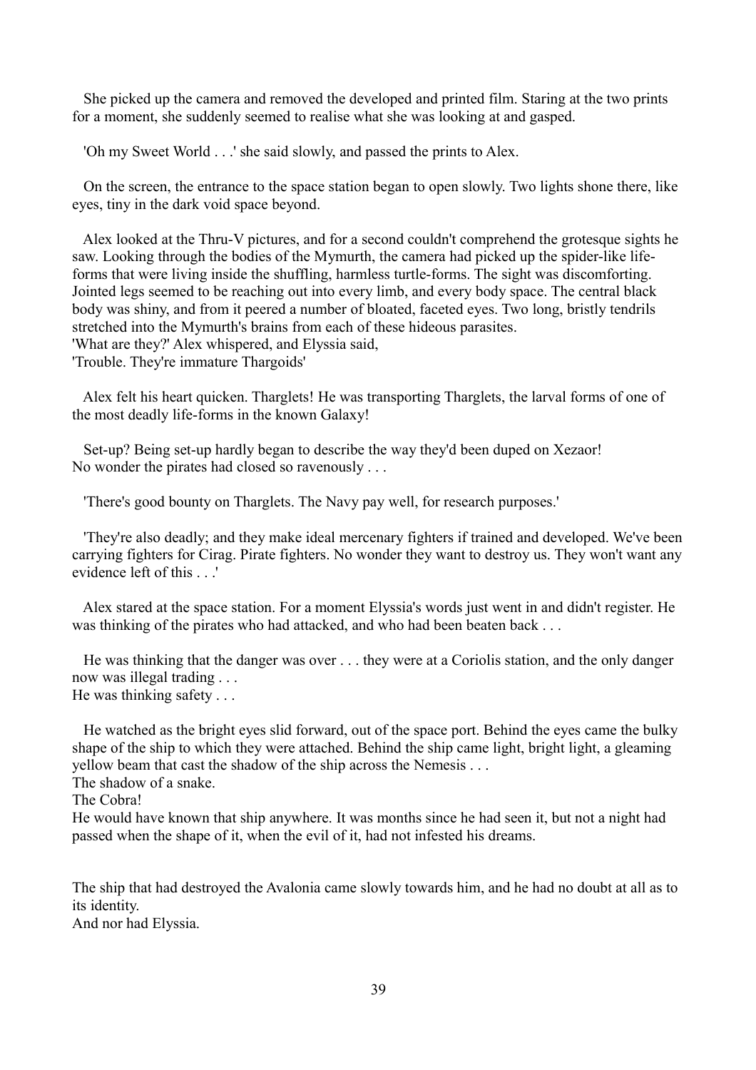She picked up the camera and removed the developed and printed film. Staring at the two prints for a moment, she suddenly seemed to realise what she was looking at and gasped.

'Oh my Sweet World . . .' she said slowly, and passed the prints to Alex.

On the screen, the entrance to the space station began to open slowly. Two lights shone there, like eyes, tiny in the dark void space beyond.

Alex looked at the Thru-V pictures, and for a second couldn't comprehend the grotesque sights he saw. Looking through the bodies of the Mymurth, the camera had picked up the spider-like life-forms that were living inside the shuffling, harmless turtle-forms. The sight was discomforting. Jointed legs seemed to be reaching out into every limb, and every body space. The central black body was shiny, and from it peered a number of bloated, faceted eyes. Two long, bristly tendrils stretched into the Mymurth's brains from each of these hideous parasites.
'What are they?' Alex whispered, and Elyssia said,
'Trouble. They're immature Thargoids'

Alex felt his heart quicken. Thargletsǃ He was transporting Tharglets, the larval forms of one of the most deadly life-forms in the known Galaxy!

Set-up? Being set-up hardly began to describe the way they'd been duped on Xezaor!
No wonder the pirates had closed so ravenously . . .

'There's good bounty on Tharglets. The Navy pay well, for research purposes.'

'They're also deadly; and they make ideal mercenary fighters if trained and developed. We've been carrying fighters for Cirag. Pirate fighters. No wonder they want to destroy us. They won't want any evidence left of this . . .'

Alex stared at the space station. For a moment Elyssia's words just went in and didn't register. He was thinking of the pirates who had attacked, and who had been beaten back . . .

He was thinking that the danger was over . . . they were at a Coriolis station, and the only danger now was illegal trading . . .
He was thinking safety . . .

He watched as the bright eyes slid forward, out of the space port. Behind the eyes came the bulky shape of the ship to which they were attached. Behind the ship came light, bright light, a gleaming yellow beam that cast the shadow of the ship across the Nemesis . . .
The shadow of a snake.
The Cobra!
He would have known that ship anywhere. It was months since he had seen it, but not a night had passed when the shape of it, when the evil of it, had not infested his dreams.

The ship that had destroyed the Avalonia came slowly towards him, and he had no doubt at all as to its identity.
And nor had Elyssia.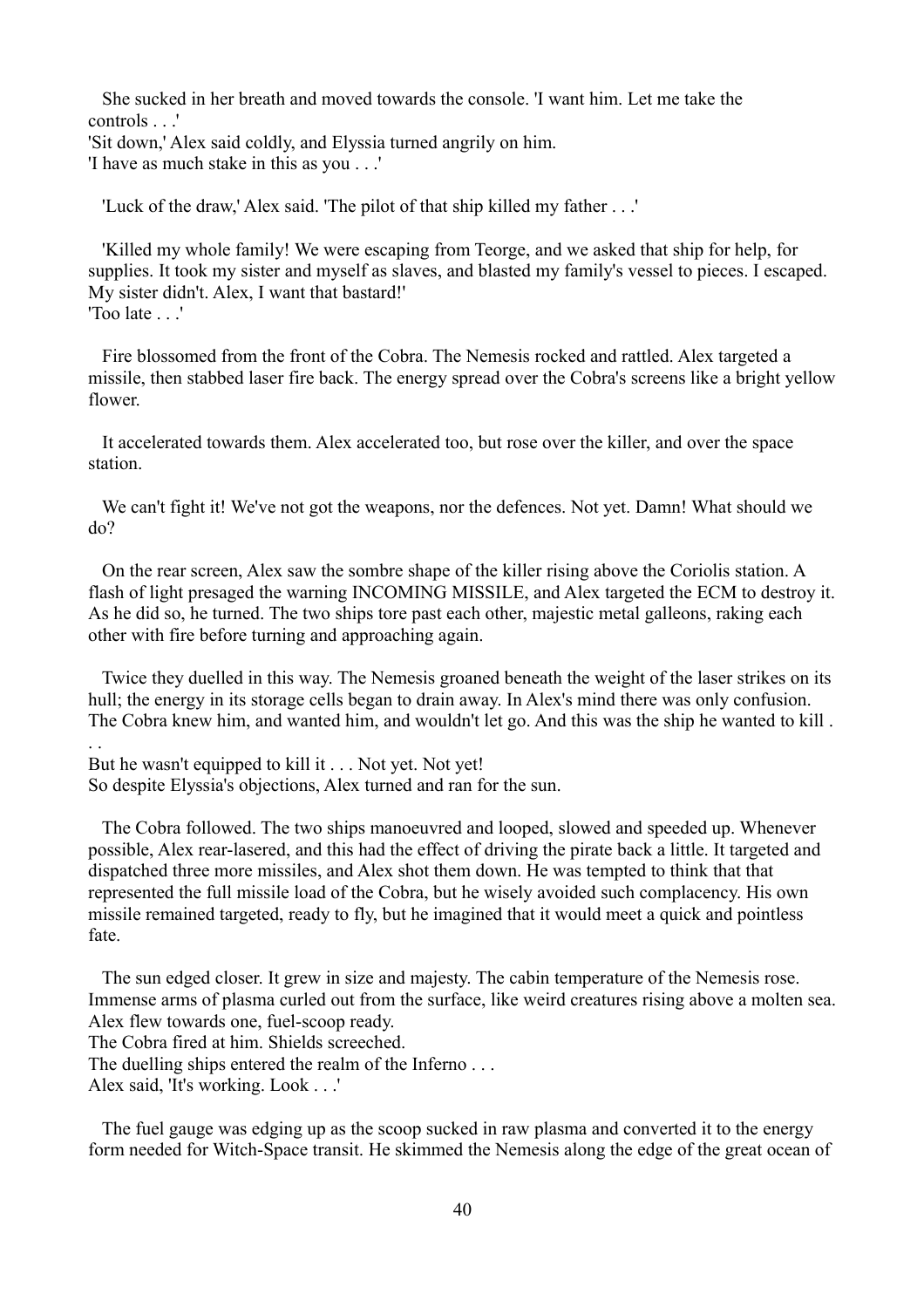She sucked in her breath and moved towards the console. 'I want him. Let me take the controls . . .'
'Sit down,' Alex said coldly, and Elyssia turned angrily on him.
'I have as much stake in this as you . . .'

'Luck of the draw,' Alex said. 'The pilot of that ship killed my father . . .'

'Killed my whole family! We were escaping from Teorge, and we asked that ship for help, for supplies. It took my sister and myself as slaves, and blasted my family's vessel to pieces. I escaped. My sister didn't. Alex, I want that bastard!'
'Too late . . .'

Fire blossomed from the front of the Cobra. The Nemesis rocked and rattled. Alex targeted a missile, then stabbed laser fire back. The energy spread over the Cobra's screens like a bright yellow flower.

It accelerated towards them. Alex accelerated too, but rose over the killer, and over the space station.

We can't fight it! We've not got the weapons, nor the defences. Not yet. Damn! What should we do?

On the rear screen, Alex saw the sombre shape of the killer rising above the Coriolis station. A flash of light presaged the warning INCOMING MISSILE, and Alex targeted the ECM to destroy it. As he did so, he turned. The two ships tore past each other, majestic metal galleons, raking each other with fire before turning and approaching again.

Twice they duelled in this way. The Nemesis groaned beneath the weight of the laser strikes on its hull; the energy in its storage cells began to drain away. In Alex's mind there was only confusion. The Cobra knew him, and wanted him, and wouldn't let go. And this was the ship he wanted to kill . . .
But he wasn't equipped to kill it . . . Not yet. Not yet!
So despite Elyssia's objections, Alex turned and ran for the sun.

The Cobra followed. The two ships manoeuvred and looped, slowed and speeded up. Whenever possible, Alex rear-lasered, and this had the effect of driving the pirate back a little. It targeted and dispatched three more missiles, and Alex shot them down. He was tempted to think that that represented the full missile load of the Cobra, but he wisely avoided such complacency. His own missile remained targeted, ready to fly, but he imagined that it would meet a quick and pointless fate.

The sun edged closer. It grew in size and majesty. The cabin temperature of the Nemesis rose. Immense arms of plasma curled out from the surface, like weird creatures rising above a molten sea. Alex flew towards one, fuel-scoop ready.
The Cobra fired at him. Shields screeched.
The duelling ships entered the realm of the Inferno . . .
Alex said, 'It's working. Look . . .'

The fuel gauge was edging up as the scoop sucked in raw plasma and converted it to the energy form needed for Witch-Space transit. He skimmed the Nemesis along the edge of the great ocean of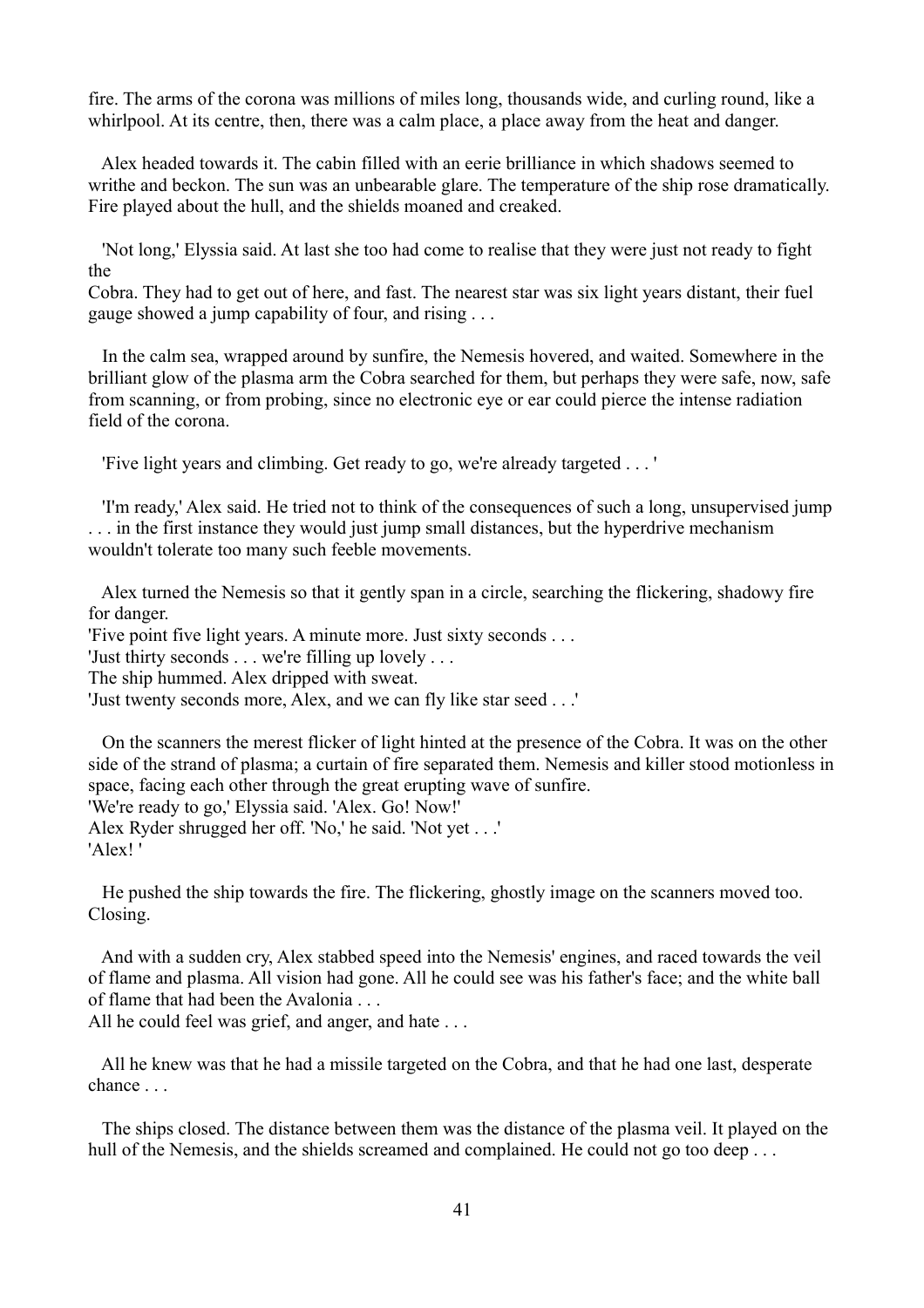fire. The arms of the corona was millions of miles long, thousands wide, and curling round, like a whirlpool. At its centre, then, there was a calm place, a place away from the heat and danger.

Alex headed towards it. The cabin filled with an eerie brilliance in which shadows seemed to writhe and beckon. The sun was an unbearable glare. The temperature of the ship rose dramatically. Fire played about the hull, and the shields moaned and creaked.

'Not long,' Elyssia said. At last she too had come to realise that they were just not ready to fight the
Cobra. They had to get out of here, and fast. The nearest star was six light years distant, their fuel gauge showed a jump capability of four, and rising . . .

In the calm sea, wrapped around by sunfire, the Nemesis hovered, and waited. Somewhere in the brilliant glow of the plasma arm the Cobra searched for them, but perhaps they were safe, now, safe from scanning, or from probing, since no electronic eye or ear could pierce the intense radiation field of the corona.

'Five light years and climbing. Get ready to go, we're already targeted . . . '

'I'm ready,' Alex said. He tried not to think of the consequences of such a long, unsupervised jump . . . in the first instance they would just jump small distances, but the hyperdrive mechanism wouldn't tolerate too many such feeble movements.

Alex turned the Nemesis so that it gently span in a circle, searching the flickering, shadowy fire for danger.
'Five point five light years. A minute more. Just sixty seconds . . .
'Just thirty seconds . . . we're filling up lovely . . .
The ship hummed. Alex dripped with sweat.
'Just twenty seconds more, Alex, and we can fly like star seed . . .'

On the scanners the merest flicker of light hinted at the presence of the Cobra. It was on the other side of the strand of plasma; a curtain of fire separated them. Nemesis and killer stood motionless in space, facing each other through the great erupting wave of sunfire.
'We're ready to go,' Elyssia said. 'Alex. Go! Now!'
Alex Ryder shrugged her off. 'No,' he said. 'Not yet . . .'
'Alex! '

He pushed the ship towards the fire. The flickering, ghostly image on the scanners moved too. Closing.

And with a sudden cry, Alex stabbed speed into the Nemesis' engines, and raced towards the veil of flame and plasma. All vision had gone. All he could see was his father's face; and the white ball of flame that had been the Avalonia . . .
All he could feel was grief, and anger, and hate . . .

All he knew was that he had a missile targeted on the Cobra, and that he had one last, desperate chance . . .

The ships closed. The distance between them was the distance of the plasma veil. It played on the hull of the Nemesis, and the shields screamed and complained. He could not go too deep . . .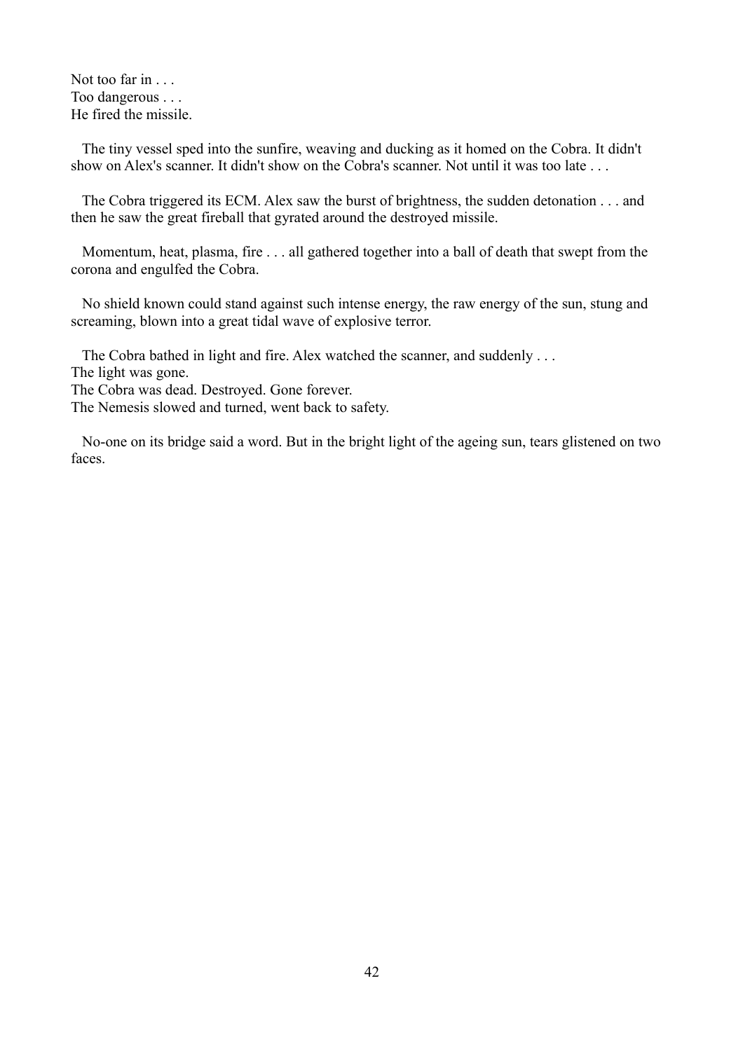Not too far in . . .  
Too dangerous . . .  
He fired the missile.

The tiny vessel sped into the sunfire, weaving and ducking as it homed on the Cobra. It didn't show on Alex's scanner. It didn't show on the Cobra's scanner. Not until it was too late . . .

The Cobra triggered its ECM. Alex saw the burst of brightness, the sudden detonation . . . and then he saw the great fireball that gyrated around the destroyed missile.

Momentum, heat, plasma, fire . . . all gathered together into a ball of death that swept from the corona and engulfed the Cobra.

No shield known could stand against such intense energy, the raw energy of the sun, stung and screaming, blown into a great tidal wave of explosive terror.

The Cobra bathed in light and fire. Alex watched the scanner, and suddenly . . .  
The light was gone.  
The Cobra was dead. Destroyed. Gone forever.  
The Nemesis slowed and turned, went back to safety.

No-one on its bridge said a word. But in the bright light of the ageing sun, tears glistened on two faces.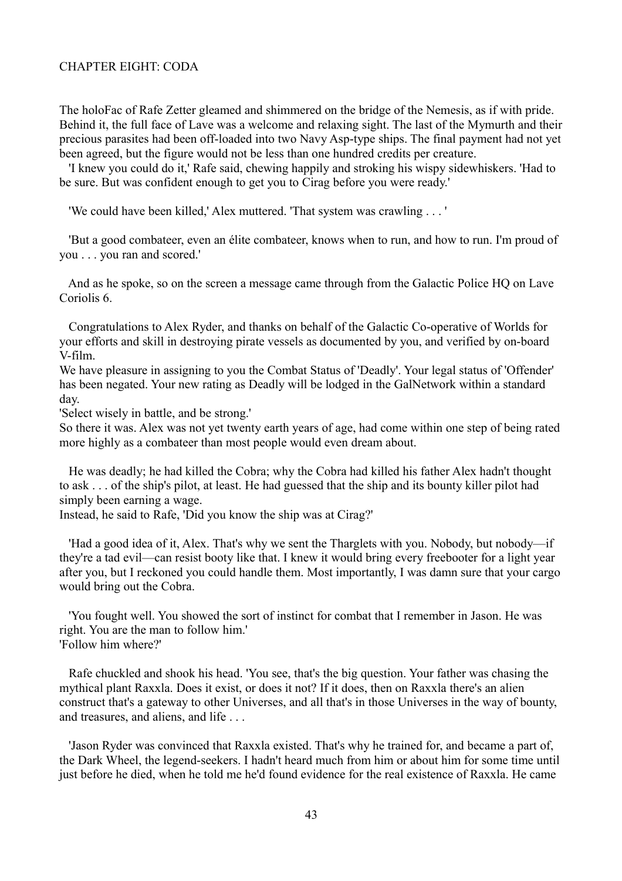CHAPTER EIGHT: CODA

The holoFac of Rafe Zetter gleamed and shimmered on the bridge of the Nemesis, as if with pride. Behind it, the full face of Lave was a welcome and relaxing sight. The last of the Mymurth and their precious parasites had been off-loaded into two Navy Asp-type ships. The final payment had not yet been agreed, but the figure would not be less than one hundred credits per creature.

'I knew you could do it,' Rafe said, chewing happily and stroking his wispy sidewhiskers. 'Had to be sure. But was confident enough to get you to Cirag before you were ready.'

'We could have been killed,' Alex muttered. 'That system was crawling . . . '

'But a good combateer, even an élite combateer, knows when to run, and how to run. I'm proud of you . . . you ran and scored.'

And as he spoke, so on the screen a message came through from the Galactic Police HQ on Lave Coriolis 6.

Congratulations to Alex Ryder, and thanks on behalf of the Galactic Co-operative of Worlds for your efforts and skill in destroying pirate vessels as documented by you, and verified by on-board V-film.

We have pleasure in assigning to you the Combat Status of 'Deadly'. Your legal status of 'Offender' has been negated. Your new rating as Deadly will be lodged in the GalNetwork within a standard day.

'Select wisely in battle, and be strong.'

So there it was. Alex was not yet twenty earth years of age, had come within one step of being rated more highly as a combateer than most people would even dream about.

He was deadly; he had killed the Cobra; why the Cobra had killed his father Alex hadn't thought to ask . . . of the ship's pilot, at least. He had guessed that the ship and its bounty killer pilot had simply been earning a wage.

Instead, he said to Rafe, 'Did you know the ship was at Cirag?'

'Had a good idea of it, Alex. That's why we sent the Tharglets with you. Nobody, but nobody—if they're a tad evil—can resist booty like that. I knew it would bring every freebooter for a light year after you, but I reckoned you could handle them. Most importantly, I was damn sure that your cargo would bring out the Cobra.

'You fought well. You showed the sort of instinct for combat that I remember in Jason. He was right. You are the man to follow him.'

'Follow him where?'

Rafe chuckled and shook his head. 'You see, that's the big question. Your father was chasing the mythical plant Raxxla. Does it exist, or does it not? If it does, then on Raxxla there's an alien construct that's a gateway to other Universes, and all that's in those Universes in the way of bounty, and treasures, and aliens, and life . . .

'Jason Ryder was convinced that Raxxla existed. That's why he trained for, and became a part of, the Dark Wheel, the legend-seekers. I hadn't heard much from him or about him for some time until just before he died, when he told me he'd found evidence for the real existence of Raxxla. He came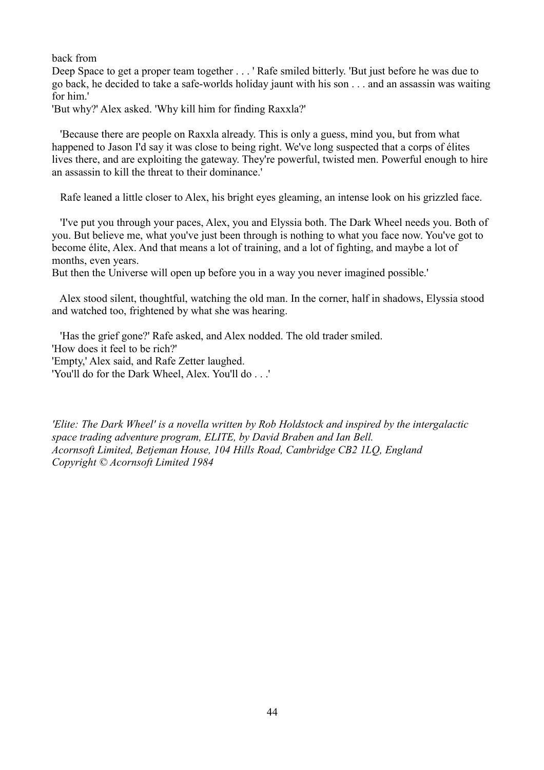back from
Deep Space to get a proper team together . . . ' Rafe smiled bitterly. 'But just before he was due to go back, he decided to take a safe-worlds holiday jaunt with his son . . . and an assassin was waiting for him.'
'But why?' Alex asked. 'Why kill him for finding Raxxla?'

'Because there are people on Raxxla already. This is only a guess, mind you, but from what happened to Jason I'd say it was close to being right. We've long suspected that a corps of élites lives there, and are exploiting the gateway. They're powerful, twisted men. Powerful enough to hire an assassin to kill the threat to their dominance.'

Rafe leaned a little closer to Alex, his bright eyes gleaming, an intense look on his grizzled face.

'I've put you through your paces, Alex, you and Elyssia both. The Dark Wheel needs you. Both of you. But believe me, what you've just been through is nothing to what you face now. You've got to become élite, Alex. And that means a lot of training, and a lot of fighting, and maybe a lot of months, even years.
But then the Universe will open up before you in a way you never imagined possible.'

Alex stood silent, thoughtful, watching the old man. In the corner, half in shadows, Elyssia stood and watched too, frightened by what she was hearing.

'Has the grief gone?' Rafe asked, and Alex nodded. The old trader smiled.
'How does it feel to be rich?'
'Empty,' Alex said, and Rafe Zetter laughed.
'You'll do for the Dark Wheel, Alex. You'll do . . .'

*'Elite: The Dark Wheel' is a novella written by Rob Holdstock and inspired by the intergalactic space trading adventure program, ELITE, by David Braben and Ian Bell.*
*Acornsoft Limited, Betjeman House, 104 Hills Road, Cambridge CB2 1LQ, England*
*Copyright © Acornsoft Limited 1984*